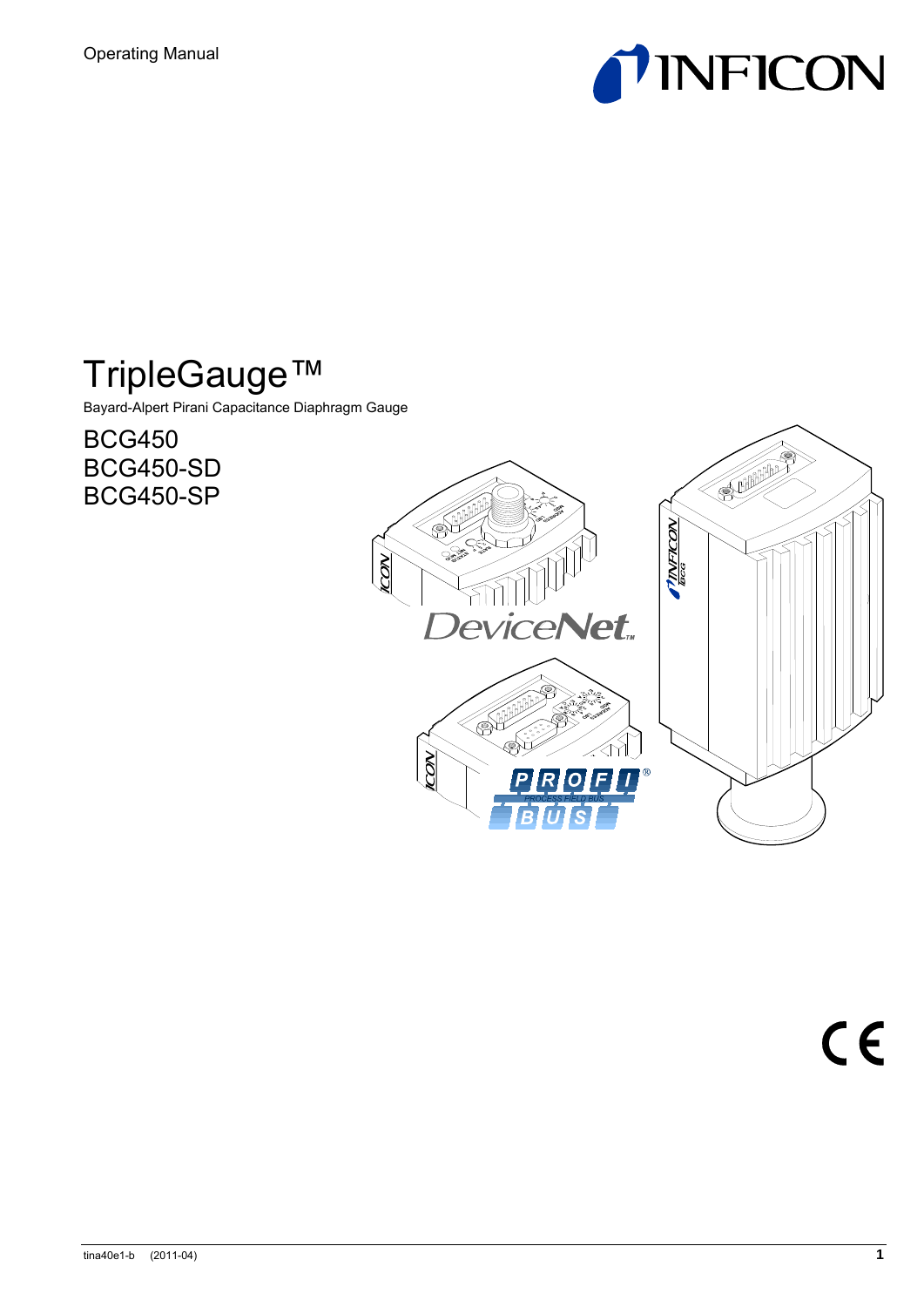Operating Manual

# TripleGauge™

Bayard-Alpert Pirani Capacitance Diaphragm Gauge

## BCG450
## BCG450-SD
## BCG450-SP

tina40e1-b (2011-04)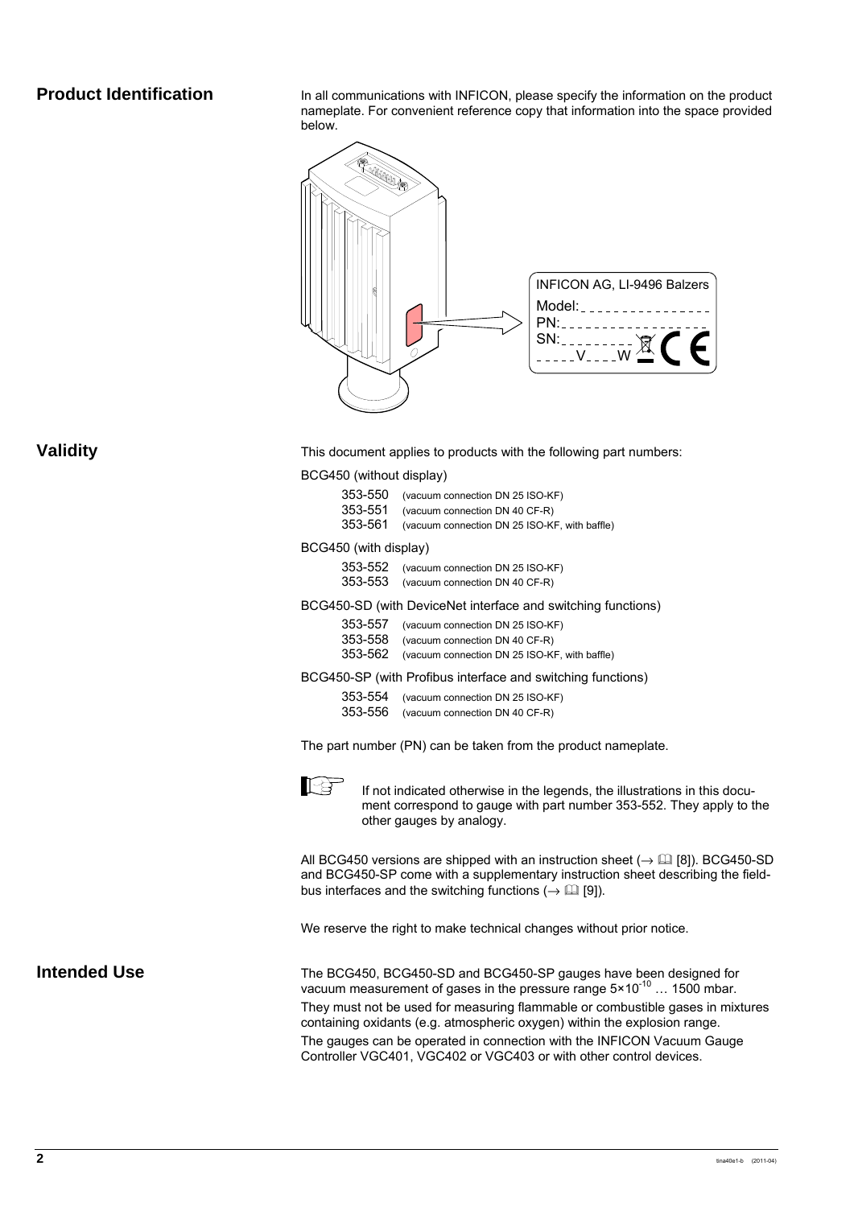## Product Identification

In all communications with INFICON, please specify the information on the product nameplate. For convenient reference copy that information into the space provided below.

INFICON AG, LI-9496 Balzers
Model: _______________
PN: _______________
SN: _________
_____V____W

## Validity

This document applies to products with the following part numbers:

BCG450 (without display)

- 353-550 (vacuum connection DN 25 ISO-KF)
- 353-551 (vacuum connection DN 40 CF-R)
- 353-561 (vacuum connection DN 25 ISO-KF, with baffle)

BCG450 (with display)

- 353-552 (vacuum connection DN 25 ISO-KF)
- 353-553 (vacuum connection DN 40 CF-R)

BCG450-SD (with DeviceNet interface and switching functions)

- 353-557 (vacuum connection DN 25 ISO-KF)
- 353-558 (vacuum connection DN 40 CF-R)
- 353-562 (vacuum connection DN 25 ISO-KF, with baffle)

BCG450-SP (with Profibus interface and switching functions)

- 353-554 (vacuum connection DN 25 ISO-KF)
- 353-556 (vacuum connection DN 40 CF-R)

The part number (PN) can be taken from the product nameplate.

> If not indicated otherwise in the legends, the illustrations in this document correspond to gauge with part number 353-552. They apply to the other gauges by analogy.

All BCG450 versions are shipped with an instruction sheet (→ 📖 [8]). BCG450-SD and BCG450-SP come with a supplementary instruction sheet describing the fieldbus interfaces and the switching functions (→ 📖 [9]).

We reserve the right to make technical changes without prior notice.

## Intended Use

The BCG450, BCG450-SD and BCG450-SP gauges have been designed for vacuum measurement of gases in the pressure range $5 \times 10^{-10}$ … 1500 mbar.

They must not be used for measuring flammable or combustible gases in mixtures containing oxidants (e.g. atmospheric oxygen) within the explosion range.

The gauges can be operated in connection with the INFICON Vacuum Gauge Controller VGC401, VGC402 or VGC403 or with other control devices.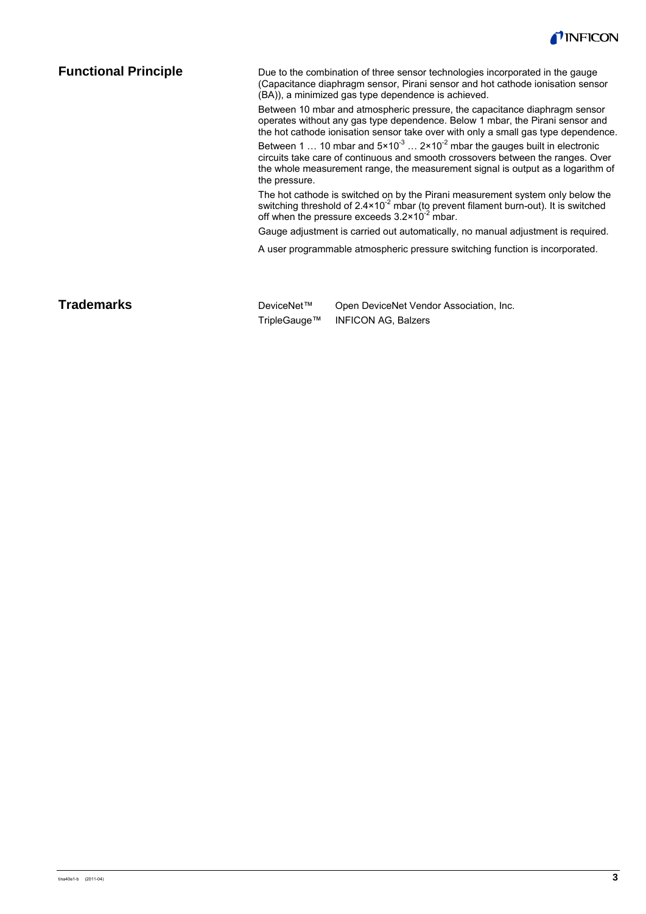## Functional Principle

Due to the combination of three sensor technologies incorporated in the gauge (Capacitance diaphragm sensor, Pirani sensor and hot cathode ionisation sensor (BA)), a minimized gas type dependence is achieved.

Between 10 mbar and atmospheric pressure, the capacitance diaphragm sensor operates without any gas type dependence. Below 1 mbar, the Pirani sensor and the hot cathode ionisation sensor take over with only a small gas type dependence. Between 1 … 10 mbar and $5 \times 10^{-3}$ … $2 \times 10^{-2}$ mbar the gauges built in electronic circuits take care of continuous and smooth crossovers between the ranges. Over the whole measurement range, the measurement signal is output as a logarithm of the pressure.

The hot cathode is switched on by the Pirani measurement system only below the switching threshold of $2.4 \times 10^{-2}$ mbar (to prevent filament burn-out). It is switched off when the pressure exceeds $3.2 \times 10^{-2}$ mbar.

Gauge adjustment is carried out automatically, no manual adjustment is required.

A user programmable atmospheric pressure switching function is incorporated.

## Trademarks

| | |
|---|---|
| DeviceNet™ | Open DeviceNet Vendor Association, Inc. |
| TripleGauge™ | INFICON AG, Balzers |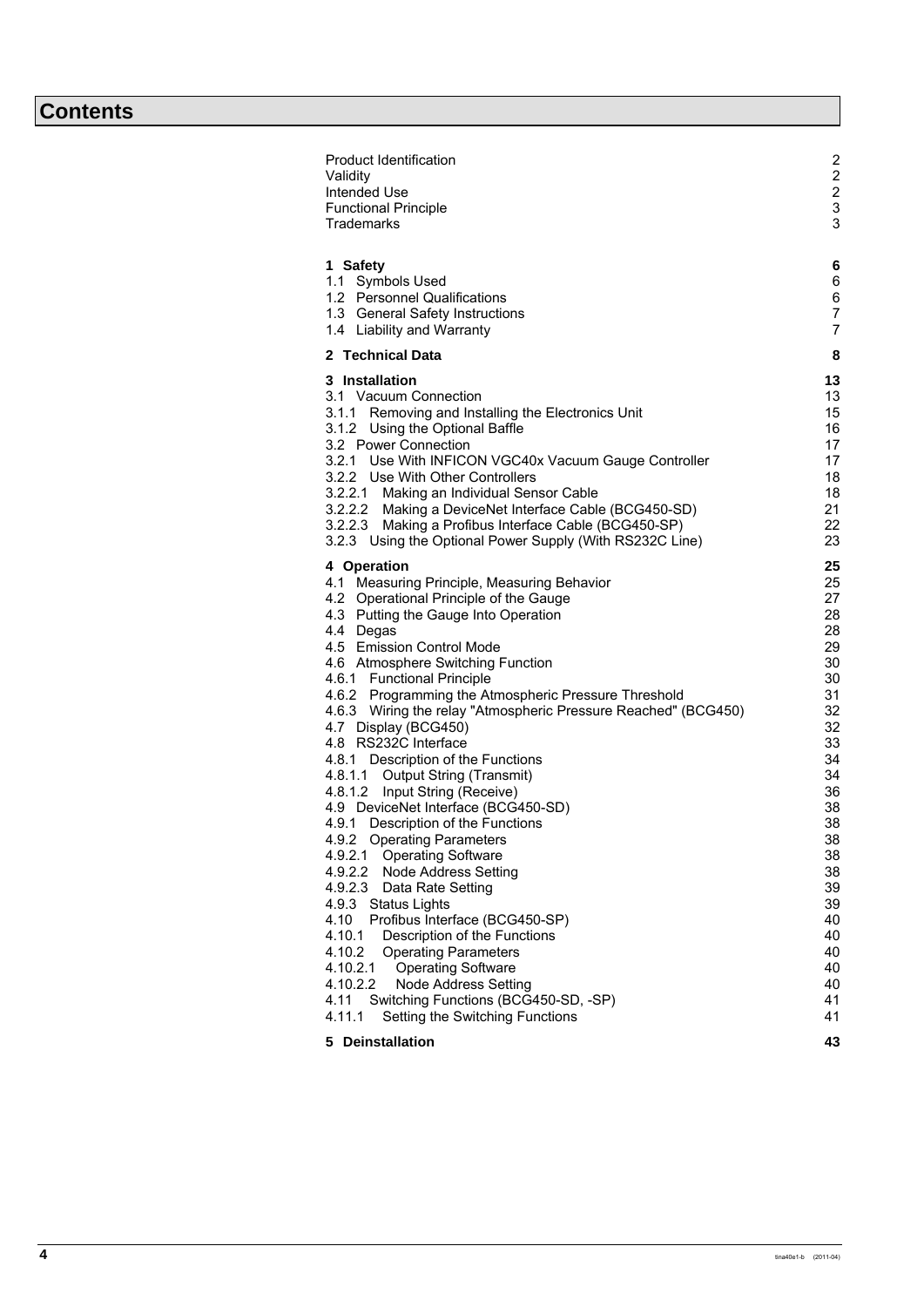# Contents

| | |
|---|---|
| Product Identification | 2 |
| Validity | 2 |
| Intended Use | 2 |
| Functional Principle | 3 |
| Trademarks | 3 |
| **1 Safety** | **6** |
| 1.1 Symbols Used | 6 |
| 1.2 Personnel Qualifications | 6 |
| 1.3 General Safety Instructions | 7 |
| 1.4 Liability and Warranty | 7 |
| **2 Technical Data** | **8** |
| **3 Installation** | **13** |
| 3.1 Vacuum Connection | 13 |
| 3.1.1 Removing and Installing the Electronics Unit | 15 |
| 3.1.2 Using the Optional Baffle | 16 |
| 3.2 Power Connection | 17 |
| 3.2.1 Use With INFICON VGC40x Vacuum Gauge Controller | 17 |
| 3.2.2 Use With Other Controllers | 18 |
| 3.2.2.1 Making an Individual Sensor Cable | 18 |
| 3.2.2.2 Making a DeviceNet Interface Cable (BCG450-SD) | 21 |
| 3.2.2.3 Making a Profibus Interface Cable (BCG450-SP) | 22 |
| 3.2.3 Using the Optional Power Supply (With RS232C Line) | 23 |
| **4 Operation** | **25** |
| 4.1 Measuring Principle, Measuring Behavior | 25 |
| 4.2 Operational Principle of the Gauge | 27 |
| 4.3 Putting the Gauge Into Operation | 28 |
| 4.4 Degas | 28 |
| 4.5 Emission Control Mode | 29 |
| 4.6 Atmosphere Switching Function | 30 |
| 4.6.1 Functional Principle | 30 |
| 4.6.2 Programming the Atmospheric Pressure Threshold | 31 |
| 4.6.3 Wiring the relay "Atmospheric Pressure Reached" (BCG450) | 32 |
| 4.7 Display (BCG450) | 32 |
| 4.8 RS232C Interface | 33 |
| 4.8.1 Description of the Functions | 34 |
| 4.8.1.1 Output String (Transmit) | 34 |
| 4.8.1.2 Input String (Receive) | 36 |
| 4.9 DeviceNet Interface (BCG450-SD) | 38 |
| 4.9.1 Description of the Functions | 38 |
| 4.9.2 Operating Parameters | 38 |
| 4.9.2.1 Operating Software | 38 |
| 4.9.2.2 Node Address Setting | 38 |
| 4.9.2.3 Data Rate Setting | 39 |
| 4.9.3 Status Lights | 39 |
| 4.10 Profibus Interface (BCG450-SP) | 40 |
| 4.10.1 Description of the Functions | 40 |
| 4.10.2 Operating Parameters | 40 |
| 4.10.2.1 Operating Software | 40 |
| 4.10.2.2 Node Address Setting | 40 |
| 4.11 Switching Functions (BCG450-SD, -SP) | 41 |
| 4.11.1 Setting the Switching Functions | 41 |
| **5 Deinstallation** | **43** |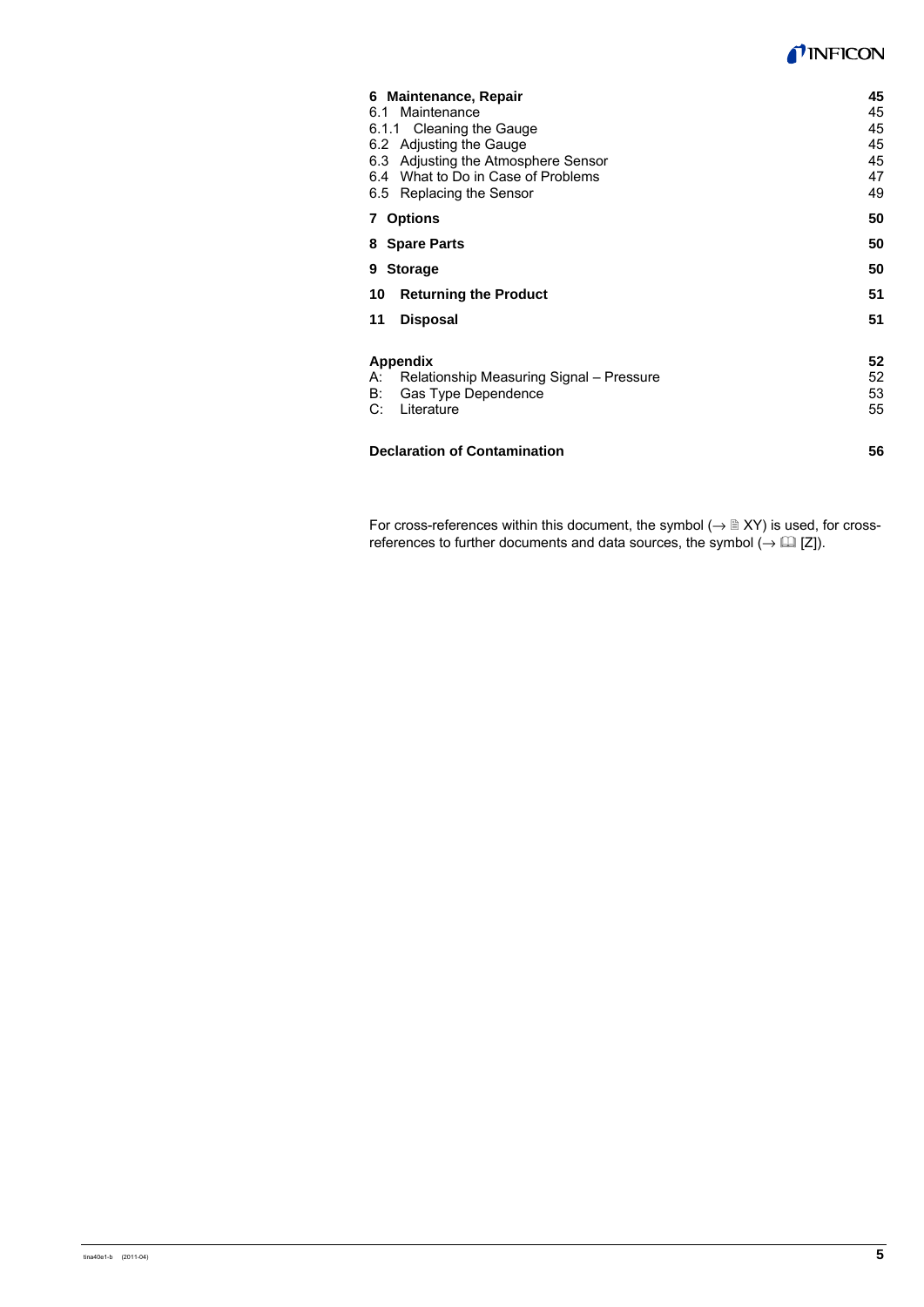| | |
|---|---|
| **6 Maintenance, Repair** | **45** |
| 6.1 Maintenance | 45 |
| 6.1.1 Cleaning the Gauge | 45 |
| 6.2 Adjusting the Gauge | 45 |
| 6.3 Adjusting the Atmosphere Sensor | 45 |
| 6.4 What to Do in Case of Problems | 47 |
| 6.5 Replacing the Sensor | 49 |
| **7 Options** | **50** |
| **8 Spare Parts** | **50** |
| **9 Storage** | **50** |
| **10 Returning the Product** | **51** |
| **11 Disposal** | **51** |
| **Appendix** | **52** |
| A: Relationship Measuring Signal – Pressure | 52 |
| B: Gas Type Dependence | 53 |
| C: Literature | 55 |
| **Declaration of Contamination** | **56** |

For cross-references within this document, the symbol (→ 🗎 XY) is used, for cross-references to further documents and data sources, the symbol (→ 🕮 [Z]).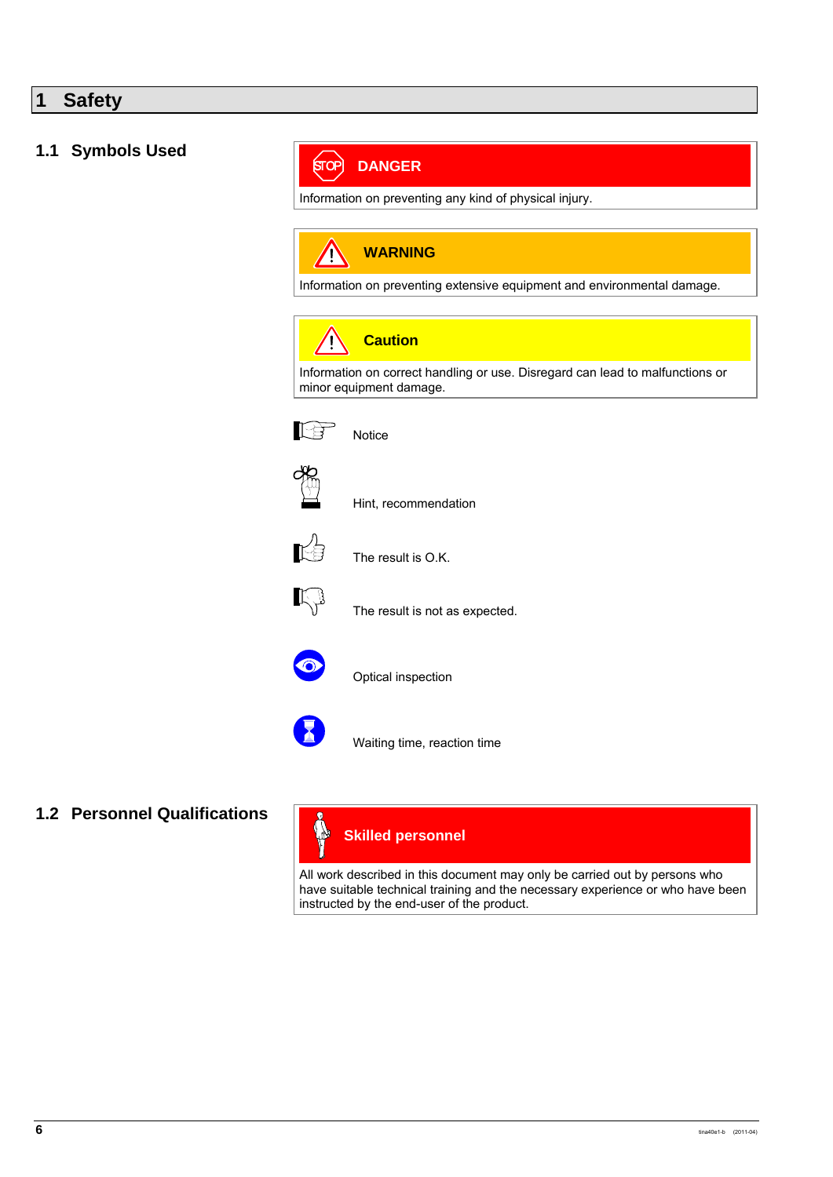# 1 Safety

## 1.1 Symbols Used

**DANGER**

Information on preventing any kind of physical injury.

**WARNING**

Information on preventing extensive equipment and environmental damage.

**Caution**

Information on correct handling or use. Disregard can lead to malfunctions or minor equipment damage.

Notice

Hint, recommendation

The result is O.K.

The result is not as expected.

Optical inspection

Waiting time, reaction time

## 1.2 Personnel Qualifications

**Skilled personnel**

All work described in this document may only be carried out by persons who have suitable technical training and the necessary experience or who have been instructed by the end-user of the product.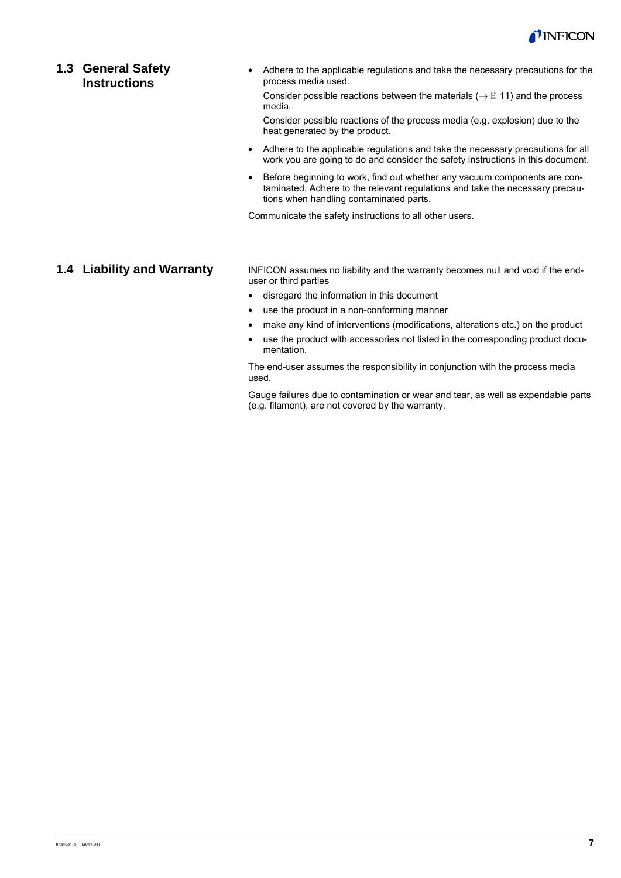## 1.3 General Safety Instructions

- Adhere to the applicable regulations and take the necessary precautions for the process media used.

  Consider possible reactions between the materials (→ 🗎 11) and the process media.

  Consider possible reactions of the process media (e.g. explosion) due to the heat generated by the product.
- Adhere to the applicable regulations and take the necessary precautions for all work you are going to do and consider the safety instructions in this document.
- Before beginning to work, find out whether any vacuum components are contaminated. Adhere to the relevant regulations and take the necessary precautions when handling contaminated parts.

Communicate the safety instructions to all other users.

## 1.4 Liability and Warranty

INFICON assumes no liability and the warranty becomes null and void if the end-user or third parties

- disregard the information in this document
- use the product in a non-conforming manner
- make any kind of interventions (modifications, alterations etc.) on the product
- use the product with accessories not listed in the corresponding product documentation.

The end-user assumes the responsibility in conjunction with the process media used.

Gauge failures due to contamination or wear and tear, as well as expendable parts (e.g. filament), are not covered by the warranty.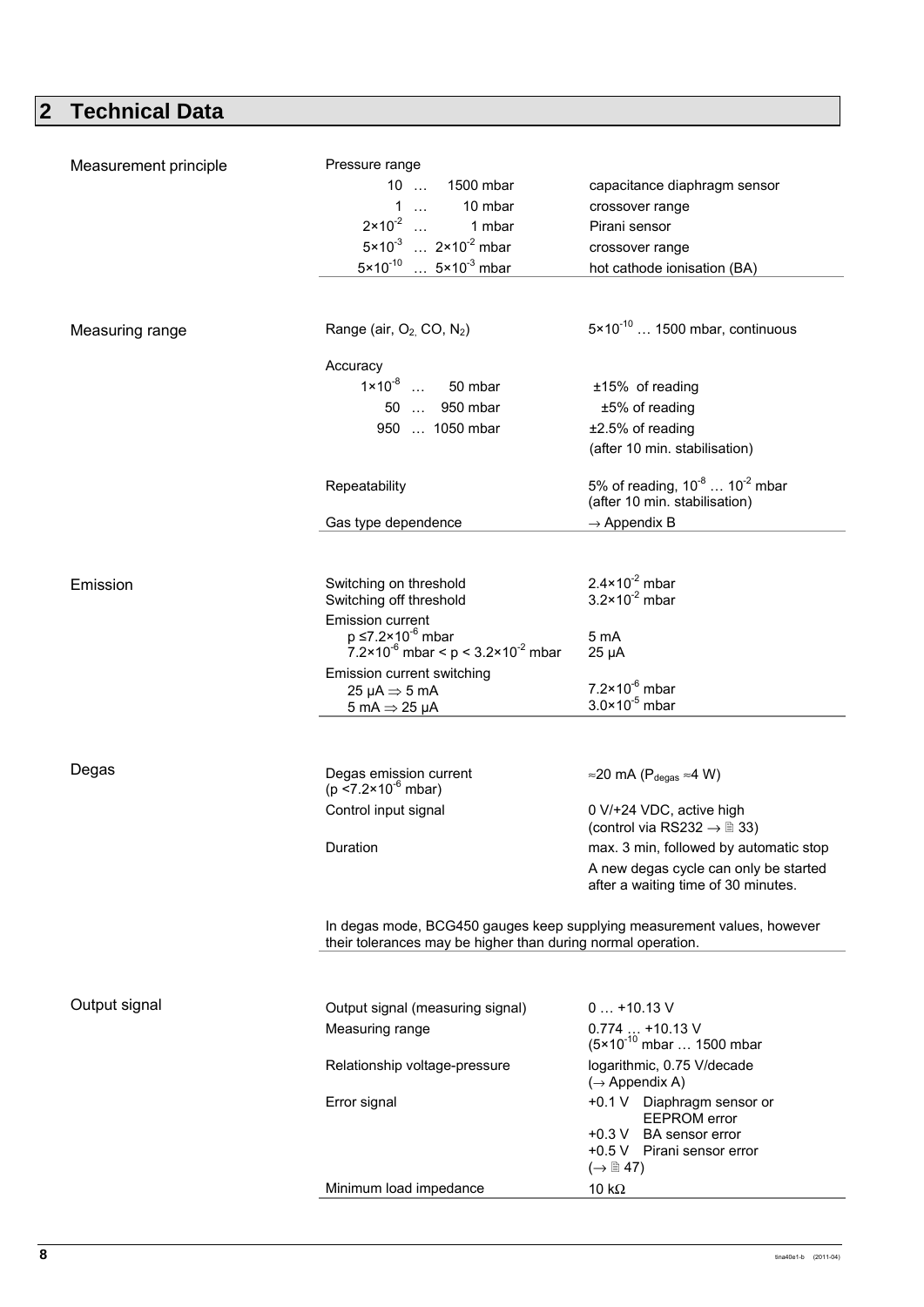# 2 Technical Data

| | | |
|---|---|---|
| Measurement principle | Pressure range | |
| | 10 … 1500 mbar | capacitance diaphragm sensor |
| | 1 … 10 mbar | crossover range |
| | $2\times10^{-2}$ … 1 mbar | Pirani sensor |
| | $5\times10^{-3}$ … $2\times10^{-2}$ mbar | crossover range |
| | $5\times10^{-10}$ … $5\times10^{-3}$ mbar | hot cathode ionisation (BA) |

| | | |
|---|---|---|
| Measuring range | Range (air, $O_2$, CO, $N_2$) | $5\times10^{-10}$ … 1500 mbar, continuous |
| | Accuracy | |
| | $1\times10^{-8}$ … 50 mbar | ±15% of reading |
| | 50 … 950 mbar | ±5% of reading |
| | 950 … 1050 mbar | ±2.5% of reading (after 10 min. stabilisation) |
| | Repeatability | 5% of reading, $10^{-8}$ … $10^{-2}$ mbar (after 10 min. stabilisation) |
| | Gas type dependence | → Appendix B |

| | | |
|---|---|---|
| Emission | Switching on threshold | $2.4\times10^{-2}$ mbar |
| | Switching off threshold | $3.2\times10^{-2}$ mbar |
| | Emission current | |
| | $p \leq 7.2\times10^{-6}$ mbar | 5 mA |
| | $7.2\times10^{-6}$ mbar $< p < 3.2\times10^{-2}$ mbar | 25 µA |
| | Emission current switching | |
| | 25 µA ⇒ 5 mA | $7.2\times10^{-6}$ mbar |
| | 5 mA ⇒ 25 µA | $3.0\times10^{-5}$ mbar |

| | | |
|---|---|---|
| Degas | Degas emission current ($p < 7.2\times10^{-6}$ mbar) | ≈20 mA ($P_{degas}$ ≈4 W) |
| | Control input signal | 0 V/+24 VDC, active high (control via RS232 → 🗎 33) |
| | Duration | max. 3 min, followed by automatic stop |
| | | A new degas cycle can only be started after a waiting time of 30 minutes. |

In degas mode, BCG450 gauges keep supplying measurement values, however their tolerances may be higher than during normal operation.

| | | |
|---|---|---|
| Output signal | Output signal (measuring signal) | 0 … +10.13 V |
| | Measuring range | 0.774 … +10.13 V ($5\times10^{-10}$ mbar … 1500 mbar |
| | Relationship voltage-pressure | logarithmic, 0.75 V/decade (→ Appendix A) |
| | Error signal | +0.1 V Diaphragm sensor or EEPROM error<br>+0.3 V BA sensor error<br>+0.5 V Pirani sensor error<br>(→ 🗎 47) |
| | Minimum load impedance | 10 kΩ |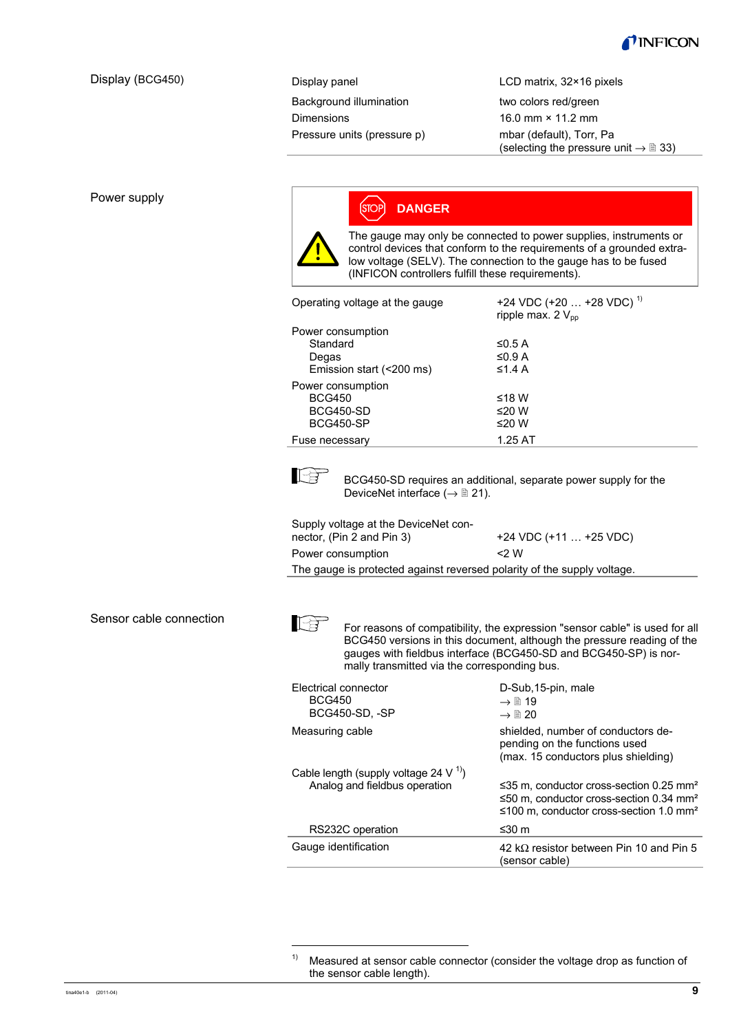## Display (BCG450)

| | |
|---|---|
| Display panel | LCD matrix, 32×16 pixels |
| Background illumination | two colors red/green |
| Dimensions | 16.0 mm × 11.2 mm |
| Pressure units (pressure p) | mbar (default), Torr, Pa (selecting the pressure unit → 🗎 33) |

## Power supply

**DANGER**

The gauge may only be connected to power supplies, instruments or control devices that conform to the requirements of a grounded extra-low voltage (SELV). The connection to the gauge has to be fused (INFICON controllers fulfill these requirements).

| | |
|---|---|
| Operating voltage at the gauge | +24 VDC (+20 … +28 VDC) [1]<br>ripple max. 2 $V_{pp}$ |
| Power consumption | |
| Standard | ≤0.5 A |
| Degas | ≤0.9 A |
| Emission start (<200 ms) | ≤1.4 A |
| Power consumption | |
| BCG450 | ≤18 W |
| BCG450-SD | ≤20 W |
| BCG450-SP | ≤20 W |
| Fuse necessary | 1.25 AT |

BCG450-SD requires an additional, separate power supply for the DeviceNet interface (→ 🗎 21).

| | |
|---|---|
| Supply voltage at the DeviceNet connector, (Pin 2 and Pin 3) | +24 VDC (+11 … +25 VDC) |
| Power consumption | <2 W |

The gauge is protected against reversed polarity of the supply voltage.

## Sensor cable connection

For reasons of compatibility, the expression "sensor cable" is used for all BCG450 versions in this document, although the pressure reading of the gauges with fieldbus interface (BCG450-SD and BCG450-SP) is normally transmitted via the corresponding bus.

| | |
|---|---|
| Electrical connector | D-Sub,15-pin, male |
| BCG450 | → 🗎 19 |
| BCG450-SD, -SP | → 🗎 20 |
| Measuring cable | shielded, number of conductors depending on the functions used (max. 15 conductors plus shielding) |
| Cable length (supply voltage 24 V [1]) | |
| Analog and fieldbus operation | ≤35 m, conductor cross-section 0.25 mm²<br>≤50 m, conductor cross-section 0.34 mm²<br>≤100 m, conductor cross-section 1.0 mm² |
| RS232C operation | ≤30 m |
| Gauge identification | 42 kΩ resistor between Pin 10 and Pin 5 (sensor cable) |

[1] Measured at sensor cable connector (consider the voltage drop as function of the sensor cable length).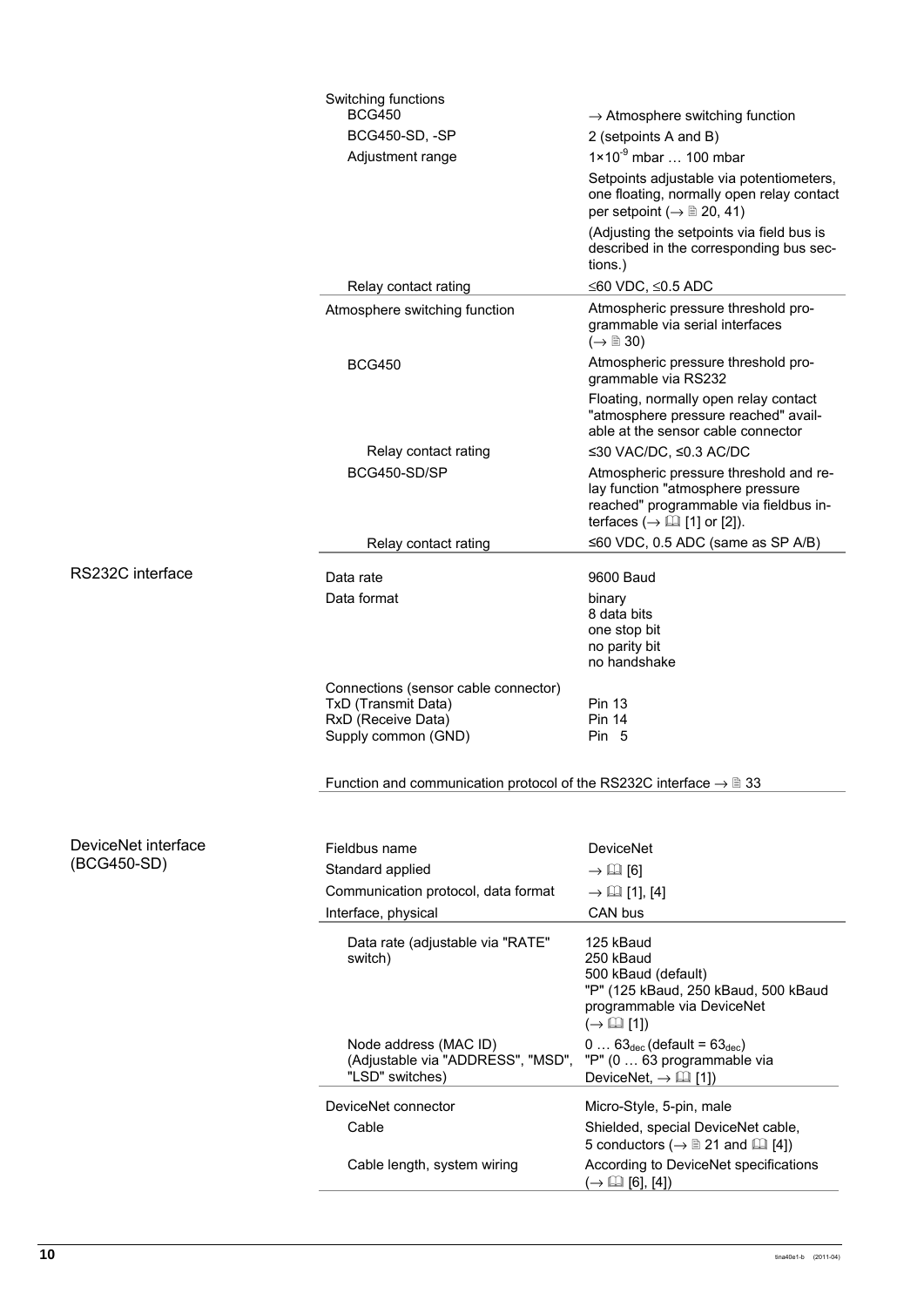| | |
|---|---|
| Switching functions | |
| BCG450 | → Atmosphere switching function |
| BCG450-SD, -SP | 2 (setpoints A and B) |
| Adjustment range | $1\times10^{-9}$ mbar … 100 mbar |
| | Setpoints adjustable via potentiometers, one floating, normally open relay contact per setpoint (→ 🗎 20, 41) |
| | (Adjusting the setpoints via field bus is described in the corresponding bus sections.) |
| Relay contact rating | ≤60 VDC, ≤0.5 ADC |
| Atmosphere switching function | Atmospheric pressure threshold programmable via serial interfaces (→ 🗎 30) |
| BCG450 | Atmospheric pressure threshold programmable via RS232 |
| | Floating, normally open relay contact "atmosphere pressure reached" available at the sensor cable connector |
| Relay contact rating | ≤30 VAC/DC, ≤0.3 AC/DC |
| BCG450-SD/SP | Atmospheric pressure threshold and relay function "atmosphere pressure reached" programmable via fieldbus interfaces (→ 🕮 [1] or [2]). |
| Relay contact rating | ≤60 VDC, 0.5 ADC (same as SP A/B) |

## RS232C interface

| | |
|---|---|
| Data rate | 9600 Baud |
| Data format | binary<br>8 data bits<br>one stop bit<br>no parity bit<br>no handshake |
| Connections (sensor cable connector) | |
| TxD (Transmit Data) | Pin 13 |
| RxD (Receive Data) | Pin 14 |
| Supply common (GND) | Pin 5 |

Function and communication protocol of the RS232C interface → 🗎 33

## DeviceNet interface (BCG450-SD)

| | |
|---|---|
| Fieldbus name | DeviceNet |
| Standard applied | → 🕮 [6] |
| Communication protocol, data format | → 🕮 [1], [4] |
| Interface, physical | CAN bus |
| Data rate (adjustable via "RATE" switch) | 125 kBaud<br>250 kBaud<br>500 kBaud (default)<br>"P" (125 kBaud, 250 kBaud, 500 kBaud programmable via DeviceNet (→ 🕮 [1]) |
| Node address (MAC ID) (Adjustable via "ADDRESS", "MSD", "LSD" switches) | 0 … $63_{dec}$ (default = $63_{dec}$)<br>"P" (0 … 63 programmable via DeviceNet, → 🕮 [1]) |
| DeviceNet connector | Micro-Style, 5-pin, male |
| Cable | Shielded, special DeviceNet cable, 5 conductors (→ 🗎 21 and 🕮 [4]) |
| Cable length, system wiring | According to DeviceNet specifications (→ 🕮 [6], [4]) |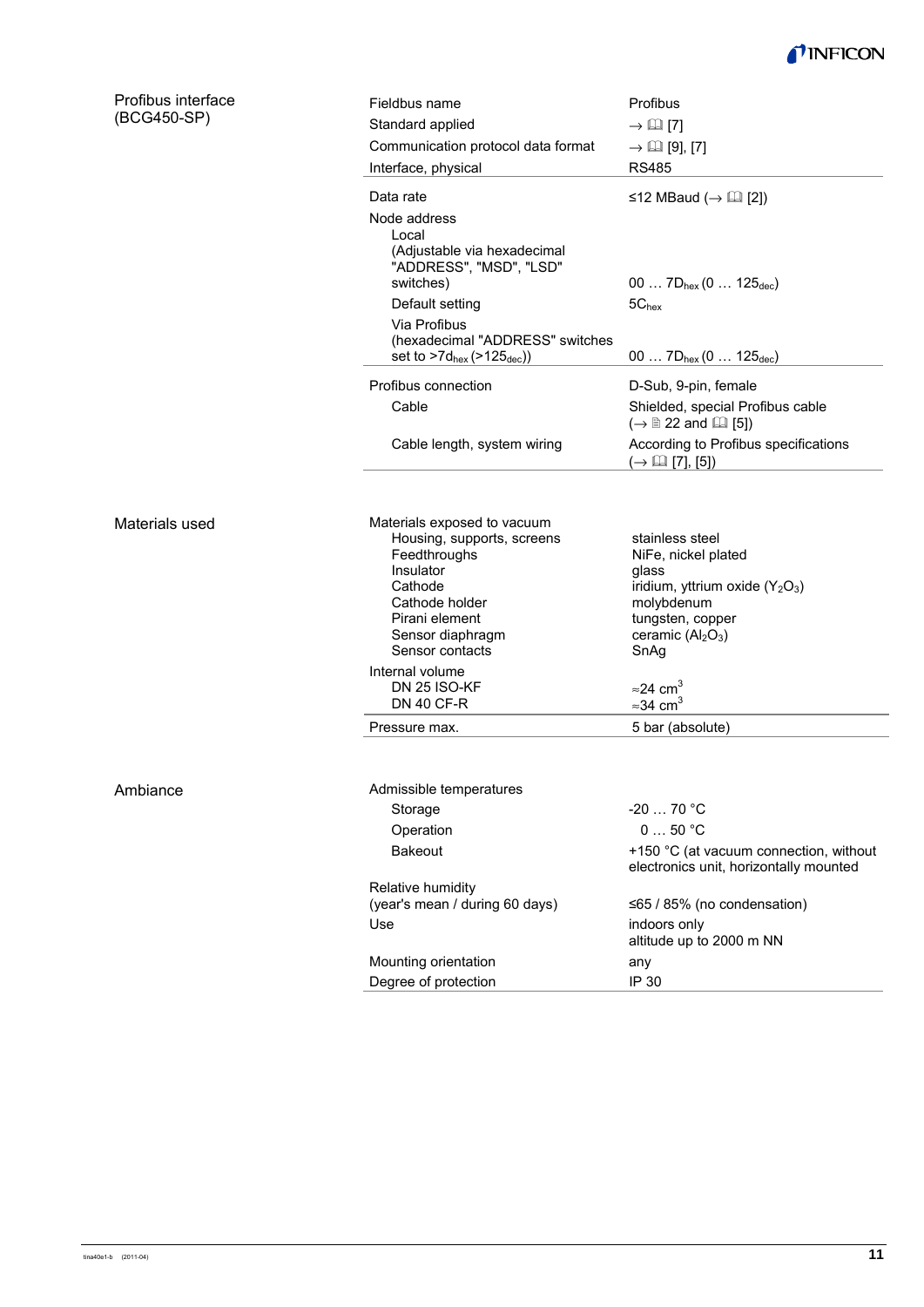## Profibus interface (BCG450-SP)

| | |
|---|---|
| Fieldbus name | Profibus |
| Standard applied | → 🕮 [7] |
| Communication protocol data format | → 🕮 [9], [7] |
| Interface, physical | RS485 |
| Data rate | ≤12 MBaud (→ 🕮 [2]) |
| Node address | |
| Local (Adjustable via hexadecimal "ADDRESS", "MSD", "LSD" switches) | 00 … $7D_{hex}$ (0 … $125_{dec}$) |
| Default setting | $5C_{hex}$ |
| Via Profibus (hexadecimal "ADDRESS" switches set to >$7d_{hex}$ (>$125_{dec}$)) | 00 … $7D_{hex}$ (0 … $125_{dec}$) |
| Profibus connection | D-Sub, 9-pin, female |
| Cable | Shielded, special Profibus cable (→ 🗎 22 and 🕮 [5]) |
| Cable length, system wiring | According to Profibus specifications (→ 🕮 [7], [5]) |

## Materials used

| | |
|---|---|
| Materials exposed to vacuum | |
| Housing, supports, screens | stainless steel |
| Feedthroughs | NiFe, nickel plated |
| Insulator | glass |
| Cathode | iridium, yttrium oxide ($Y_2O_3$) |
| Cathode holder | molybdenum |
| Pirani element | tungsten, copper |
| Sensor diaphragm | ceramic ($Al_2O_3$) |
| Sensor contacts | SnAg |
| Internal volume | |
| DN 25 ISO-KF | ≈24 $cm^3$ |
| DN 40 CF-R | ≈34 $cm^3$ |
| Pressure max. | 5 bar (absolute) |

## Ambiance

| | |
|---|---|
| Admissible temperatures | |
| Storage | -20 … 70 °C |
| Operation | 0 … 50 °C |
| Bakeout | +150 °C (at vacuum connection, without electronics unit, horizontally mounted |
| Relative humidity (year's mean / during 60 days) | ≤65 / 85% (no condensation) |
| Use | indoors only altitude up to 2000 m NN |
| Mounting orientation | any |
| Degree of protection | IP 30 |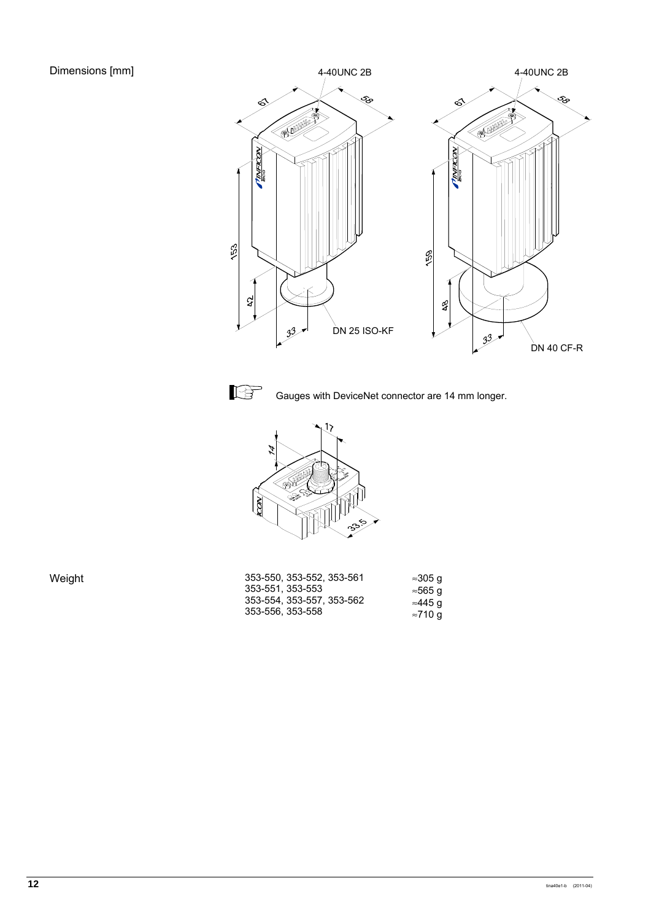Dimensions [mm]

4-40UNC 2B

67

58

153

42

33

DN 25 ISO-KF

4-40UNC 2B

67

58

159

48

33

DN 40 CF-R

Gauges with DeviceNet connector are 14 mm longer.

17

14

33.5

Weight

| | |
|---|---|
| 353-550, 353-552, 353-561 | ≈305 g |
| 353-551, 353-553 | ≈565 g |
| 353-554, 353-557, 353-562 | ≈445 g |
| 353-556, 353-558 | ≈710 g |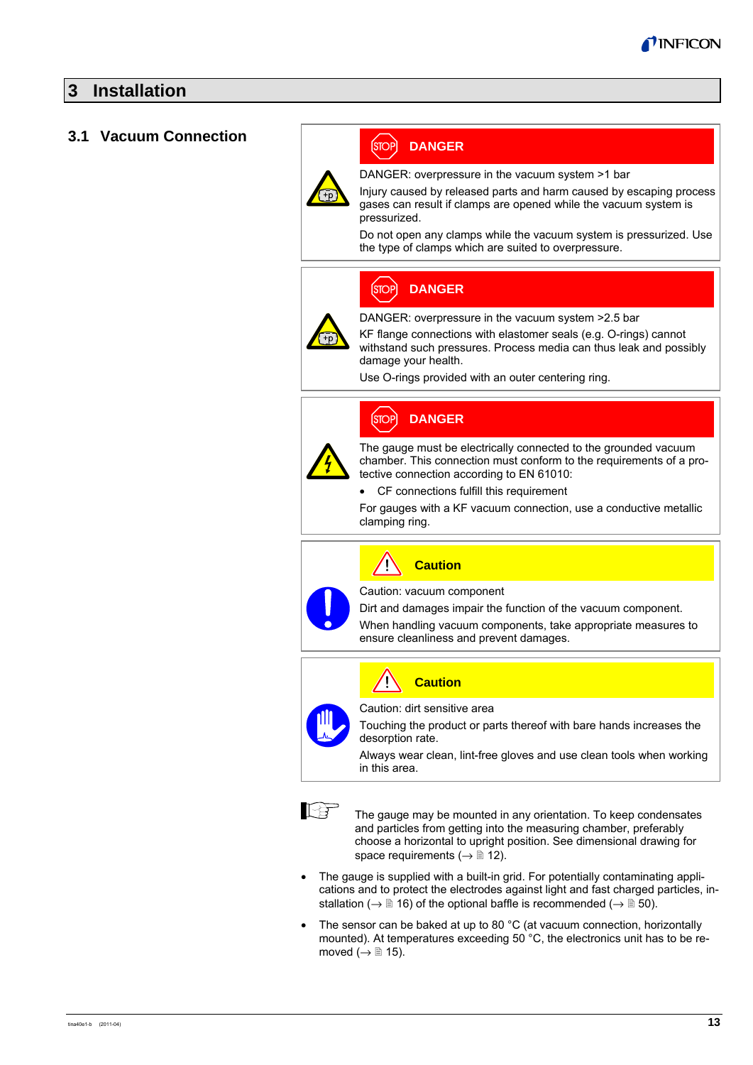# 3 Installation

## 3.1 Vacuum Connection

**DANGER**

DANGER: overpressure in the vacuum system >1 bar

Injury caused by released parts and harm caused by escaping process gases can result if clamps are opened while the vacuum system is pressurized.

Do not open any clamps while the vacuum system is pressurized. Use the type of clamps which are suited to overpressure.

**DANGER**

DANGER: overpressure in the vacuum system >2.5 bar

KF flange connections with elastomer seals (e.g. O-rings) cannot withstand such pressures. Process media can thus leak and possibly damage your health.

Use O-rings provided with an outer centering ring.

**DANGER**

The gauge must be electrically connected to the grounded vacuum chamber. This connection must conform to the requirements of a protective connection according to EN 61010:

- CF connections fulfill this requirement

For gauges with a KF vacuum connection, use a conductive metallic clamping ring.

**Caution**

Caution: vacuum component

Dirt and damages impair the function of the vacuum component.

When handling vacuum components, take appropriate measures to ensure cleanliness and prevent damages.

**Caution**

Caution: dirt sensitive area

Touching the product or parts thereof with bare hands increases the desorption rate.

Always wear clean, lint-free gloves and use clean tools when working in this area.

The gauge may be mounted in any orientation. To keep condensates and particles from getting into the measuring chamber, preferably choose a horizontal to upright position. See dimensional drawing for space requirements (→ 🗎 12).

- The gauge is supplied with a built-in grid. For potentially contaminating applications and to protect the electrodes against light and fast charged particles, installation (→ 🗎 16) of the optional baffle is recommended (→ 🗎 50).
- The sensor can be baked at up to 80 °C (at vacuum connection, horizontally mounted). At temperatures exceeding 50 °C, the electronics unit has to be removed (→ 🗎 15).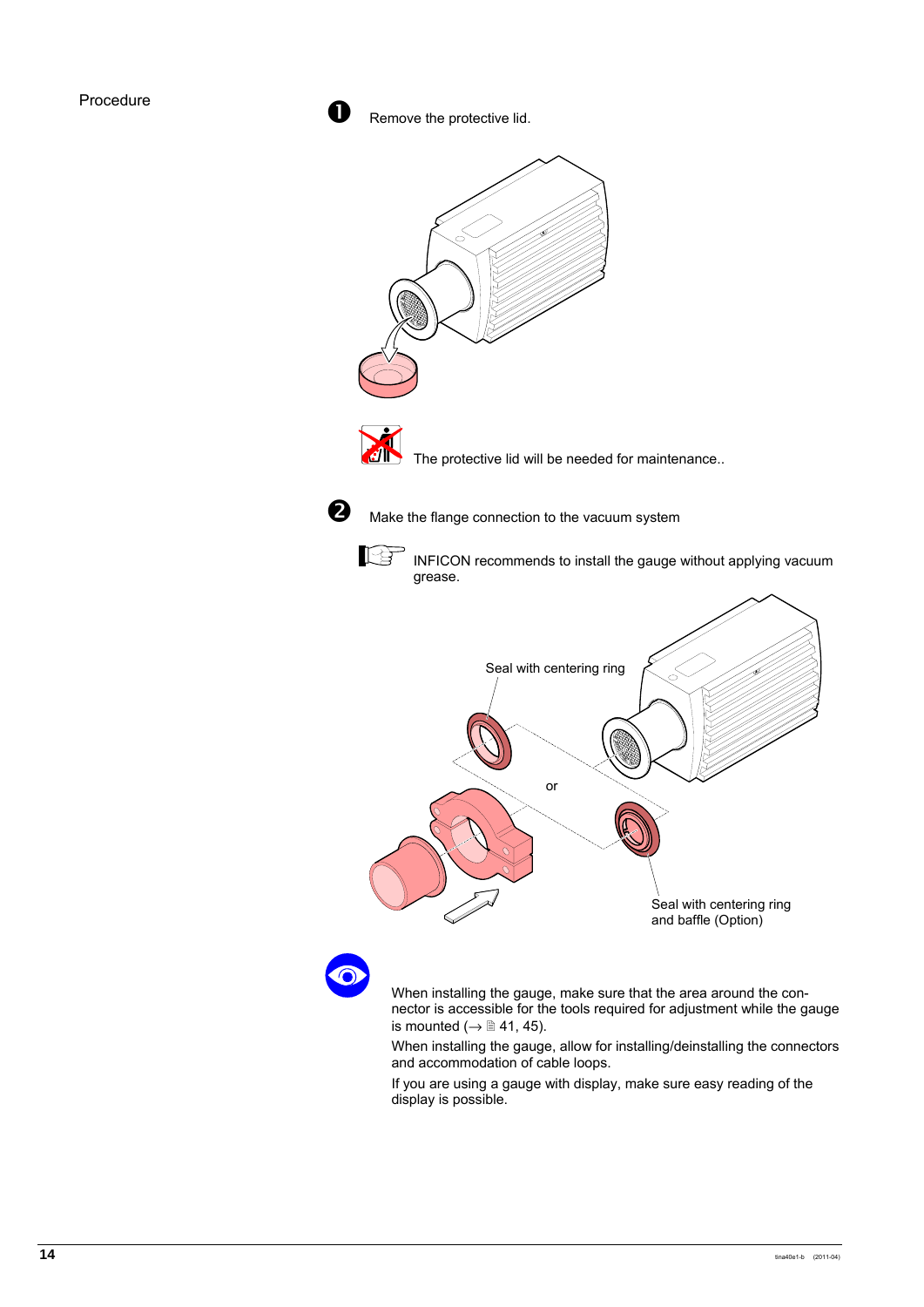Procedure

❶ Remove the protective lid.

The protective lid will be needed for maintenance..

❷ Make the flange connection to the vacuum system

INFICON recommends to install the gauge without applying vacuum grease.

Seal with centering ring

or

Seal with centering ring and baffle (Option)

When installing the gauge, make sure that the area around the connector is accessible for the tools required for adjustment while the gauge is mounted (→ 🗎 41, 45).

When installing the gauge, allow for installing/deinstalling the connectors and accommodation of cable loops.

If you are using a gauge with display, make sure easy reading of the display is possible.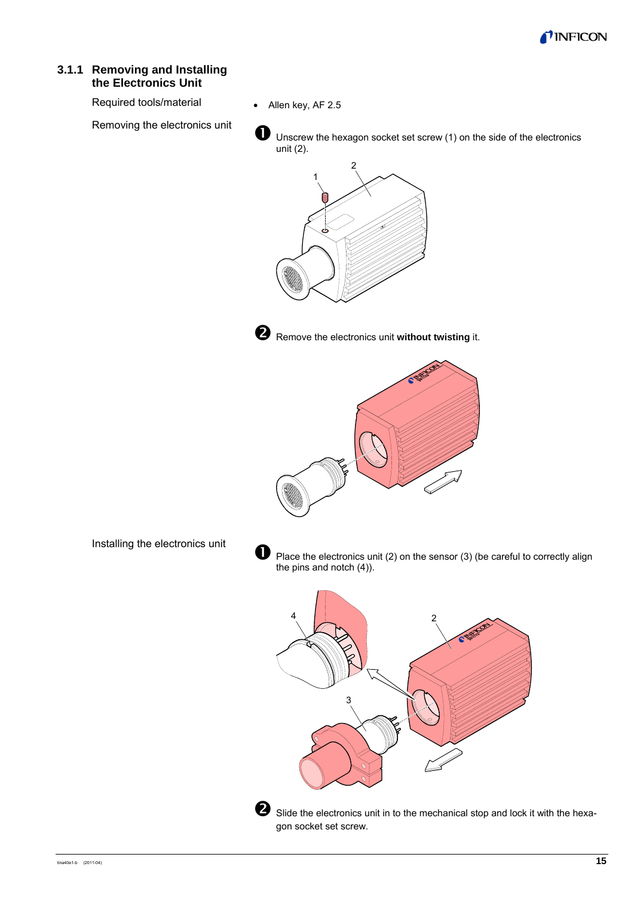### 3.1.1 Removing and Installing the Electronics Unit

Required tools/material

- Allen key, AF 2.5

Removing the electronics unit

❶ Unscrew the hexagon socket set screw (1) on the side of the electronics unit (2).

❷ Remove the electronics unit **without twisting** it.

Installing the electronics unit

❶ Place the electronics unit (2) on the sensor (3) (be careful to correctly align the pins and notch (4)).

❷ Slide the electronics unit in to the mechanical stop and lock it with the hexagon socket set screw.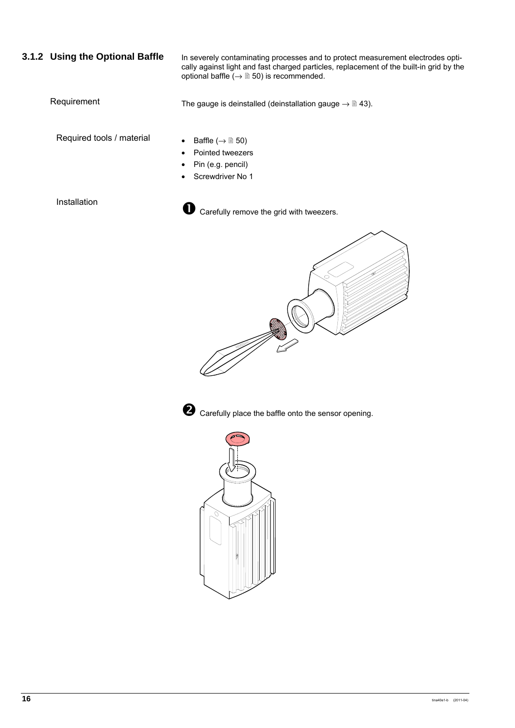### 3.1.2 Using the Optional Baffle

In severely contaminating processes and to protect measurement electrodes optically against light and fast charged particles, replacement of the built-in grid by the optional baffle (→ 🗎 50) is recommended.

**Requirement**

The gauge is deinstalled (deinstallation gauge → 🗎 43).

**Required tools / material**

- Baffle (→ 🗎 50)
- Pointed tweezers
- Pin (e.g. pencil)
- Screwdriver No 1

**Installation**

❶ Carefully remove the grid with tweezers.

❷ Carefully place the baffle onto the sensor opening.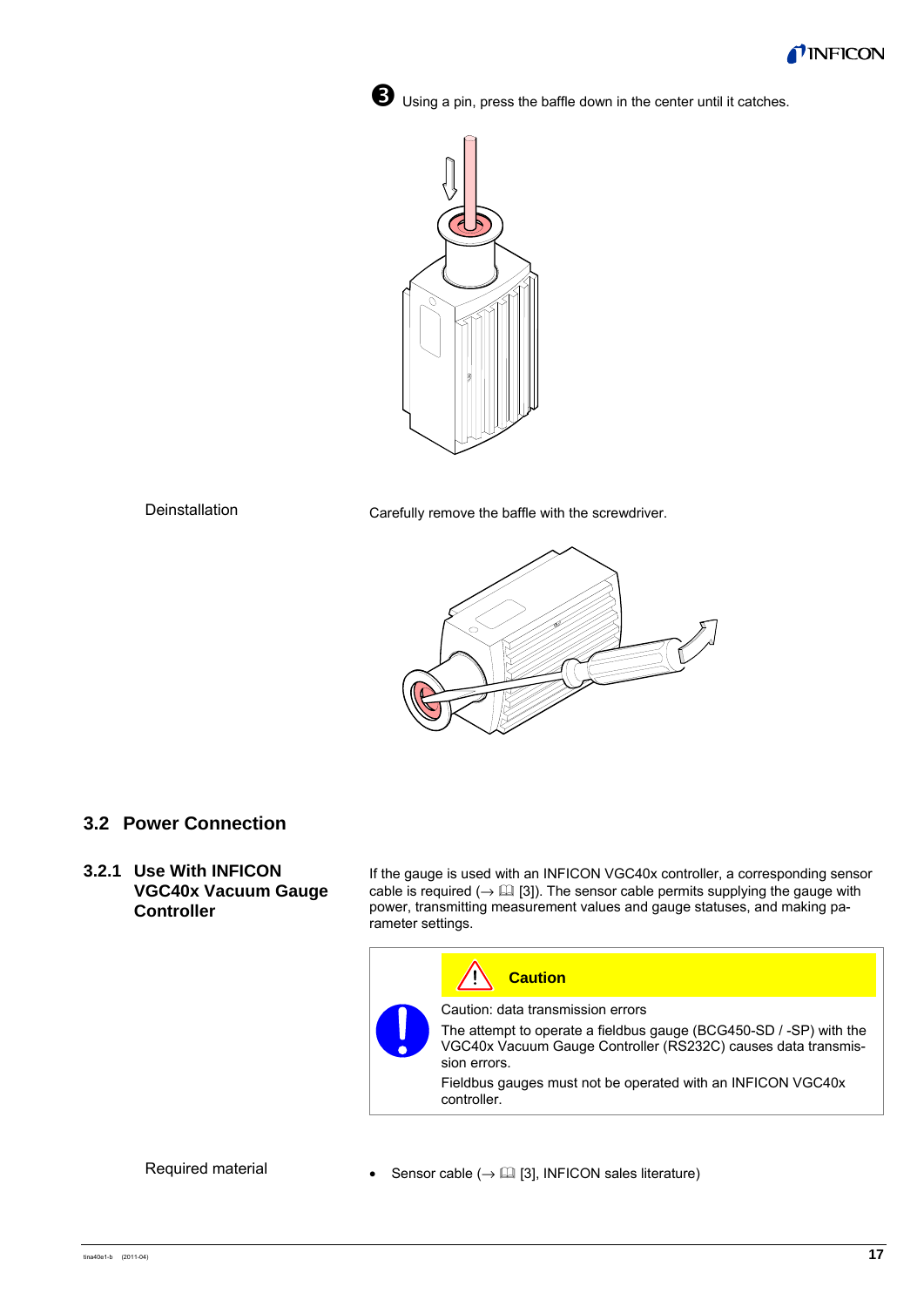❸ Using a pin, press the baffle down in the center until it catches.

Deinstallation

Carefully remove the baffle with the screwdriver.

## 3.2 Power Connection

### 3.2.1 Use With INFICON VGC40x Vacuum Gauge Controller

If the gauge is used with an INFICON VGC40x controller, a corresponding sensor cable is required (→ 📖 [3]). The sensor cable permits supplying the gauge with power, transmitting measurement values and gauge statuses, and making parameter settings.

> **Caution**
>
> Caution: data transmission errors
>
> The attempt to operate a fieldbus gauge (BCG450-SD / -SP) with the VGC40x Vacuum Gauge Controller (RS232C) causes data transmission errors.
>
> Fieldbus gauges must not be operated with an INFICON VGC40x controller.

Required material

- Sensor cable (→ 📖 [3], INFICON sales literature)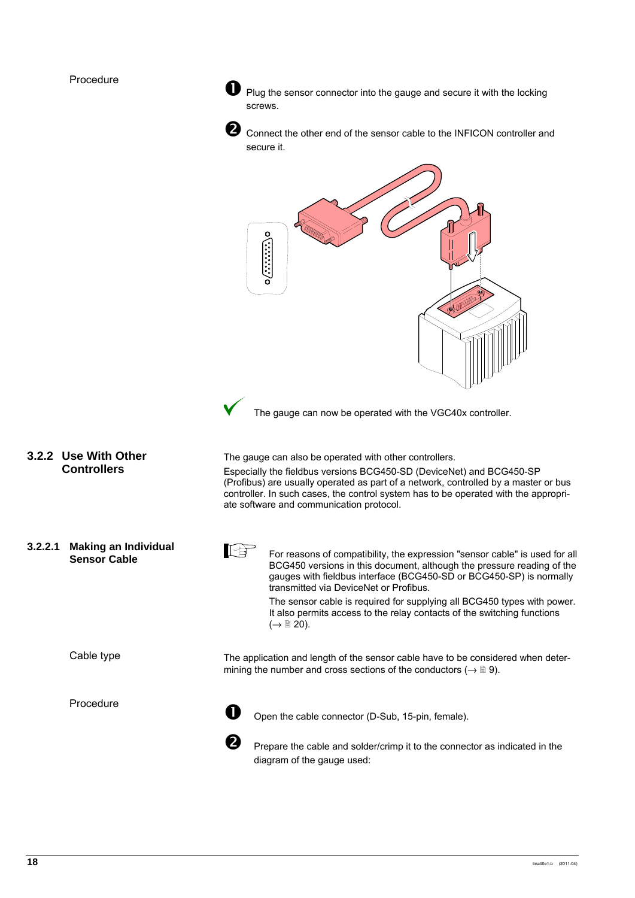Procedure

❶ Plug the sensor connector into the gauge and secure it with the locking screws.

❷ Connect the other end of the sensor cable to the INFICON controller and secure it.

✓ The gauge can now be operated with the VGC40x controller.

### 3.2.2 Use With Other Controllers

The gauge can also be operated with other controllers.

Especially the fieldbus versions BCG450-SD (DeviceNet) and BCG450-SP (Profibus) are usually operated as part of a network, controlled by a master or bus controller. In such cases, the control system has to be operated with the appropriate software and communication protocol.

#### 3.2.2.1 Making an Individual Sensor Cable

For reasons of compatibility, the expression "sensor cable" is used for all BCG450 versions in this document, although the pressure reading of the gauges with fieldbus interface (BCG450-SD or BCG450-SP) is normally transmitted via DeviceNet or Profibus.

The sensor cable is required for supplying all BCG450 types with power. It also permits access to the relay contacts of the switching functions (→ 🗎 20).

Cable type

The application and length of the sensor cable have to be considered when determining the number and cross sections of the conductors (→ 🗎 9).

Procedure

❶ Open the cable connector (D-Sub, 15-pin, female).

❷ Prepare the cable and solder/crimp it to the connector as indicated in the diagram of the gauge used: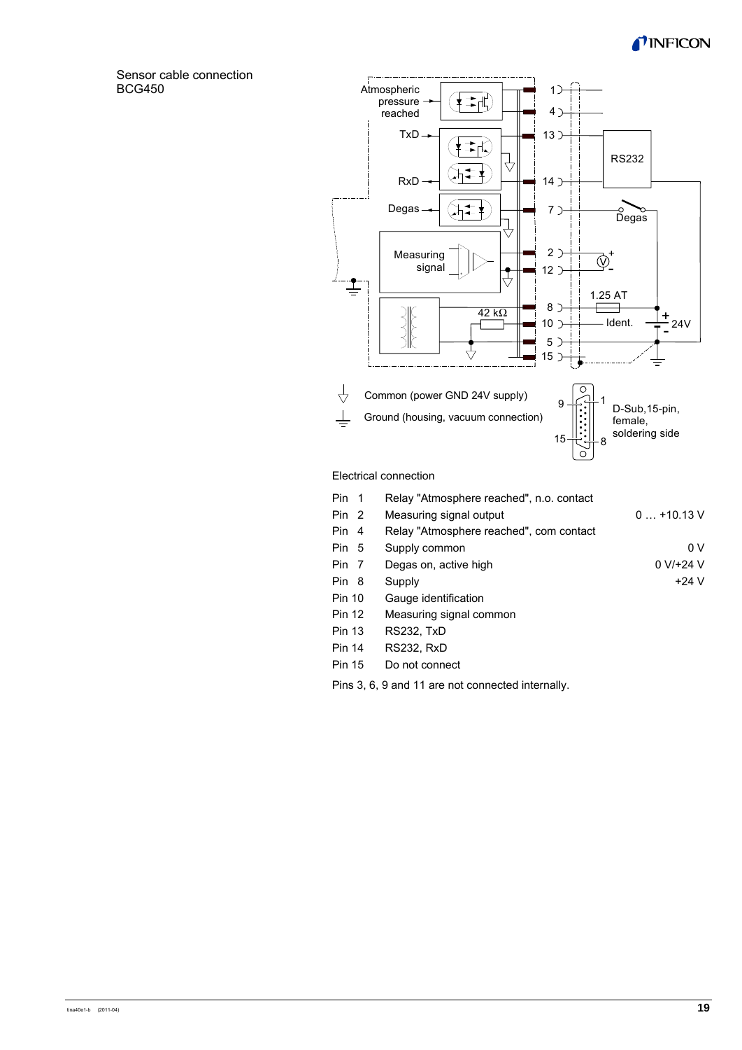Sensor cable connection BCG450

Electrical connection

| | | |
|---|---|---|
| Pin 1 | Relay "Atmosphere reached", n.o. contact | |
| Pin 2 | Measuring signal output | 0 … +10.13 V |
| Pin 4 | Relay "Atmosphere reached", com contact | |
| Pin 5 | Supply common | 0 V |
| Pin 7 | Degas on, active high | 0 V/+24 V |
| Pin 8 | Supply | +24 V |
| Pin 10 | Gauge identification | |
| Pin 12 | Measuring signal common | |
| Pin 13 | RS232, TxD | |
| Pin 14 | RS232, RxD | |
| Pin 15 | Do not connect | |

Pins 3, 6, 9 and 11 are not connected internally.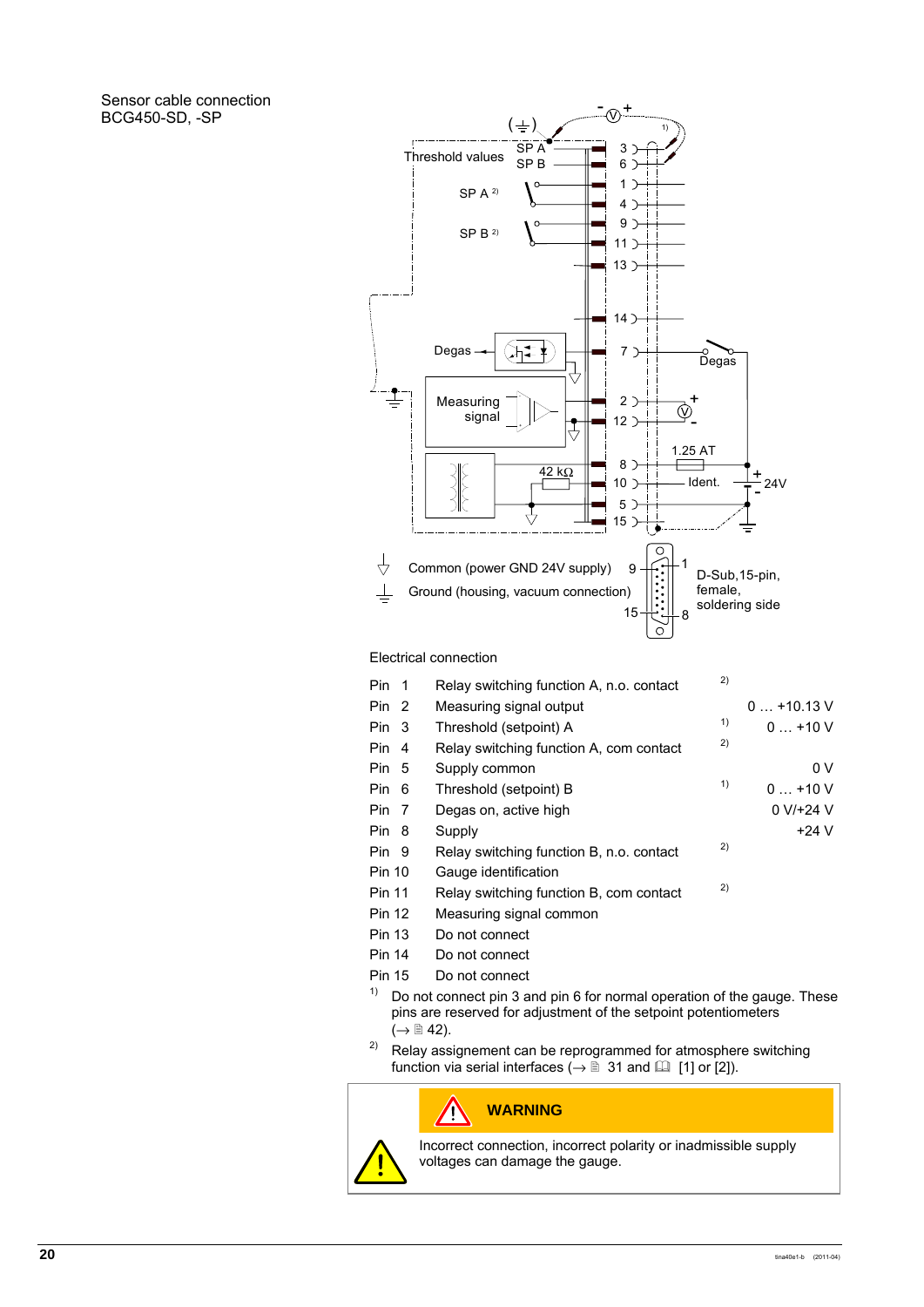Sensor cable connection BCG450-SD, -SP

Common (power GND 24V supply)

Ground (housing, vacuum connection)

D-Sub,15-pin, female, soldering side

Electrical connection

| Pin | Function | Note | Value |
|---|---|---|---|
| Pin 1 | Relay switching function A, n.o. contact | 2) | |
| Pin 2 | Measuring signal output | | 0 … +10.13 V |
| Pin 3 | Threshold (setpoint) A | 1) | 0 … +10 V |
| Pin 4 | Relay switching function A, com contact | 2) | |
| Pin 5 | Supply common | | 0 V |
| Pin 6 | Threshold (setpoint) B | 1) | 0 … +10 V |
| Pin 7 | Degas on, active high | | 0 V/+24 V |
| Pin 8 | Supply | | +24 V |
| Pin 9 | Relay switching function B, n.o. contact | 2) | |
| Pin 10 | Gauge identification | | |
| Pin 11 | Relay switching function B, com contact | 2) | |
| Pin 12 | Measuring signal common | | |
| Pin 13 | Do not connect | | |
| Pin 14 | Do not connect | | |
| Pin 15 | Do not connect | | |

1) Do not connect pin 3 and pin 6 for normal operation of the gauge. These pins are reserved for adjustment of the setpoint potentiometers (→ 🗎 42).

2) Relay assignement can be reprogrammed for atmosphere switching function via serial interfaces (→ 🗎 31 and 🕮 [1] or [2]).

**WARNING**

Incorrect connection, incorrect polarity or inadmissible supply voltages can damage the gauge.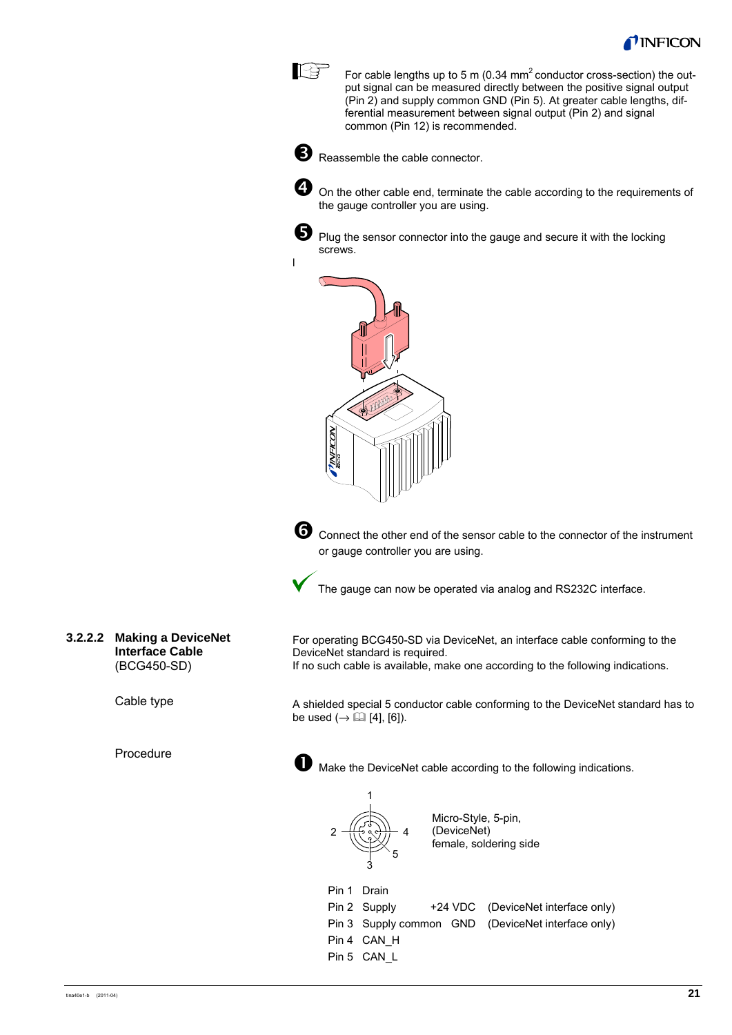For cable lengths up to 5 m (0.34 mm$^2$ conductor cross-section) the output signal can be measured directly between the positive signal output (Pin 2) and supply common GND (Pin 5). At greater cable lengths, differential measurement between signal output (Pin 2) and signal common (Pin 12) is recommended.

❸ Reassemble the cable connector.

❹ On the other cable end, terminate the cable according to the requirements of the gauge controller you are using.

❺ Plug the sensor connector into the gauge and secure it with the locking screws.

❻ Connect the other end of the sensor cable to the connector of the instrument or gauge controller you are using.

✓ The gauge can now be operated via analog and RS232C interface.

### 3.2.2.2 Making a DeviceNet Interface Cable (BCG450-SD)

For operating BCG450-SD via DeviceNet, an interface cable conforming to the DeviceNet standard is required.
If no such cable is available, make one according to the following indications.

**Cable type**

A shielded special 5 conductor cable conforming to the DeviceNet standard has to be used (→ 📖 [4], [6]).

**Procedure**

❶ Make the DeviceNet cable according to the following indications.

Micro-Style, 5-pin, (DeviceNet) female, soldering side

| Pin | Signal | | |
|---|---|---|---|
| Pin 1 | Drain | | |
| Pin 2 | Supply | +24 VDC | (DeviceNet interface only) |
| Pin 3 | Supply common | GND | (DeviceNet interface only) |
| Pin 4 | CAN_H | | |
| Pin 5 | CAN_L | | |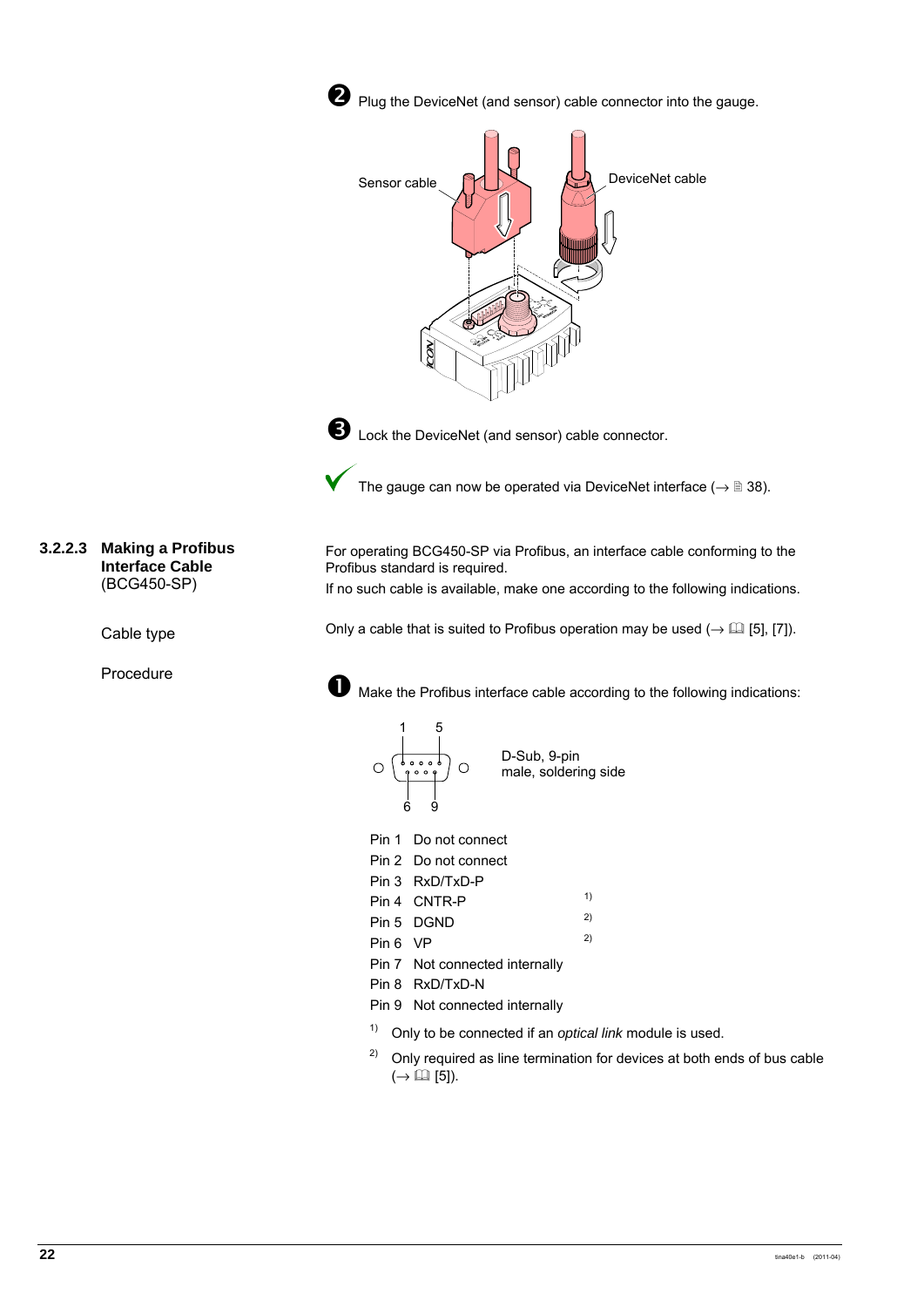❷ Plug the DeviceNet (and sensor) cable connector into the gauge.

Sensor cable

DeviceNet cable

❸ Lock the DeviceNet (and sensor) cable connector.

✔ The gauge can now be operated via DeviceNet interface (→ 🗎 38).

### 3.2.2.3 Making a Profibus Interface Cable (BCG450-SP)

For operating BCG450-SP via Profibus, an interface cable conforming to the Profibus standard is required.

If no such cable is available, make one according to the following indications.

**Cable type**

Only a cable that is suited to Profibus operation may be used (→ 🕮 [5], [7]).

**Procedure**

❶ Make the Profibus interface cable according to the following indications:

D-Sub, 9-pin
male, soldering side

| | | |
|---|---|---|
| Pin 1 | Do not connect | |
| Pin 2 | Do not connect | |
| Pin 3 | RxD/TxD-P | |
| Pin 4 | CNTR-P | 1) |
| Pin 5 | DGND | 2) |
| Pin 6 | VP | 2) |
| Pin 7 | Not connected internally | |
| Pin 8 | RxD/TxD-N | |
| Pin 9 | Not connected internally | |

1) Only to be connected if an *optical link* module is used.

2) Only required as line termination for devices at both ends of bus cable (→ 🕮 [5]).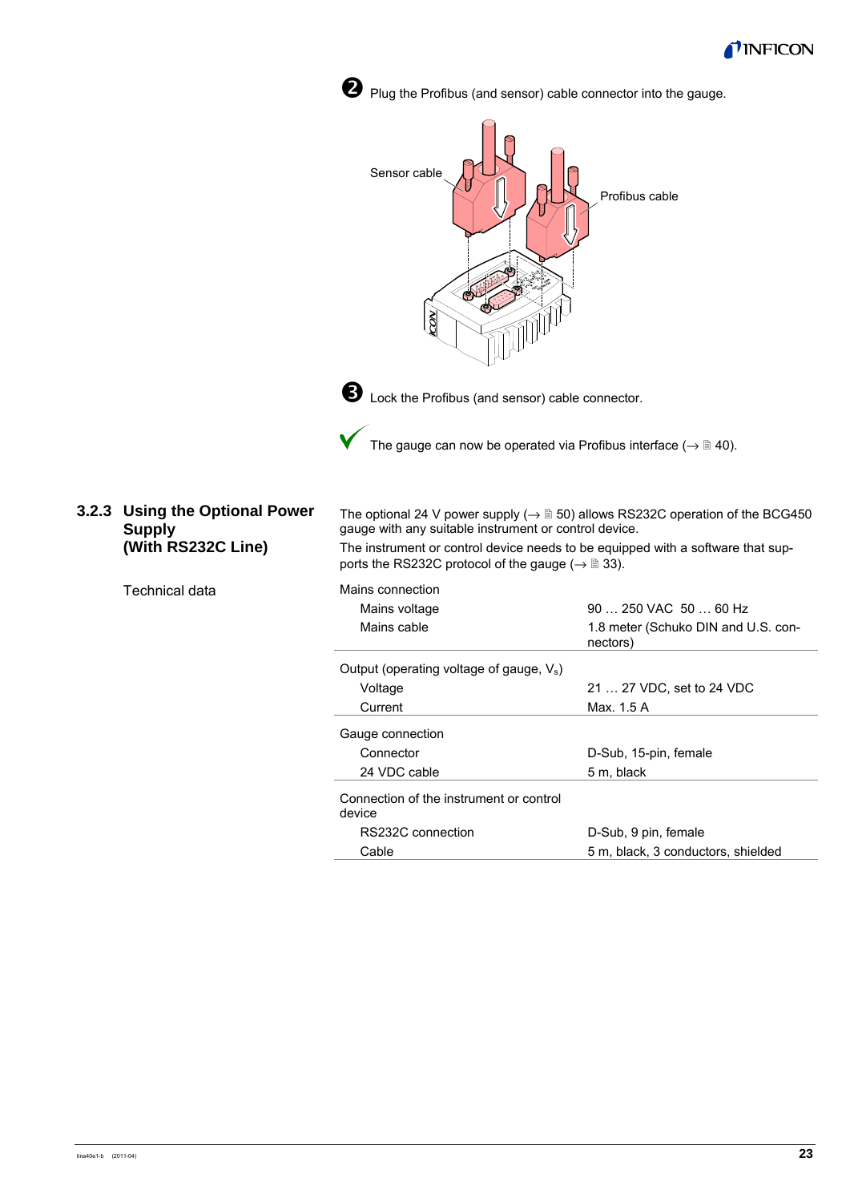❷ Plug the Profibus (and sensor) cable connector into the gauge.

Sensor cable

Profibus cable

❸ Lock the Profibus (and sensor) cable connector.

✓ The gauge can now be operated via Profibus interface (→ 🗎 40).

### 3.2.3 Using the Optional Power Supply (With RS232C Line)

The optional 24 V power supply (→ 🗎 50) allows RS232C operation of the BCG450 gauge with any suitable instrument or control device.

The instrument or control device needs to be equipped with a software that supports the RS232C protocol of the gauge (→ 🗎 33).

Technical data

| | |
|---|---|
| **Mains connection** | |
| Mains voltage | 90 … 250 VAC 50 … 60 Hz |
| Mains cable | 1.8 meter (Schuko DIN and U.S. connectors) |
| **Output (operating voltage of gauge, $V_s$)** | |
| Voltage | 21 … 27 VDC, set to 24 VDC |
| Current | Max. 1.5 A |
| **Gauge connection** | |
| Connector | D-Sub, 15-pin, female |
| 24 VDC cable | 5 m, black |
| **Connection of the instrument or control device** | |
| RS232C connection | D-Sub, 9 pin, female |
| Cable | 5 m, black, 3 conductors, shielded |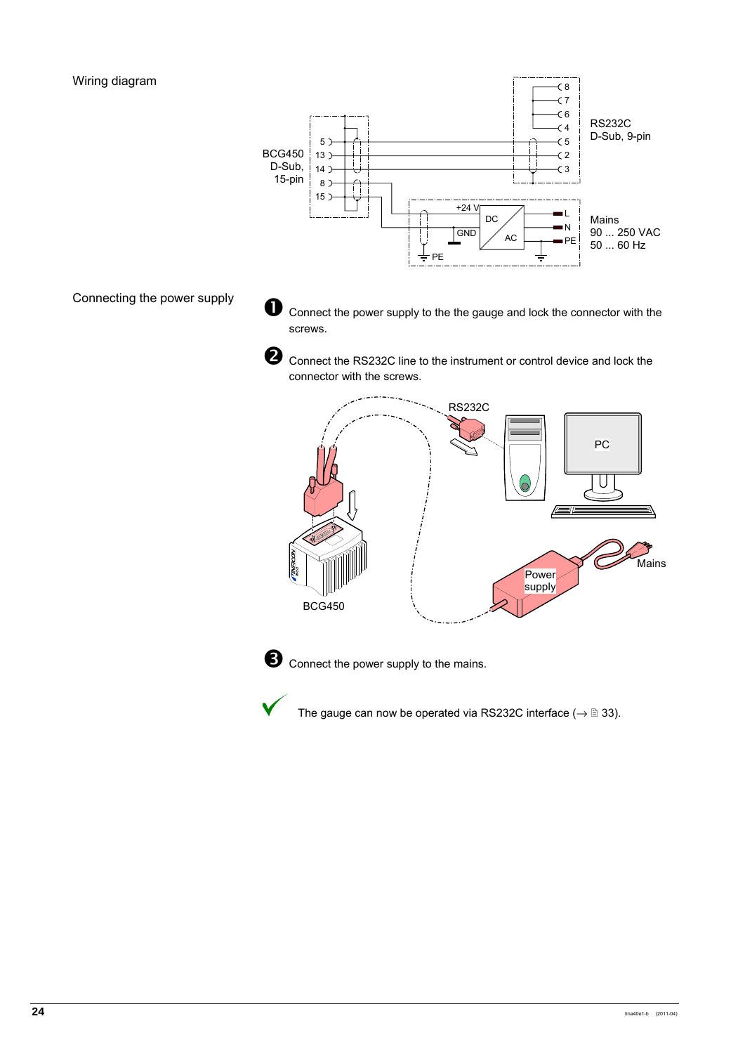Wiring diagram

Connecting the power supply

❶ Connect the power supply to the the gauge and lock the connector with the screws.

❷ Connect the RS232C line to the instrument or control device and lock the connector with the screws.

❸ Connect the power supply to the mains.

✔ The gauge can now be operated via RS232C interface (→ 🗎 33).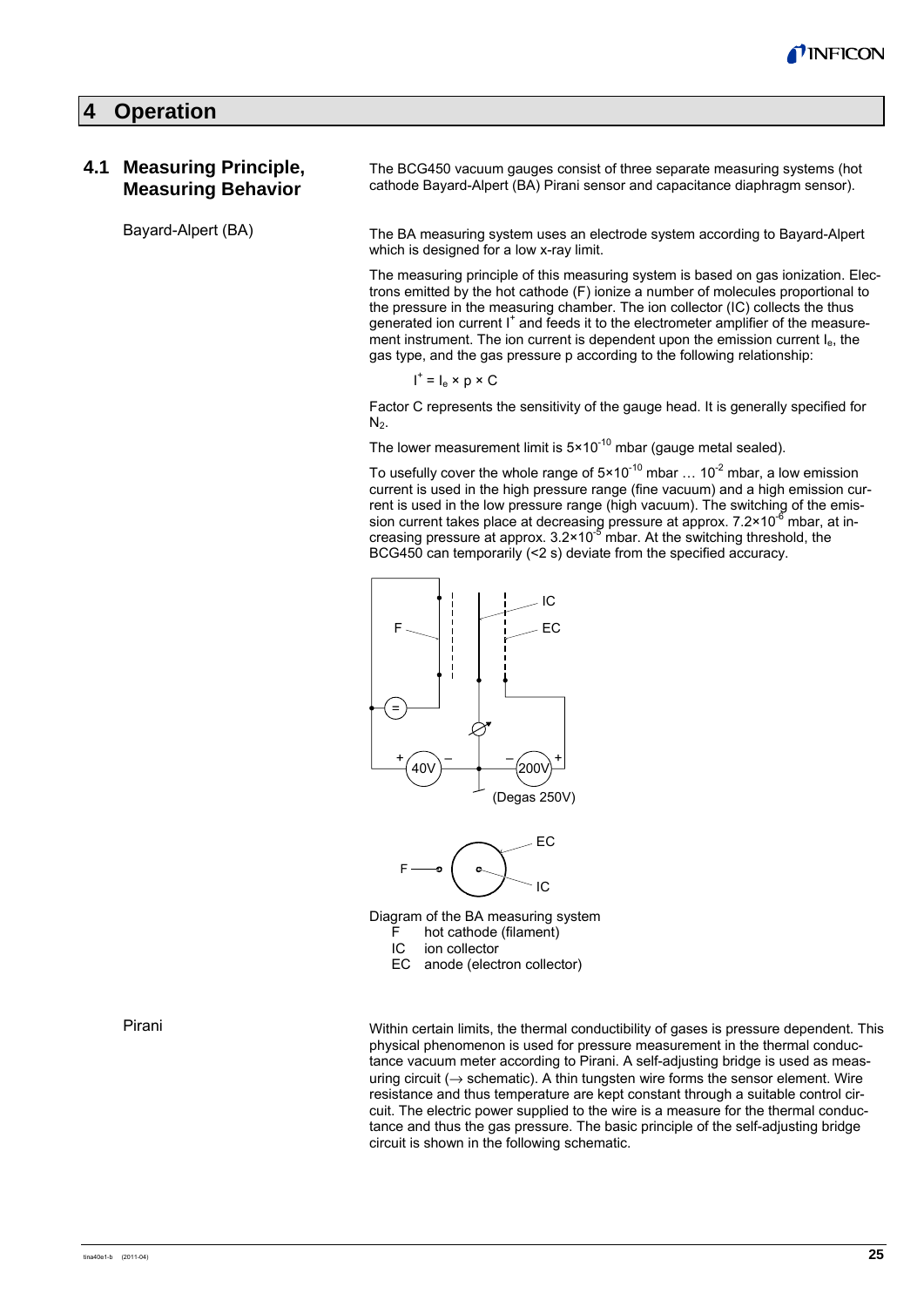# 4 Operation

## 4.1 Measuring Principle, Measuring Behavior

The BCG450 vacuum gauges consist of three separate measuring systems (hot cathode Bayard-Alpert (BA) Pirani sensor and capacitance diaphragm sensor).

### Bayard-Alpert (BA)

The BA measuring system uses an electrode system according to Bayard-Alpert which is designed for a low x-ray limit.

The measuring principle of this measuring system is based on gas ionization. Electrons emitted by the hot cathode (F) ionize a number of molecules proportional to the pressure in the measuring chamber. The ion collector (IC) collects the thus generated ion current $I^+$ and feeds it to the electrometer amplifier of the measurement instrument. The ion current is dependent upon the emission current $I_e$, the gas type, and the gas pressure p according to the following relationship:

$$I^+ = I_e \times p \times C$$

Factor C represents the sensitivity of the gauge head. It is generally specified for $N_2$.

The lower measurement limit is $5 \times 10^{-10}$ mbar (gauge metal sealed).

To usefully cover the whole range of $5 \times 10^{-10}$ mbar … $10^{-2}$ mbar, a low emission current is used in the high pressure range (fine vacuum) and a high emission current is used in the low pressure range (high vacuum). The switching of the emission current takes place at decreasing pressure at approx. $7.2 \times 10^{-6}$ mbar, at increasing pressure at approx. $3.2 \times 10^{-5}$ mbar. At the switching threshold, the BCG450 can temporarily (<2 s) deviate from the specified accuracy.

IC

F

EC

=

40V

200V

(Degas 250V)

EC

F

IC

Diagram of the BA measuring system

- F hot cathode (filament)
- IC ion collector
- EC anode (electron collector)

### Pirani

Within certain limits, the thermal conductibility of gases is pressure dependent. This physical phenomenon is used for pressure measurement in the thermal conductance vacuum meter according to Pirani. A self-adjusting bridge is used as measuring circuit (→ schematic). A thin tungsten wire forms the sensor element. Wire resistance and thus temperature are kept constant through a suitable control circuit. The electric power supplied to the wire is a measure for the thermal conductance and thus the gas pressure. The basic principle of the self-adjusting bridge circuit is shown in the following schematic.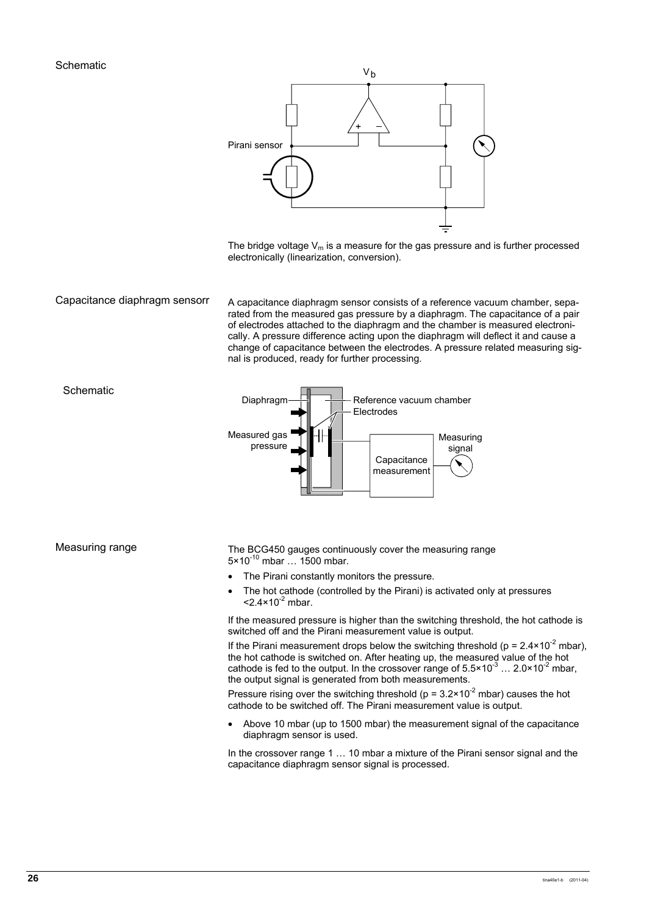Schematic

The bridge voltage $V_m$ is a measure for the gas pressure and is further processed electronically (linearization, conversion).

## Capacitance diaphragm sensorr

A capacitance diaphragm sensor consists of a reference vacuum chamber, separated from the measured gas pressure by a diaphragm. The capacitance of a pair of electrodes attached to the diaphragm and the chamber is measured electronically. A pressure difference acting upon the diaphragm will deflect it and cause a change of capacitance between the electrodes. A pressure related measuring signal is produced, ready for further processing.

Schematic

## Measuring range

The BCG450 gauges continuously cover the measuring range $5{\times}10^{-10}$ mbar … 1500 mbar.

- The Pirani constantly monitors the pressure.
- The hot cathode (controlled by the Pirani) is activated only at pressures $<2.4{\times}10^{-2}$ mbar.

If the measured pressure is higher than the switching threshold, the hot cathode is switched off and the Pirani measurement value is output.

If the Pirani measurement drops below the switching threshold ($p = 2.4{\times}10^{-2}$ mbar), the hot cathode is switched on. After heating up, the measured value of the hot cathode is fed to the output. In the crossover range of $5.5{\times}10^{-3}$ … $2.0{\times}10^{-2}$ mbar, the output signal is generated from both measurements.

Pressure rising over the switching threshold ($p = 3.2{\times}10^{-2}$ mbar) causes the hot cathode to be switched off. The Pirani measurement value is output.

- Above 10 mbar (up to 1500 mbar) the measurement signal of the capacitance diaphragm sensor is used.

In the crossover range 1 … 10 mbar a mixture of the Pirani sensor signal and the capacitance diaphragm sensor signal is processed.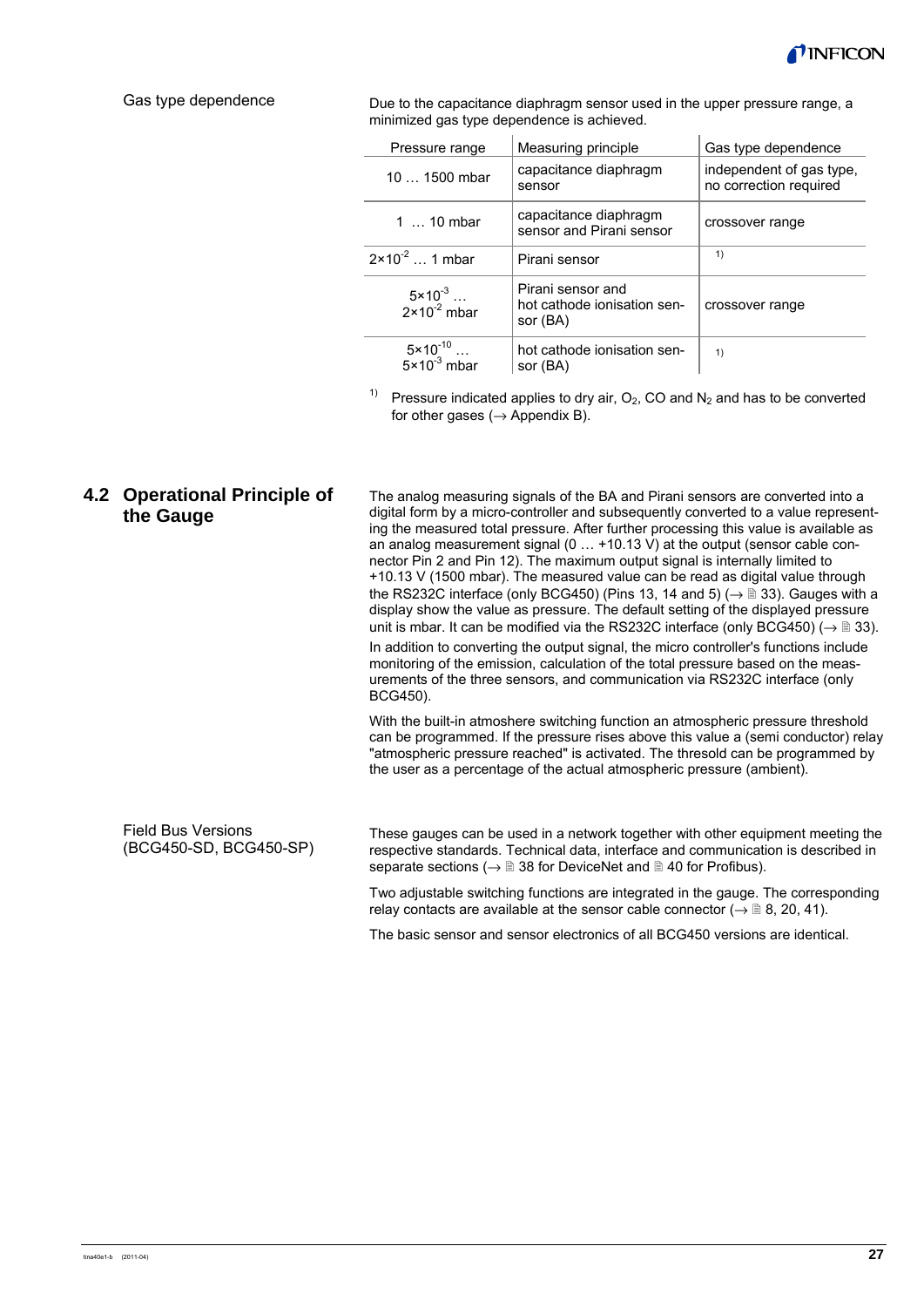Gas type dependence

Due to the capacitance diaphragm sensor used in the upper pressure range, a minimized gas type dependence is achieved.

| Pressure range | Measuring principle | Gas type dependence |
|---|---|---|
| 10 … 1500 mbar | capacitance diaphragm sensor | independent of gas type, no correction required |
| 1 … 10 mbar | capacitance diaphragm sensor and Pirani sensor | crossover range |
| $2 \times 10^{-2}$ … 1 mbar | Pirani sensor | 1) |
| $5 \times 10^{-3}$ … $2 \times 10^{-2}$ mbar | Pirani sensor and hot cathode ionisation sensor (BA) | crossover range |
| $5 \times 10^{-10}$ … $5 \times 10^{-3}$ mbar | hot cathode ionisation sensor (BA) | 1) |

1) Pressure indicated applies to dry air, $O_2$, CO and $N_2$ and has to be converted for other gases (→ Appendix B).

## 4.2 Operational Principle of the Gauge

The analog measuring signals of the BA and Pirani sensors are converted into a digital form by a micro-controller and subsequently converted to a value representing the measured total pressure. After further processing this value is available as an analog measurement signal (0 … +10.13 V) at the output (sensor cable connector Pin 2 and Pin 12). The maximum output signal is internally limited to +10.13 V (1500 mbar). The measured value can be read as digital value through the RS232C interface (only BCG450) (Pins 13, 14 and 5) (→ 🗎 33). Gauges with a display show the value as pressure. The default setting of the displayed pressure unit is mbar. It can be modified via the RS232C interface (only BCG450) (→ 🗎 33).

In addition to converting the output signal, the micro controller's functions include monitoring of the emission, calculation of the total pressure based on the measurements of the three sensors, and communication via RS232C interface (only BCG450).

With the built-in atmoshere switching function an atmospheric pressure threshold can be programmed. If the pressure rises above this value a (semi conductor) relay "atmospheric pressure reached" is activated. The thresold can be programmed by the user as a percentage of the actual atmospheric pressure (ambient).

Field Bus Versions (BCG450-SD, BCG450-SP)

These gauges can be used in a network together with other equipment meeting the respective standards. Technical data, interface and communication is described in separate sections (→ 🗎 38 for DeviceNet and 🗎 40 for Profibus).

Two adjustable switching functions are integrated in the gauge. The corresponding relay contacts are available at the sensor cable connector (→ 🗎 8, 20, 41).

The basic sensor and sensor electronics of all BCG450 versions are identical.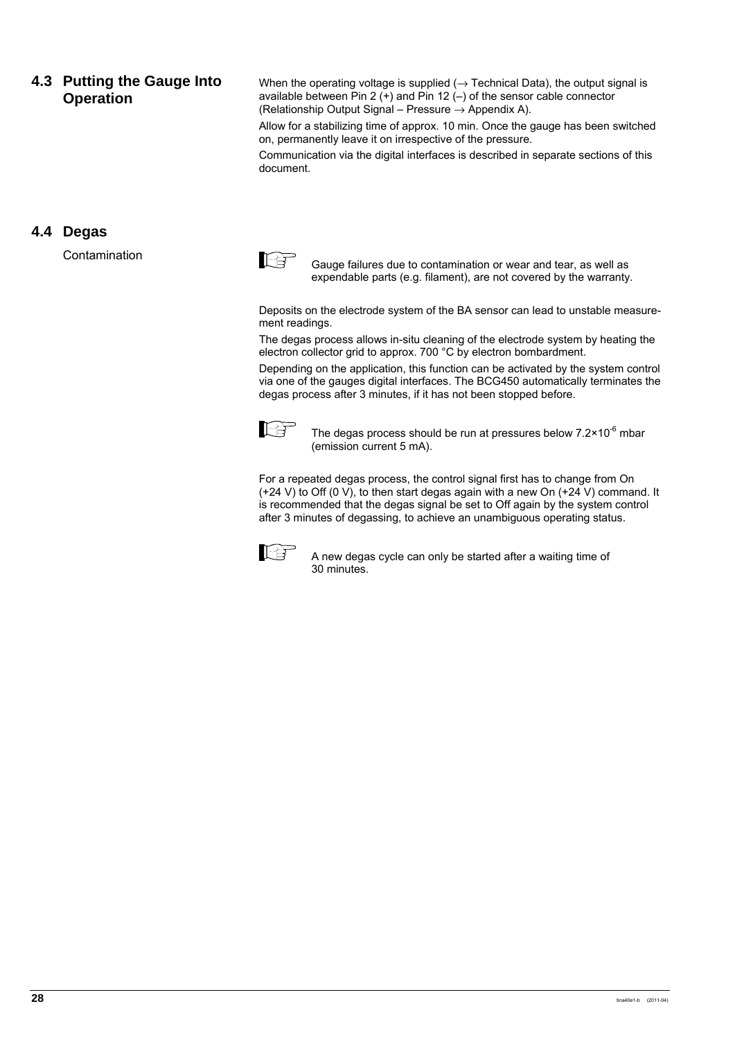## 4.3 Putting the Gauge Into Operation

When the operating voltage is supplied (→ Technical Data), the output signal is available between Pin 2 (+) and Pin 12 (–) of the sensor cable connector (Relationship Output Signal – Pressure → Appendix A).

Allow for a stabilizing time of approx. 10 min. Once the gauge has been switched on, permanently leave it on irrespective of the pressure.

Communication via the digital interfaces is described in separate sections of this document.

## 4.4 Degas

Contamination

> Gauge failures due to contamination or wear and tear, as well as expendable parts (e.g. filament), are not covered by the warranty.

Deposits on the electrode system of the BA sensor can lead to unstable measurement readings.

The degas process allows in-situ cleaning of the electrode system by heating the electron collector grid to approx. 700 °C by electron bombardment.

Depending on the application, this function can be activated by the system control via one of the gauges digital interfaces. The BCG450 automatically terminates the degas process after 3 minutes, if it has not been stopped before.

> The degas process should be run at pressures below $7.2 \times 10^{-6}$ mbar (emission current 5 mA).

For a repeated degas process, the control signal first has to change from On (+24 V) to Off (0 V), to then start degas again with a new On (+24 V) command. It is recommended that the degas signal be set to Off again by the system control after 3 minutes of degassing, to achieve an unambiguous operating status.

> A new degas cycle can only be started after a waiting time of 30 minutes.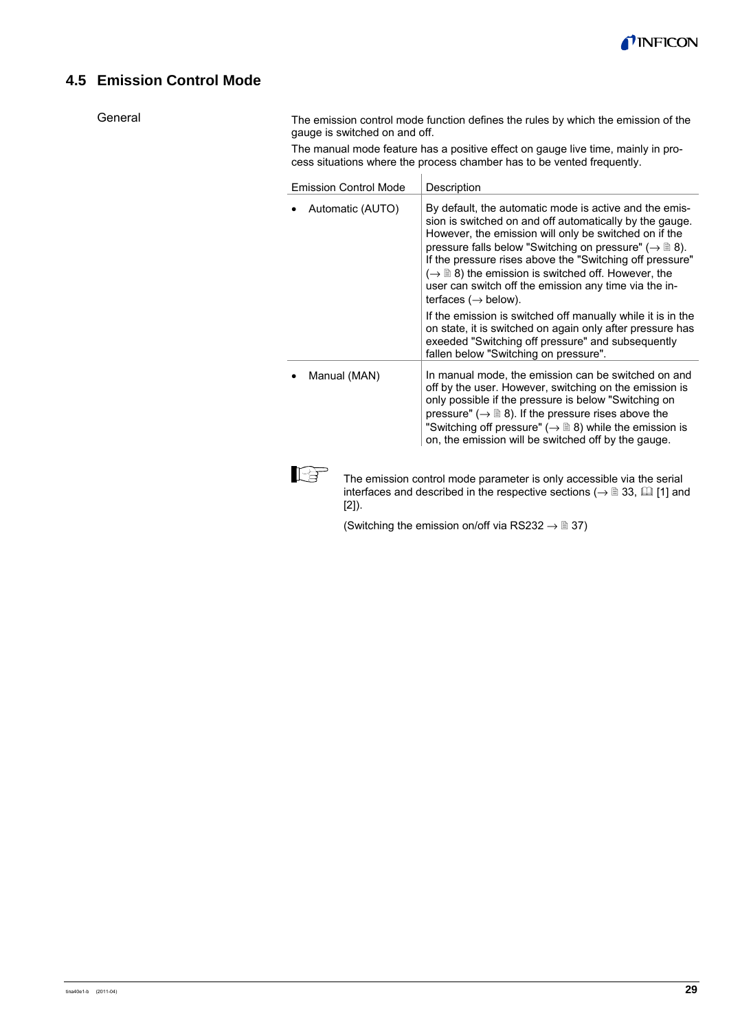## 4.5 Emission Control Mode

**General**

The emission control mode function defines the rules by which the emission of the gauge is switched on and off.

The manual mode feature has a positive effect on gauge live time, mainly in process situations where the process chamber has to be vented frequently.

| Emission Control Mode | Description |
|---|---|
| • Automatic (AUTO) | By default, the automatic mode is active and the emission is switched on and off automatically by the gauge. However, the emission will only be switched on if the pressure falls below "Switching on pressure" (→ 🗎 8). If the pressure rises above the "Switching off pressure" (→ 🗎 8) the emission is switched off. However, the user can switch off the emission any time via the interfaces (→ below).<br><br>If the emission is switched off manually while it is in the on state, it is switched on again only after pressure has exeeded "Switching off pressure" and subsequently fallen below "Switching on pressure". |
| • Manual (MAN) | In manual mode, the emission can be switched on and off by the user. However, switching on the emission is only possible if the pressure is below "Switching on pressure" (→ 🗎 8). If the pressure rises above the "Switching off pressure" (→ 🗎 8) while the emission is on, the emission will be switched off by the gauge. |

☞ The emission control mode parameter is only accessible via the serial interfaces and described in the respective sections (→ 🗎 33, 🕮 [1] and [2]).

(Switching the emission on/off via RS232 → 🗎 37)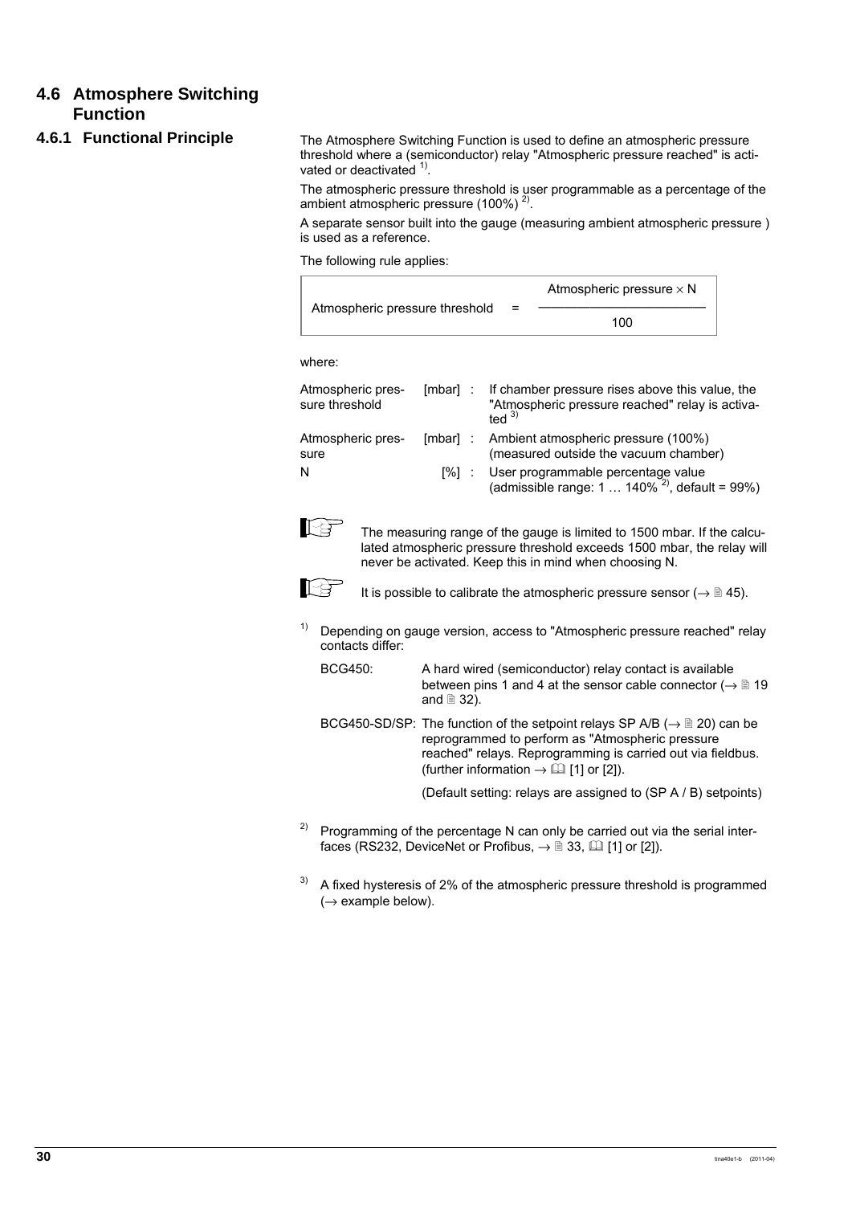## 4.6 Atmosphere Switching Function

### 4.6.1 Functional Principle

The Atmosphere Switching Function is used to define an atmospheric pressure threshold where a (semiconductor) relay "Atmospheric pressure reached" is activated or deactivated [1].

The atmospheric pressure threshold is user programmable as a percentage of the ambient atmospheric pressure (100%) [2].

A separate sensor built into the gauge (measuring ambient atmospheric pressure ) is used as a reference.

The following rule applies:

$$\text{Atmospheric pressure threshold} = \frac{\text{Atmospheric pressure} \times \text{N}}{100}$$

where:

| | | |
|---|---|---|
| Atmospheric pressure threshold | [mbar] : | If chamber pressure rises above this value, the "Atmospheric pressure reached" relay is activated [3] |
| Atmospheric pressure | [mbar] : | Ambient atmospheric pressure (100%) (measured outside the vacuum chamber) |
| N | [%] : | User programmable percentage value (admissible range: 1 … 140% [2], default = 99%) |

The measuring range of the gauge is limited to 1500 mbar. If the calculated atmospheric pressure threshold exceeds 1500 mbar, the relay will never be activated. Keep this in mind when choosing N.

It is possible to calibrate the atmospheric pressure sensor (→ 🗎 45).

[1] Depending on gauge version, access to "Atmospheric pressure reached" relay contacts differ:

BCG450: A hard wired (semiconductor) relay contact is available between pins 1 and 4 at the sensor cable connector (→ 🗎 19 and 🗎 32).

BCG450-SD/SP: The function of the setpoint relays SP A/B (→ 🗎 20) can be reprogrammed to perform as "Atmospheric pressure reached" relays. Reprogramming is carried out via fieldbus. (further information → 🕮 [1] or [2]).

(Default setting: relays are assigned to (SP A / B) setpoints)

[2] Programming of the percentage N can only be carried out via the serial interfaces (RS232, DeviceNet or Profibus, → 🗎 33, 🕮 [1] or [2]).

[3] A fixed hysteresis of 2% of the atmospheric pressure threshold is programmed (→ example below).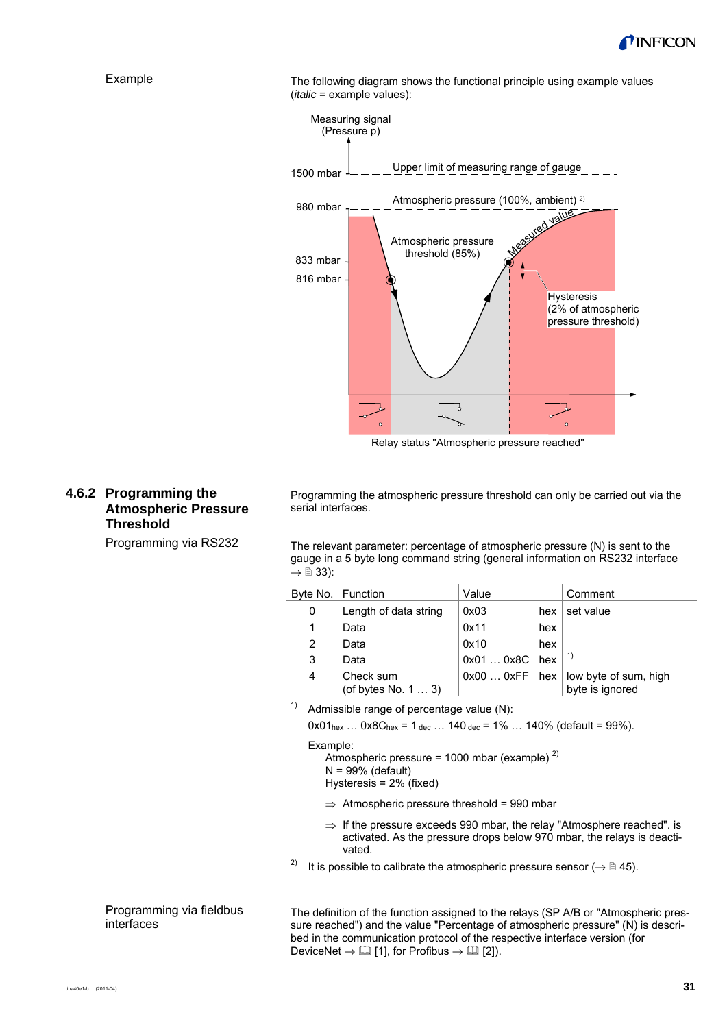Example

The following diagram shows the functional principle using example values (*italic* = example values):

Measuring signal (Pressure p)

1500 mbar — Upper limit of measuring range of gauge

980 mbar — Atmospheric pressure (100%, ambient) [2)]

833 mbar — Atmospheric pressure threshold (85%)

816 mbar

Measured value

Hysteresis (2% of atmospheric pressure threshold)

Relay status "Atmospheric pressure reached"

### 4.6.2 Programming the Atmospheric Pressure Threshold

Programming via RS232

Programming the atmospheric pressure threshold can only be carried out via the serial interfaces.

The relevant parameter: percentage of atmospheric pressure (N) is sent to the gauge in a 5 byte long command string (general information on RS232 interface → 🗎 33):

| Byte No. | Function | Value | | Comment |
|---|---|---|---|---|
| 0 | Length of data string | 0x03 | hex | set value |
| 1 | Data | 0x11 | hex | |
| 2 | Data | 0x10 | hex | |
| 3 | Data | 0x01 … 0x8C | hex | 1) |
| 4 | Check sum (of bytes No. 1 … 3) | 0x00 … 0xFF | hex | low byte of sum, high byte is ignored |

1) Admissible range of percentage value (N):

$0x01_{hex}$ … $0x8C_{hex}$ = 1 $_{dec}$ … 140 $_{dec}$ = 1% … 140% (default = 99%).

Example:
Atmospheric pressure = 1000 mbar (example) [2)]
N = 99% (default)
Hysteresis = 2% (fixed)

⇒ Atmospheric pressure threshold = 990 mbar

⇒ If the pressure exceeds 990 mbar, the relay "Atmosphere reached". is activated. As the pressure drops below 970 mbar, the relays is deactivated.

2) It is possible to calibrate the atmospheric pressure sensor (→ 🗎 45).

Programming via fieldbus interfaces

The definition of the function assigned to the relays (SP A/B or "Atmospheric pressure reached") and the value "Percentage of atmospheric pressure" (N) is described in the communication protocol of the respective interface version (for DeviceNet → 🕮 [1], for Profibus → 🕮 [2]).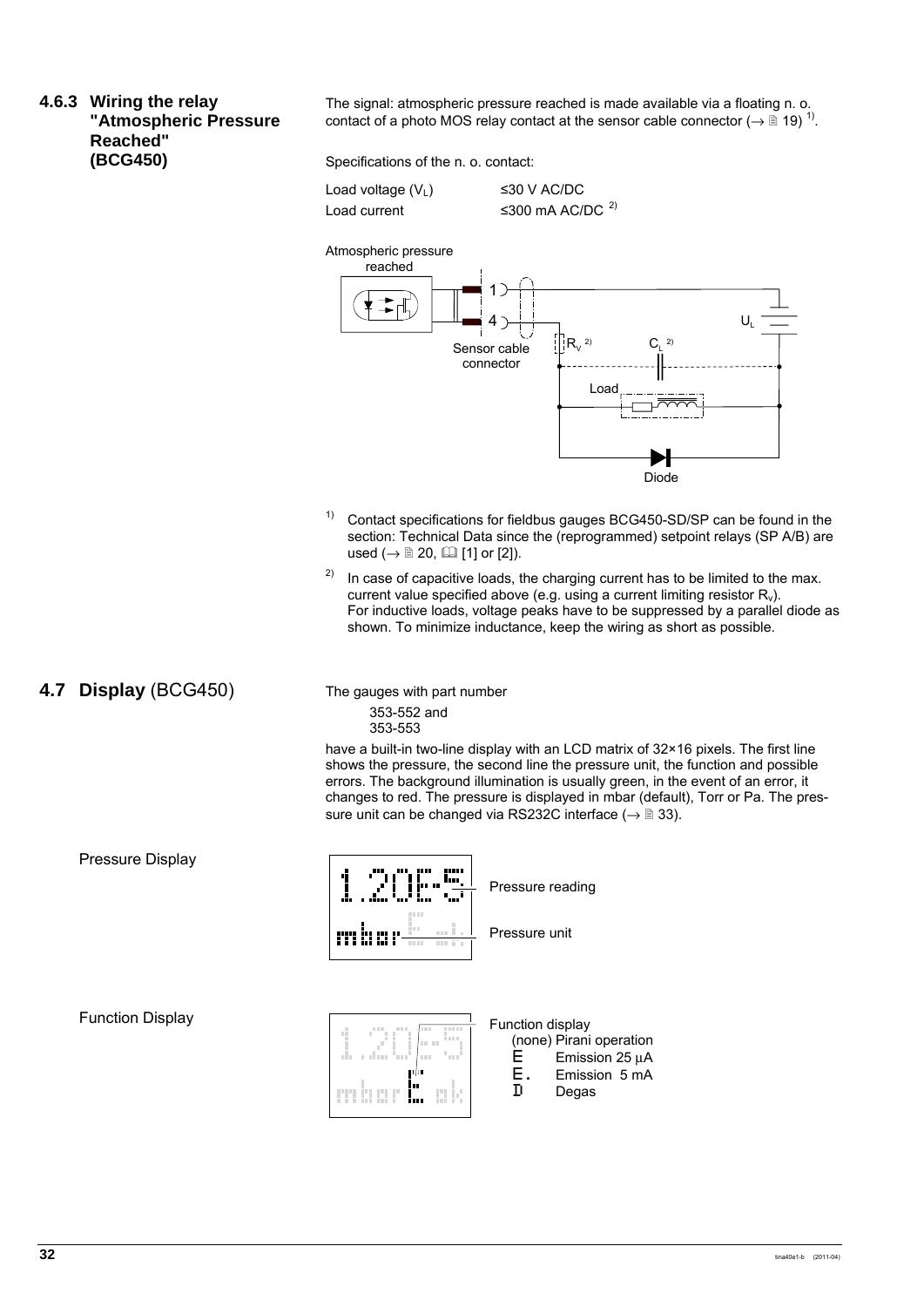### 4.6.3 Wiring the relay "Atmospheric Pressure Reached" (BCG450)

The signal: atmospheric pressure reached is made available via a floating n. o. contact of a photo MOS relay contact at the sensor cable connector (→ 🗎 19) [1].

Specifications of the n. o. contact:

| | |
|---|---|
| Load voltage ($V_L$) | ≤30 V AC/DC |
| Load current | ≤300 mA AC/DC [2] |

[1] Contact specifications for fieldbus gauges BCG450-SD/SP can be found in the section: Technical Data since the (reprogrammed) setpoint relays (SP A/B) are used (→ 🗎 20, 🕮 [1] or [2]).

[2] In case of capacitive loads, the charging current has to be limited to the max. current value specified above (e.g. using a current limiting resistor $R_v$). For inductive loads, voltage peaks have to be suppressed by a parallel diode as shown. To minimize inductance, keep the wiring as short as possible.

## 4.7 Display (BCG450)

The gauges with part number

353-552 and
353-553

have a built-in two-line display with an LCD matrix of 32×16 pixels. The first line shows the pressure, the second line the pressure unit, the function and possible errors. The background illumination is usually green, in the event of an error, it changes to red. The pressure is displayed in mbar (default), Torr or Pa. The pressure unit can be changed via RS232C interface (→ 🗎 33).

**Pressure Display**

Pressure reading

Pressure unit

**Function Display**

Function display
- (none) Pirani operation
- E Emission 25 µA
- E. Emission 5 mA
- D Degas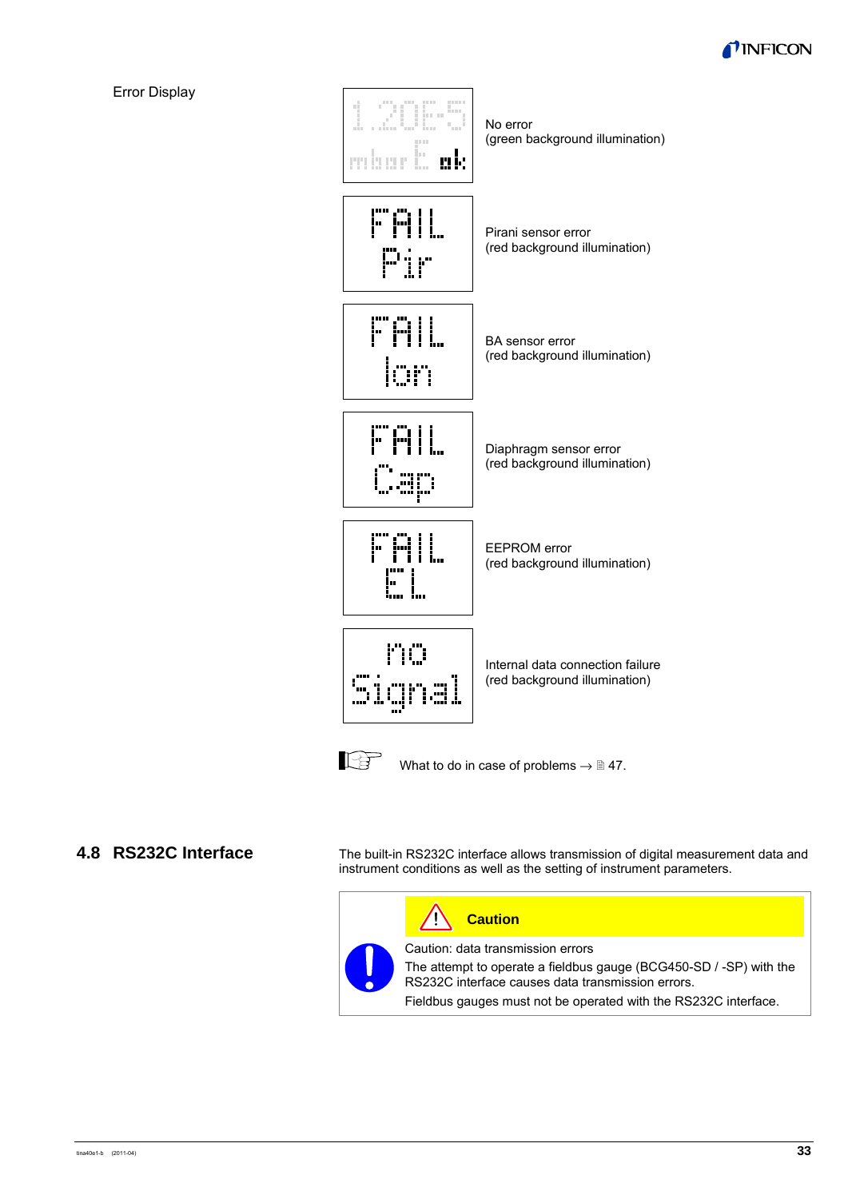Error Display

| Display | Meaning |
|---|---|
| 1.20E-5 mbar E ok | No error (green background illumination) |
| FAIL Pir | Pirani sensor error (red background illumination) |
| FAIL Ion | BA sensor error (red background illumination) |
| FAIL Cap | Diaphragm sensor error (red background illumination) |
| FAIL EL | EEPROM error (red background illumination) |
| no Signal | Internal data connection failure (red background illumination) |

What to do in case of problems → 47.

## 4.8 RS232C Interface

The built-in RS232C interface allows transmission of digital measurement data and instrument conditions as well as the setting of instrument parameters.

**Caution**

Caution: data transmission errors

The attempt to operate a fieldbus gauge (BCG450-SD / -SP) with the RS232C interface causes data transmission errors.

Fieldbus gauges must not be operated with the RS232C interface.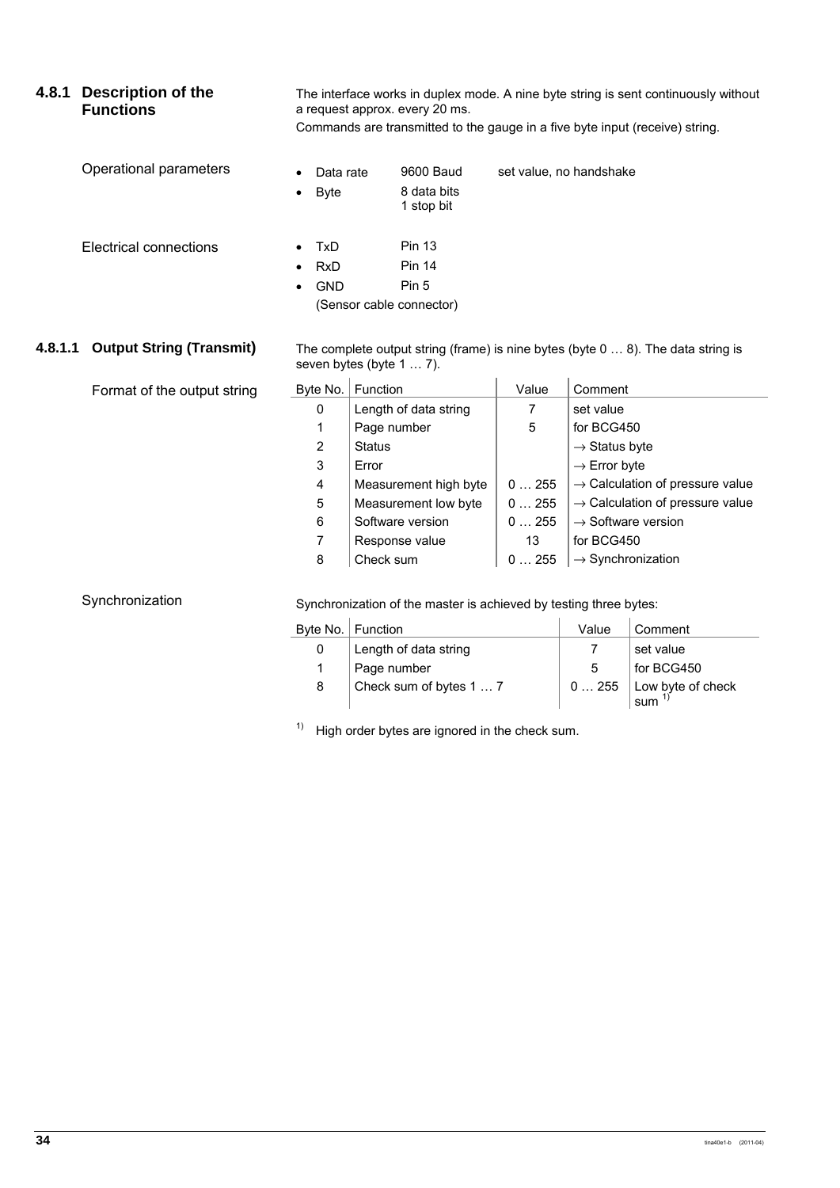### 4.8.1 Description of the Functions

The interface works in duplex mode. A nine byte string is sent continuously without a request approx. every 20 ms.

Commands are transmitted to the gauge in a five byte input (receive) string.

Operational parameters

- Data rate 9600 Baud set value, no handshake
- Byte 8 data bits
  1 stop bit

Electrical connections

- TxD Pin 13
- RxD Pin 14
- GND Pin 5

(Sensor cable connector)

#### 4.8.1.1 Output String (Transmit)

The complete output string (frame) is nine bytes (byte 0 … 8). The data string is seven bytes (byte 1 … 7).

Format of the output string

| Byte No. | Function | Value | Comment |
|---|---|---|---|
| 0 | Length of data string | 7 | set value |
| 1 | Page number | 5 | for BCG450 |
| 2 | Status | | → Status byte |
| 3 | Error | | → Error byte |
| 4 | Measurement high byte | 0 … 255 | → Calculation of pressure value |
| 5 | Measurement low byte | 0 … 255 | → Calculation of pressure value |
| 6 | Software version | 0 … 255 | → Software version |
| 7 | Response value | 13 | for BCG450 |
| 8 | Check sum | 0 … 255 | → Synchronization |

Synchronization

Synchronization of the master is achieved by testing three bytes:

| Byte No. | Function | Value | Comment |
|---|---|---|---|
| 0 | Length of data string | 7 | set value |
| 1 | Page number | 5 | for BCG450 |
| 8 | Check sum of bytes 1 … 7 | 0 … 255 | Low byte of check sum [1] |

[1] High order bytes are ignored in the check sum.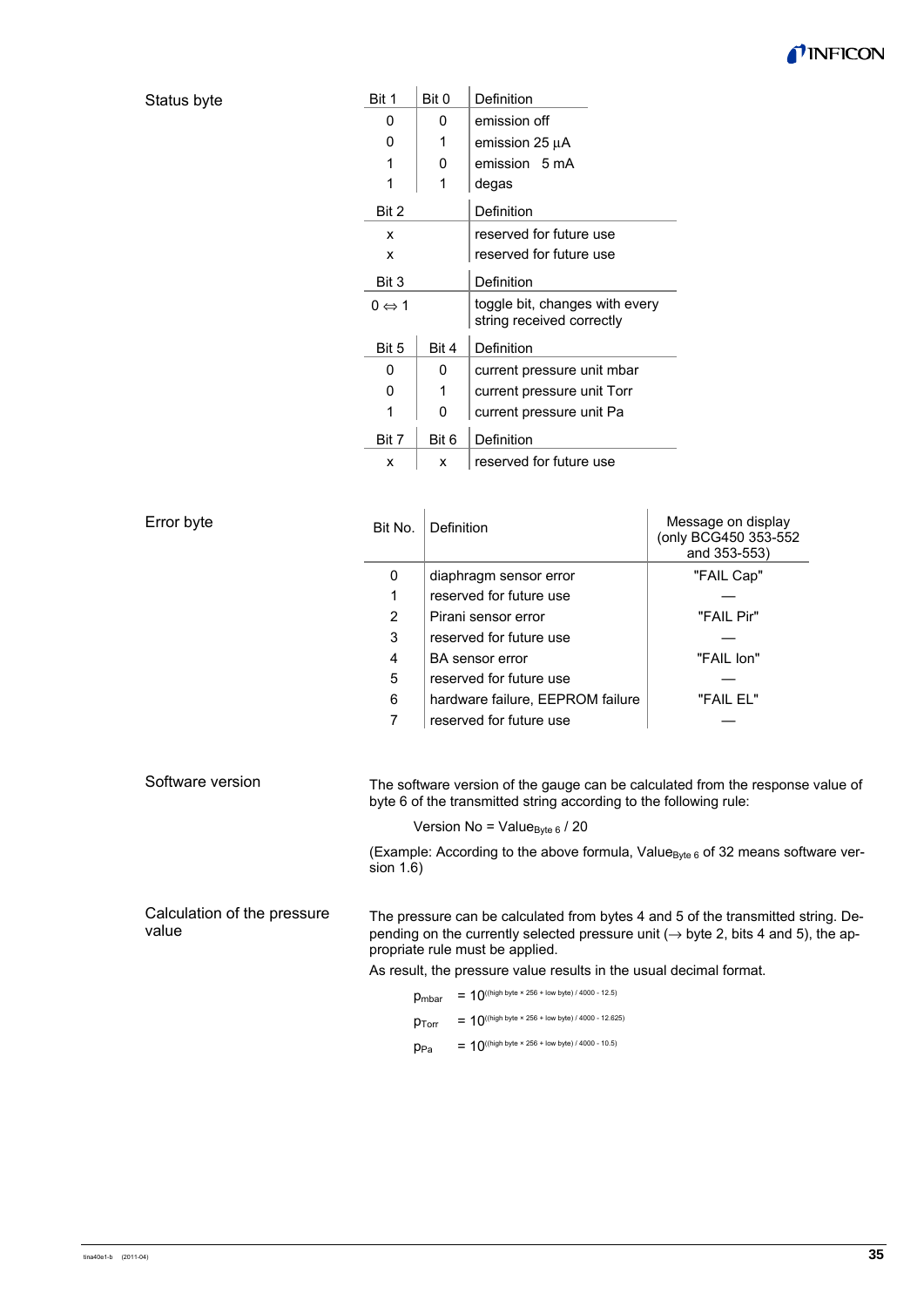**Status byte**

| Bit 1 | Bit 0 | Definition |
|---|---|---|
| 0 | 0 | emission off |
| 0 | 1 | emission 25 µA |
| 1 | 0 | emission 5 mA |
| 1 | 1 | degas |

| Bit 2 | Definition |
|---|---|
| x | reserved for future use |
| x | reserved for future use |

| Bit 3 | Definition |
|---|---|
| 0 ⇔ 1 | toggle bit, changes with every string received correctly |

| Bit 5 | Bit 4 | Definition |
|---|---|---|
| 0 | 0 | current pressure unit mbar |
| 0 | 1 | current pressure unit Torr |
| 1 | 0 | current pressure unit Pa |

| Bit 7 | Bit 6 | Definition |
|---|---|---|
| x | x | reserved for future use |

**Error byte**

| Bit No. | Definition | Message on display (only BCG450 353-552 and 353-553) |
|---|---|---|
| 0 | diaphragm sensor error | "FAIL Cap" |
| 1 | reserved for future use | — |
| 2 | Pirani sensor error | "FAIL Pir" |
| 3 | reserved for future use | — |
| 4 | BA sensor error | "FAIL Ion" |
| 5 | reserved for future use | — |
| 6 | hardware failure, EEPROM failure | "FAIL EL" |
| 7 | reserved for future use | — |

**Software version**

The software version of the gauge can be calculated from the response value of byte 6 of the transmitted string according to the following rule:

$$\text{Version No} = \text{Value}_{\text{Byte 6}} / 20$$

(Example: According to the above formula, $\text{Value}_{\text{Byte 6}}$ of 32 means software version 1.6)

**Calculation of the pressure value**

The pressure can be calculated from bytes 4 and 5 of the transmitted string. Depending on the currently selected pressure unit (→ byte 2, bits 4 and 5), the appropriate rule must be applied.

As result, the pressure value results in the usual decimal format.

$$p_{\text{mbar}} = 10^{((\text{high byte} \times 256 + \text{low byte}) / 4000 - 12.5)}$$

$$p_{\text{Torr}} = 10^{((\text{high byte} \times 256 + \text{low byte}) / 4000 - 12.625)}$$

$$p_{\text{Pa}} = 10^{((\text{high byte} \times 256 + \text{low byte}) / 4000 - 10.5)}$$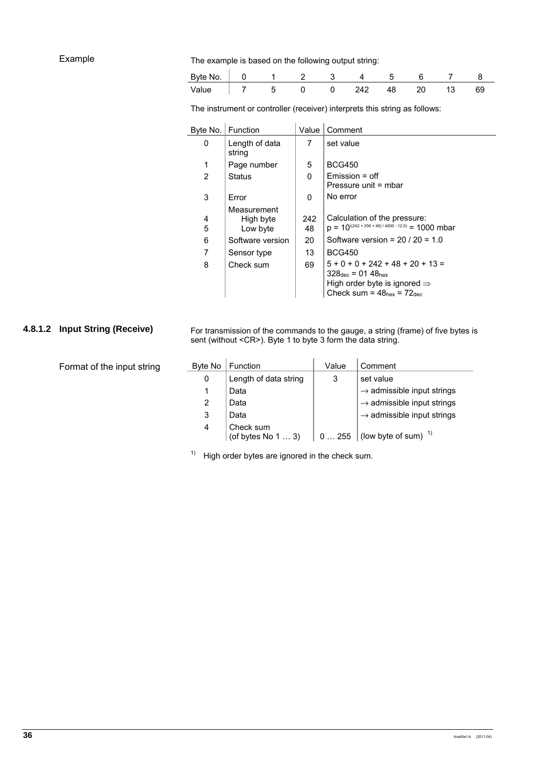Example

The example is based on the following output string:

| Byte No. | 0 | 1 | 2 | 3 | 4 | 5 | 6 | 7 | 8 |
|---|---|---|---|---|---|---|---|---|---|
| Value | 7 | 5 | 0 | 0 | 242 | 48 | 20 | 13 | 69 |

The instrument or controller (receiver) interprets this string as follows:

| Byte No. | Function | Value | Comment |
|---|---|---|---|
| 0 | Length of data string | 7 | set value |
| 1 | Page number | 5 | BCG450 |
| 2 | Status | 0 | Emission = off<br>Pressure unit = mbar |
| 3 | Error | 0 | No error |
| | Measurement | | |
| 4 | High byte | 242 | Calculation of the pressure: |
| 5 | Low byte | 48 | $p = 10^{((242 \times 256 + 48) / 4000 - 12.5)} = 1000$ mbar |
| 6 | Software version | 20 | Software version = 20 / 20 = 1.0 |
| 7 | Sensor type | 13 | BCG450 |
| 8 | Check sum | 69 | 5 + 0 + 0 + 242 + 48 + 20 + 13 =<br>$328_{dec} = 01\ 48_{hex}$<br>High order byte is ignored ⇒<br>Check sum = $48_{hex} = 72_{dec}$ |

### 4.8.1.2 Input String (Receive)

For transmission of the commands to the gauge, a string (frame) of five bytes is sent (without <CR>). Byte 1 to byte 3 form the data string.

Format of the input string

| Byte No | Function | Value | Comment |
|---|---|---|---|
| 0 | Length of data string | 3 | set value |
| 1 | Data | | → admissible input strings |
| 2 | Data | | → admissible input strings |
| 3 | Data | | → admissible input strings |
| 4 | Check sum (of bytes No 1 … 3) | 0 … 255 | (low byte of sum) [1] |

[1] High order bytes are ignored in the check sum.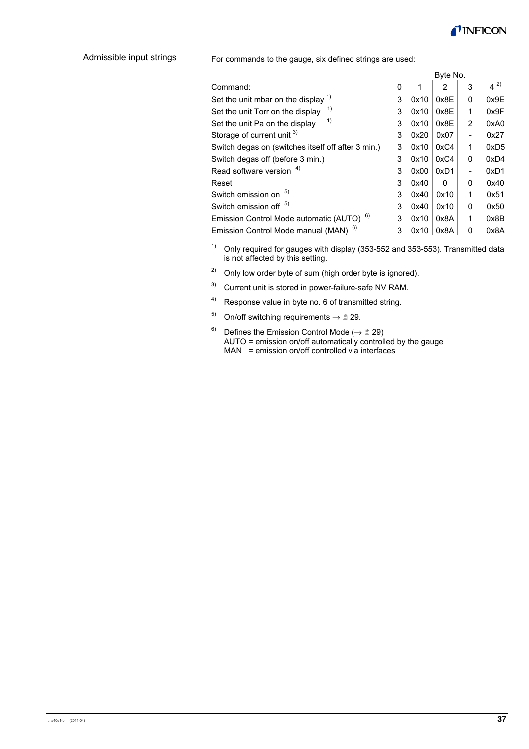Admissible input strings

For commands to the gauge, six defined strings are used:

| Command: | Byte No. 0 | 1 | 2 | 3 | 4 [2) ] |
|---|---|---|---|---|---|
| Set the unit mbar on the display [1)] | 3 | 0x10 | 0x8E | 0 | 0x9E |
| Set the unit Torr on the display [1)] | 3 | 0x10 | 0x8E | 1 | 0x9F |
| Set the unit Pa on the display [1)] | 3 | 0x10 | 0x8E | 2 | 0xA0 |
| Storage of current unit [3)] | 3 | 0x20 | 0x07 | - | 0x27 |
| Switch degas on (switches itself off after 3 min.) | 3 | 0x10 | 0xC4 | 1 | 0xD5 |
| Switch degas off (before 3 min.) | 3 | 0x10 | 0xC4 | 0 | 0xD4 |
| Read software version [4)] | 3 | 0x00 | 0xD1 | - | 0xD1 |
| Reset | 3 | 0x40 | 0 | 0 | 0x40 |
| Switch emission on [5)] | 3 | 0x40 | 0x10 | 1 | 0x51 |
| Switch emission off [5)] | 3 | 0x40 | 0x10 | 0 | 0x50 |
| Emission Control Mode automatic (AUTO) [6)] | 3 | 0x10 | 0x8A | 1 | 0x8B |
| Emission Control Mode manual (MAN) [6)] | 3 | 0x10 | 0x8A | 0 | 0x8A |

[1)] Only required for gauges with display (353-552 and 353-553). Transmitted data is not affected by this setting.

[2)] Only low order byte of sum (high order byte is ignored).

[3)] Current unit is stored in power-failure-safe NV RAM.

[4)] Response value in byte no. 6 of transmitted string.

[5)] On/off switching requirements → 🗎 29.

[6)] Defines the Emission Control Mode (→ 🗎 29)
AUTO = emission on/off automatically controlled by the gauge
MAN = emission on/off controlled via interfaces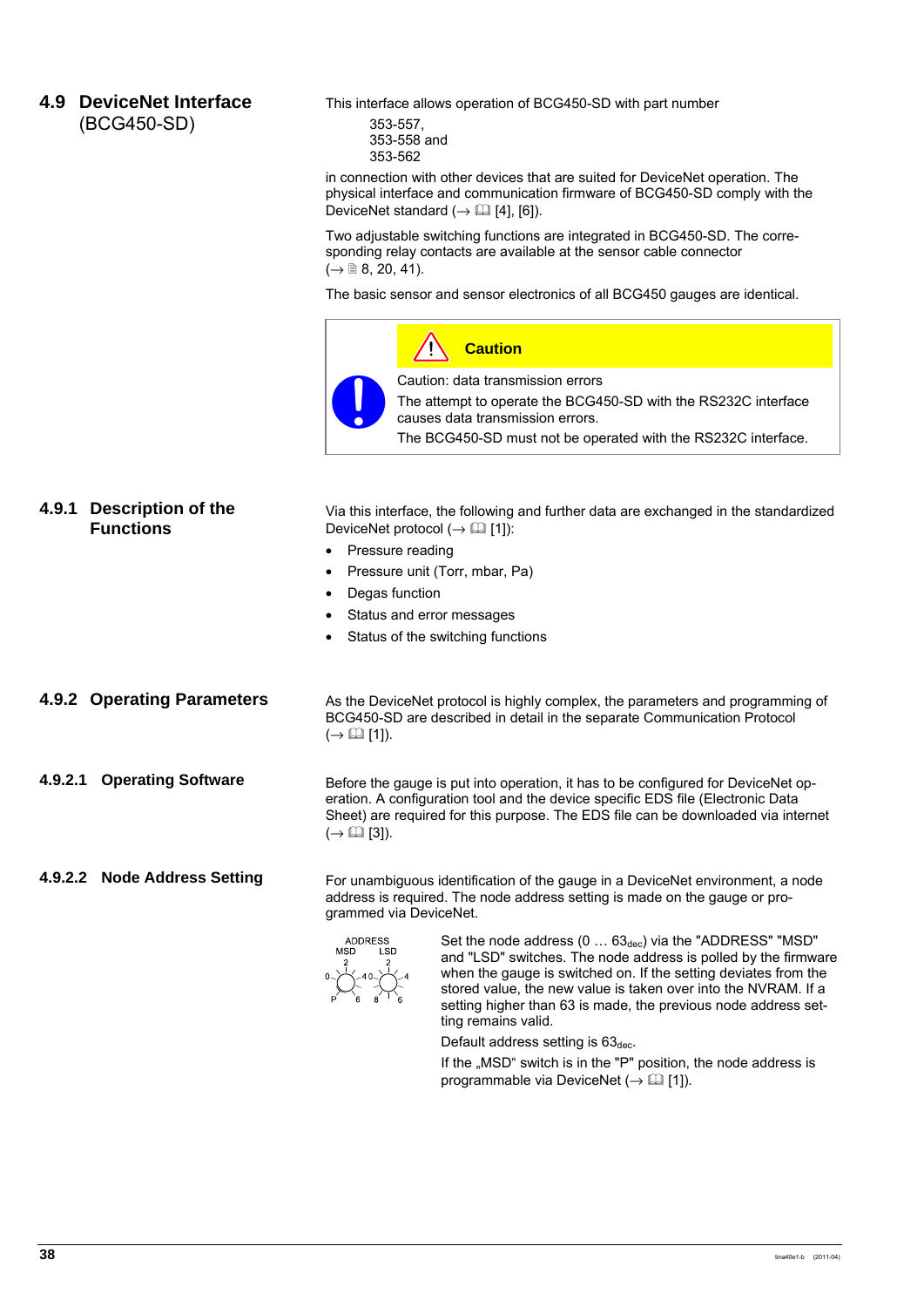## 4.9 DeviceNet Interface (BCG450-SD)

This interface allows operation of BCG450-SD with part number

353-557,
353-558 and
353-562

in connection with other devices that are suited for DeviceNet operation. The physical interface and communication firmware of BCG450-SD comply with the DeviceNet standard (→ 📖 [4], [6]).

Two adjustable switching functions are integrated in BCG450-SD. The corresponding relay contacts are available at the sensor cable connector (→ 🗎 8, 20, 41).

The basic sensor and sensor electronics of all BCG450 gauges are identical.

> **Caution**
>
> Caution: data transmission errors
>
> The attempt to operate the BCG450-SD with the RS232C interface causes data transmission errors.
>
> The BCG450-SD must not be operated with the RS232C interface.

### 4.9.1 Description of the Functions

Via this interface, the following and further data are exchanged in the standardized DeviceNet protocol (→ 📖 [1]):

- Pressure reading
- Pressure unit (Torr, mbar, Pa)
- Degas function
- Status and error messages
- Status of the switching functions

### 4.9.2 Operating Parameters

As the DeviceNet protocol is highly complex, the parameters and programming of BCG450-SD are described in detail in the separate Communication Protocol (→ 📖 [1]).

#### 4.9.2.1 Operating Software

Before the gauge is put into operation, it has to be configured for DeviceNet operation. A configuration tool and the device specific EDS file (Electronic Data Sheet) are required for this purpose. The EDS file can be downloaded via internet (→ 📖 [3]).

#### 4.9.2.2 Node Address Setting

For unambiguous identification of the gauge in a DeviceNet environment, a node address is required. The node address setting is made on the gauge or programmed via DeviceNet.

ADDRESS
MSD LSD

Set the node address (0 … $63_{dec}$) via the "ADDRESS" "MSD" and "LSD" switches. The node address is polled by the firmware when the gauge is switched on. If the setting deviates from the stored value, the new value is taken over into the NVRAM. If a setting higher than 63 is made, the previous node address setting remains valid.

Default address setting is $63_{dec}$.

If the „MSD“ switch is in the "P" position, the node address is programmable via DeviceNet (→ 📖 [1]).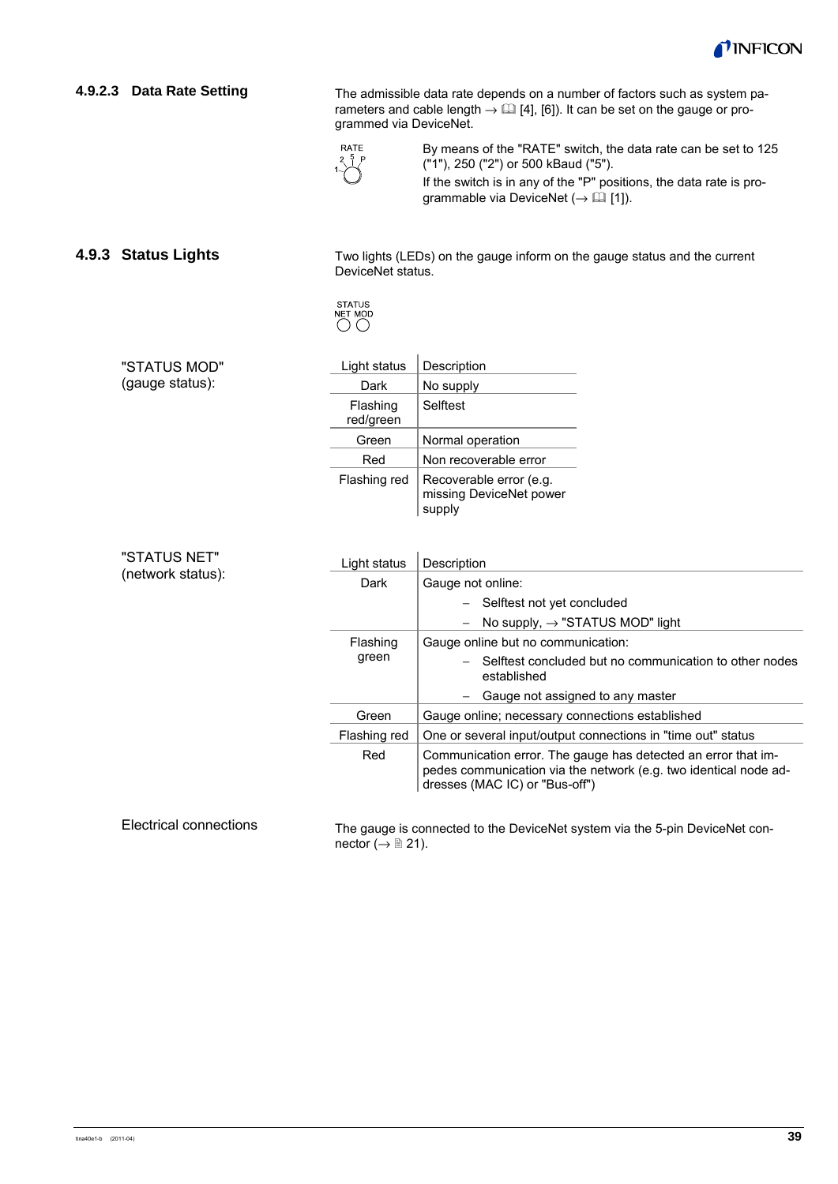#### 4.9.2.3 Data Rate Setting

The admissible data rate depends on a number of factors such as system parameters and cable length → 🕮 [4], [6]). It can be set on the gauge or programmed via DeviceNet.

By means of the "RATE" switch, the data rate can be set to 125 ("1"), 250 ("2") or 500 kBaud ("5").

If the switch is in any of the "P" positions, the data rate is programmable via DeviceNet (→ 🕮 [1]).

### 4.9.3 Status Lights

Two lights (LEDs) on the gauge inform on the gauge status and the current DeviceNet status.

"STATUS MOD" (gauge status):

| Light status | Description |
|---|---|
| Dark | No supply |
| Flashing red/green | Selftest |
| Green | Normal operation |
| Red | Non recoverable error |
| Flashing red | Recoverable error (e.g. missing DeviceNet power supply |

"STATUS NET" (network status):

| Light status | Description |
|---|---|
| Dark | Gauge not online: <br> – Selftest not yet concluded <br> – No supply, → "STATUS MOD" light |
| Flashing green | Gauge online but no communication: <br> – Selftest concluded but no communication to other nodes established <br> – Gauge not assigned to any master |
| Green | Gauge online; necessary connections established |
| Flashing red | One or several input/output connections in "time out" status |
| Red | Communication error. The gauge has detected an error that impedes communication via the network (e.g. two identical node addresses (MAC IC) or "Bus-off") |

Electrical connections

The gauge is connected to the DeviceNet system via the 5-pin DeviceNet connector (→ 🗎 21).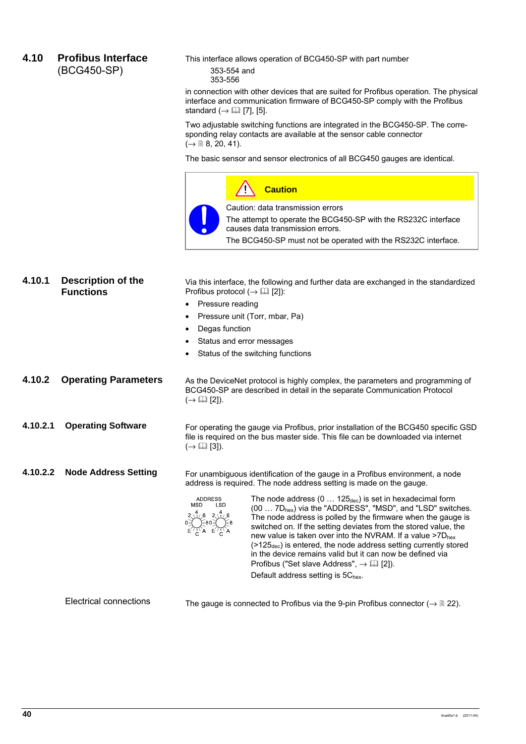## 4.10 Profibus Interface (BCG450-SP)

This interface allows operation of BCG450-SP with part number

353-554 and
353-556

in connection with other devices that are suited for Profibus operation. The physical interface and communication firmware of BCG450-SP comply with the Profibus standard (→ 📖 [7], [5].

Two adjustable switching functions are integrated in the BCG450-SP. The corresponding relay contacts are available at the sensor cable connector (→ 🗎 8, 20, 41).

The basic sensor and sensor electronics of all BCG450 gauges are identical.

> **Caution**
>
> Caution: data transmission errors
>
> The attempt to operate the BCG450-SP with the RS232C interface causes data transmission errors.
>
> The BCG450-SP must not be operated with the RS232C interface.

### 4.10.1 Description of the Functions

Via this interface, the following and further data are exchanged in the standardized Profibus protocol (→ 📖 [2]):

- Pressure reading
- Pressure unit (Torr, mbar, Pa)
- Degas function
- Status and error messages
- Status of the switching functions

### 4.10.2 Operating Parameters

As the DeviceNet protocol is highly complex, the parameters and programming of BCG450-SP are described in detail in the separate Communication Protocol (→ 📖 [2]).

#### 4.10.2.1 Operating Software

For operating the gauge via Profibus, prior installation of the BCG450 specific GSD file is required on the bus master side. This file can be downloaded via internet (→ 📖 [3]).

#### 4.10.2.2 Node Address Setting

For unambiguous identification of the gauge in a Profibus environment, a node address is required. The node address setting is made on the gauge.

ADDRESS
MSD LSD

The node address (0 … $125_{dec}$) is set in hexadecimal form (00 … $7D_{hex}$) via the "ADDRESS", "MSD", and "LSD" switches. The node address is polled by the firmware when the gauge is switched on. If the setting deviates from the stored value, the new value is taken over into the NVRAM. If a value >$7D_{hex}$ (>$125_{dec}$) is entered, the node address setting currently stored in the device remains valid but it can now be defined via Profibus ("Set slave Address", → 📖 [2]).

Default address setting is $5C_{hex}$.

Electrical connections

The gauge is connected to Profibus via the 9-pin Profibus connector (→ 🗎 22).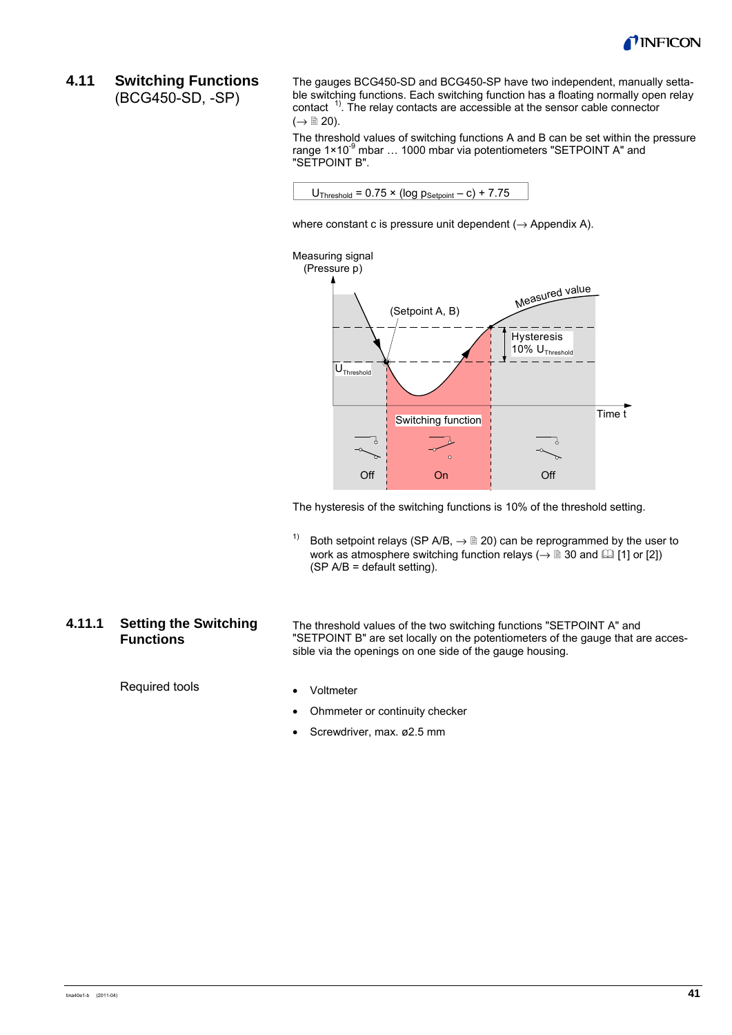## 4.11 Switching Functions (BCG450-SD, -SP)

The gauges BCG450-SD and BCG450-SP have two independent, manually settable switching functions. Each switching function has a floating normally open relay contact [1]. The relay contacts are accessible at the sensor cable connector (→ 🗎 20).

The threshold values of switching functions A and B can be set within the pressure range $1\times10^{-9}$ mbar … 1000 mbar via potentiometers "SETPOINT A" and "SETPOINT B".

$$U_{Threshold} = 0.75 \times (\log p_{Setpoint} - c) + 7.75$$

where constant c is pressure unit dependent (→ Appendix A).

Measuring signal (Pressure p)

Measured value

(Setpoint A, B)

Hysteresis 10% $U_{Threshold}$

$U_{Threshold}$

Time t

Switching function

Off | On | Off

The hysteresis of the switching functions is 10% of the threshold setting.

[1] Both setpoint relays (SP A/B, → 🗎 20) can be reprogrammed by the user to work as atmosphere switching function relays (→ 🗎 30 and 🕮 [1] or [2]) (SP A/B = default setting).

### 4.11.1 Setting the Switching Functions

The threshold values of the two switching functions "SETPOINT A" and "SETPOINT B" are set locally on the potentiometers of the gauge that are accessible via the openings on one side of the gauge housing.

Required tools

- Voltmeter
- Ohmmeter or continuity checker
- Screwdriver, max. ø2.5 mm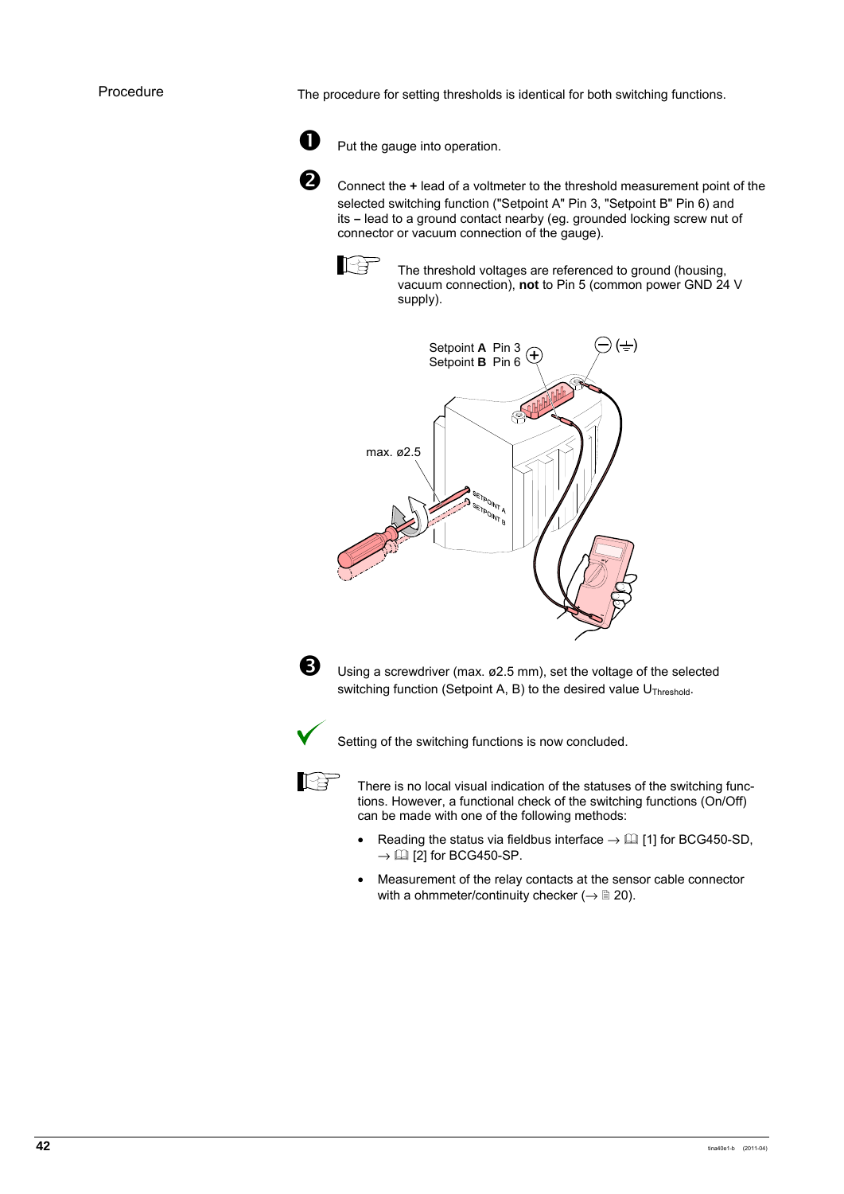Procedure

The procedure for setting thresholds is identical for both switching functions.

1. Put the gauge into operation.

2. Connect the **+** lead of a voltmeter to the threshold measurement point of the selected switching function ("Setpoint A" Pin 3, "Setpoint B" Pin 6) and its **–** lead to a ground contact nearby (eg. grounded locking screw nut of connector or vacuum connection of the gauge).

   The threshold voltages are referenced to ground (housing, vacuum connection), **not** to Pin 5 (common power GND 24 V supply).

Setpoint **A** Pin 3
Setpoint **B** Pin 6

max. ø2.5

3. Using a screwdriver (max. ø2.5 mm), set the voltage of the selected switching function (Setpoint A, B) to the desired value $U_{Threshold}$.

✓ Setting of the switching functions is now concluded.

There is no local visual indication of the statuses of the switching functions. However, a functional check of the switching functions (On/Off) can be made with one of the following methods:

- Reading the status via fieldbus interface → 📖 [1] for BCG450-SD, → 📖 [2] for BCG450-SP.
- Measurement of the relay contacts at the sensor cable connector with a ohmmeter/continuity checker (→ 🗎 20).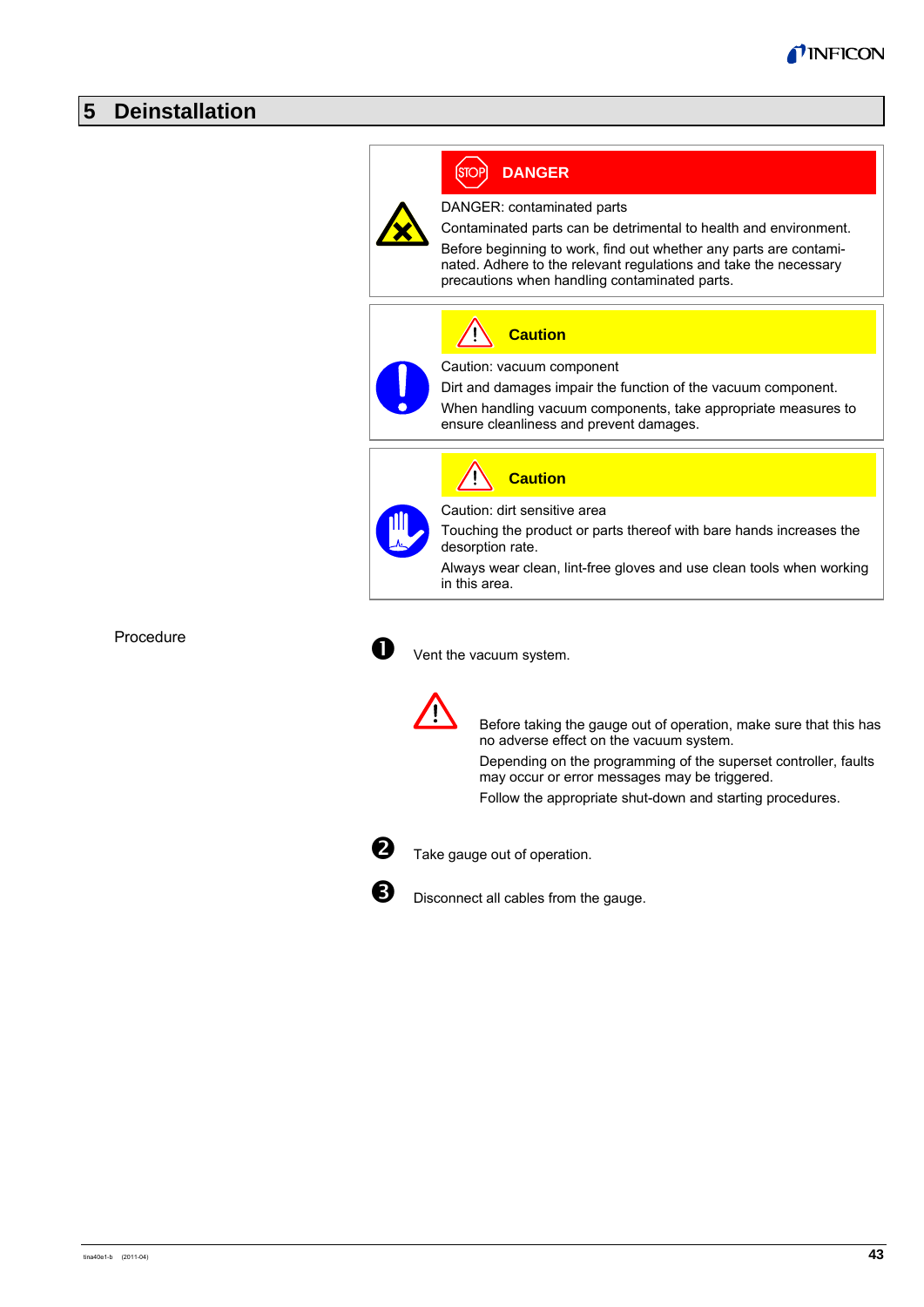# 5 Deinstallation

**DANGER**

DANGER: contaminated parts

Contaminated parts can be detrimental to health and environment.

Before beginning to work, find out whether any parts are contaminated. Adhere to the relevant regulations and take the necessary precautions when handling contaminated parts.

**Caution**

Caution: vacuum component

Dirt and damages impair the function of the vacuum component.

When handling vacuum components, take appropriate measures to ensure cleanliness and prevent damages.

**Caution**

Caution: dirt sensitive area

Touching the product or parts thereof with bare hands increases the desorption rate.

Always wear clean, lint-free gloves and use clean tools when working in this area.

Procedure

1. Vent the vacuum system.

   Before taking the gauge out of operation, make sure that this has no adverse effect on the vacuum system.

   Depending on the programming of the superset controller, faults may occur or error messages may be triggered.

   Follow the appropriate shut-down and starting procedures.

2. Take gauge out of operation.

3. Disconnect all cables from the gauge.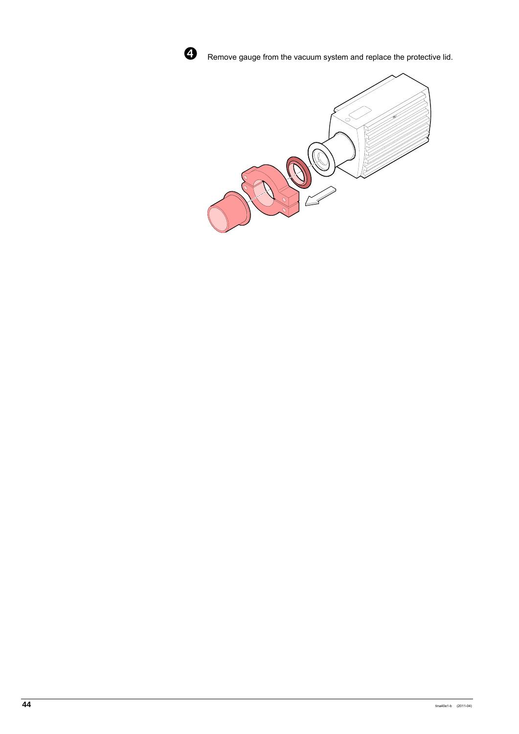❹ Remove gauge from the vacuum system and replace the protective lid.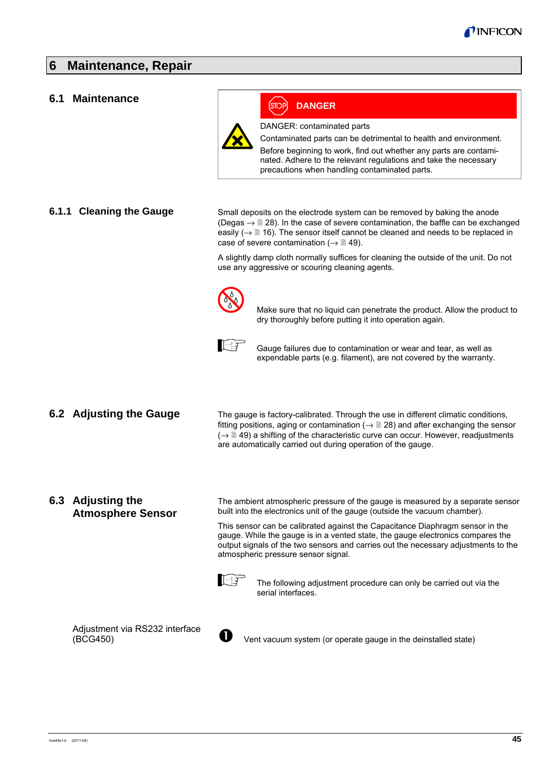# 6 Maintenance, Repair

## 6.1 Maintenance

**DANGER**

DANGER: contaminated parts

Contaminated parts can be detrimental to health and environment.

Before beginning to work, find out whether any parts are contaminated. Adhere to the relevant regulations and take the necessary precautions when handling contaminated parts.

### 6.1.1 Cleaning the Gauge

Small deposits on the electrode system can be removed by baking the anode (Degas → 🗎 28). In the case of severe contamination, the baffle can be exchanged easily (→ 🗎 16). The sensor itself cannot be cleaned and needs to be replaced in case of severe contamination (→ 🗎 49).

A slightly damp cloth normally suffices for cleaning the outside of the unit. Do not use any aggressive or scouring cleaning agents.

Make sure that no liquid can penetrate the product. Allow the product to dry thoroughly before putting it into operation again.

Gauge failures due to contamination or wear and tear, as well as expendable parts (e.g. filament), are not covered by the warranty.

## 6.2 Adjusting the Gauge

The gauge is factory-calibrated. Through the use in different climatic conditions, fitting positions, aging or contamination (→ 🗎 28) and after exchanging the sensor (→ 🗎 49) a shifting of the characteristic curve can occur. However, readjustments are automatically carried out during operation of the gauge.

## 6.3 Adjusting the Atmosphere Sensor

The ambient atmospheric pressure of the gauge is measured by a separate sensor built into the electronics unit of the gauge (outside the vacuum chamber).

This sensor can be calibrated against the Capacitance Diaphragm sensor in the gauge. While the gauge is in a vented state, the gauge electronics compares the output signals of the two sensors and carries out the necessary adjustments to the atmospheric pressure sensor signal.

The following adjustment procedure can only be carried out via the serial interfaces.

Adjustment via RS232 interface (BCG450)

1. Vent vacuum system (or operate gauge in the deinstalled state)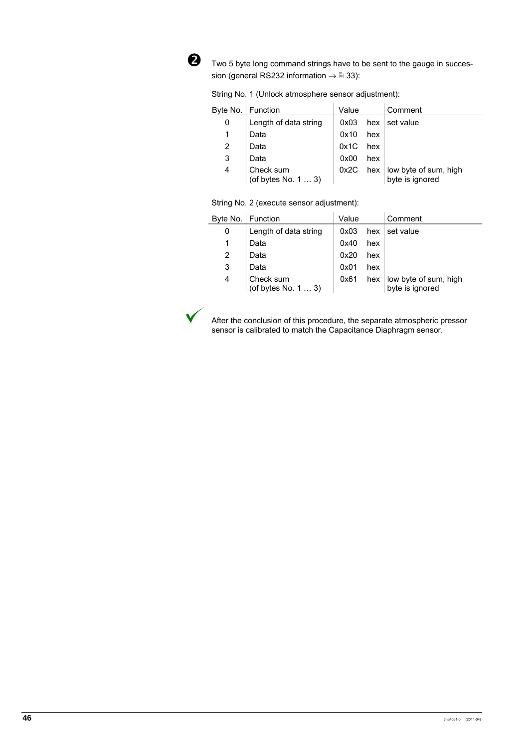❷ Two 5 byte long command strings have to be sent to the gauge in succession (general RS232 information → 🗎 33):

String No. 1 (Unlock atmosphere sensor adjustment):

| Byte No. | Function | Value | | Comment |
|---|---|---|---|---|
| 0 | Length of data string | 0x03 | hex | set value |
| 1 | Data | 0x10 | hex | |
| 2 | Data | 0x1C | hex | |
| 3 | Data | 0x00 | hex | |
| 4 | Check sum (of bytes No. 1 … 3) | 0x2C | hex | low byte of sum, high byte is ignored |

String No. 2 (execute sensor adjustment):

| Byte No. | Function | Value | | Comment |
|---|---|---|---|---|
| 0 | Length of data string | 0x03 | hex | set value |
| 1 | Data | 0x40 | hex | |
| 2 | Data | 0x20 | hex | |
| 3 | Data | 0x01 | hex | |
| 4 | Check sum (of bytes No. 1 … 3) | 0x61 | hex | low byte of sum, high byte is ignored |

✓ After the conclusion of this procedure, the separate atmospheric pressor sensor is calibrated to match the Capacitance Diaphragm sensor.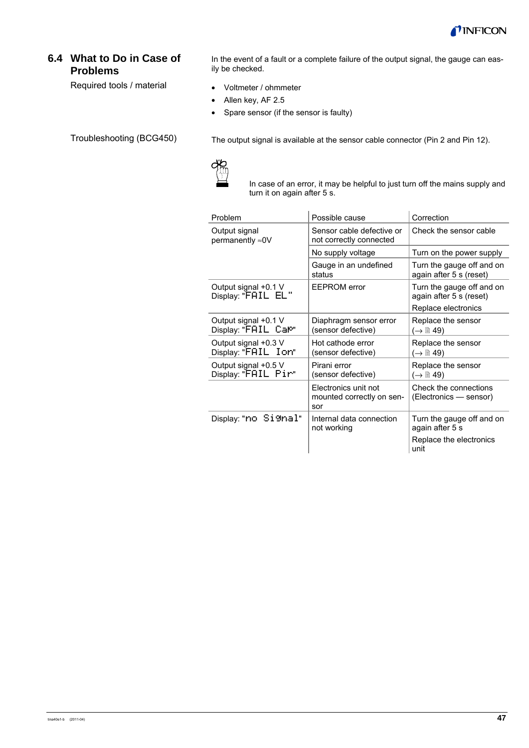## 6.4 What to Do in Case of Problems

In the event of a fault or a complete failure of the output signal, the gauge can easily be checked.

Required tools / material

- Voltmeter / ohmmeter
- Allen key, AF 2.5
- Spare sensor (if the sensor is faulty)

Troubleshooting (BCG450)

The output signal is available at the sensor cable connector (Pin 2 and Pin 12).

In case of an error, it may be helpful to just turn off the mains supply and turn it on again after 5 s.

| Problem | Possible cause | Correction |
|---|---|---|
| Output signal permanently ≈0V | Sensor cable defective or not correctly connected | Check the sensor cable |
| | No supply voltage | Turn on the power supply |
| | Gauge in an undefined status | Turn the gauge off and on again after 5 s (reset) |
| Output signal +0.1 V<br>Display: "FAIL EL" | EEPROM error | Turn the gauge off and on again after 5 s (reset)<br>Replace electronics |
| Output signal +0.1 V<br>Display: "FAIL CaP" | Diaphragm sensor error (sensor defective) | Replace the sensor (→ 🗎 49) |
| Output signal +0.3 V<br>Display: "FAIL Ion" | Hot cathode error (sensor defective) | Replace the sensor (→ 🗎 49) |
| Output signal +0.5 V<br>Display: "FAIL Pir" | Pirani error (sensor defective) | Replace the sensor (→ 🗎 49) |
| | Electronics unit not mounted correctly on sensor | Check the connections (Electronics — sensor) |
| Display: "no Signal" | Internal data connection not working | Turn the gauge off and on again after 5 s<br>Replace the electronics unit |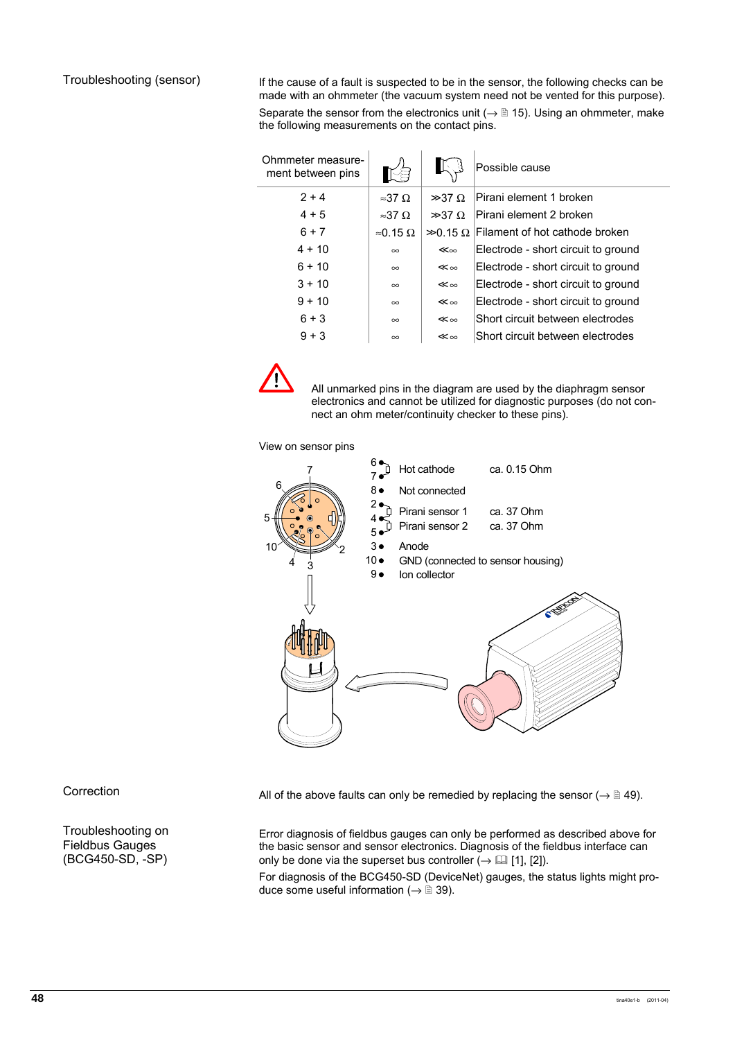## Troubleshooting (sensor)

If the cause of a fault is suspected to be in the sensor, the following checks can be made with an ohmmeter (the vacuum system need not be vented for this purpose).

Separate the sensor from the electronics unit (→ 🗎 15). Using an ohmmeter, make the following measurements on the contact pins.

| Ohmmeter measurement between pins | 👍 | 👎 | Possible cause |
|---|---|---|---|
| 2 + 4 | ≈37 Ω | ≫37 Ω | Pirani element 1 broken |
| 4 + 5 | ≈37 Ω | ≫37 Ω | Pirani element 2 broken |
| 6 + 7 | ≈0.15 Ω | ≫0.15 Ω | Filament of hot cathode broken |
| 4 + 10 | ∞ | ≪∞ | Electrode - short circuit to ground |
| 6 + 10 | ∞ | ≪∞ | Electrode - short circuit to ground |
| 3 + 10 | ∞ | ≪∞ | Electrode - short circuit to ground |
| 9 + 10 | ∞ | ≪∞ | Electrode - short circuit to ground |
| 6 + 3 | ∞ | ≪∞ | Short circuit between electrodes |
| 9 + 3 | ∞ | ≪∞ | Short circuit between electrodes |

⚠ All unmarked pins in the diagram are used by the diaphragm sensor electronics and cannot be utilized for diagnostic purposes (do not connect an ohm meter/continuity checker to these pins).

View on sensor pins

| Pins | Function | Resistance |
|---|---|---|
| 6, 7 | Hot cathode | ca. 0.15 Ohm |
| 8 | Not connected | |
| 2, 4 | Pirani sensor 1 | ca. 37 Ohm |
| 4, 5 | Pirani sensor 2 | ca. 37 Ohm |
| 3 | Anode | |
| 10 | GND (connected to sensor housing) | |
| 9 | Ion collector | |

## Correction

All of the above faults can only be remedied by replacing the sensor (→ 🗎 49).

## Troubleshooting on Fieldbus Gauges (BCG450-SD, -SP)

Error diagnosis of fieldbus gauges can only be performed as described above for the basic sensor and sensor electronics. Diagnosis of the fieldbus interface can only be done via the superset bus controller (→ 🕮 [1], [2]).

For diagnosis of the BCG450-SD (DeviceNet) gauges, the status lights might produce some useful information (→ 🗎 39).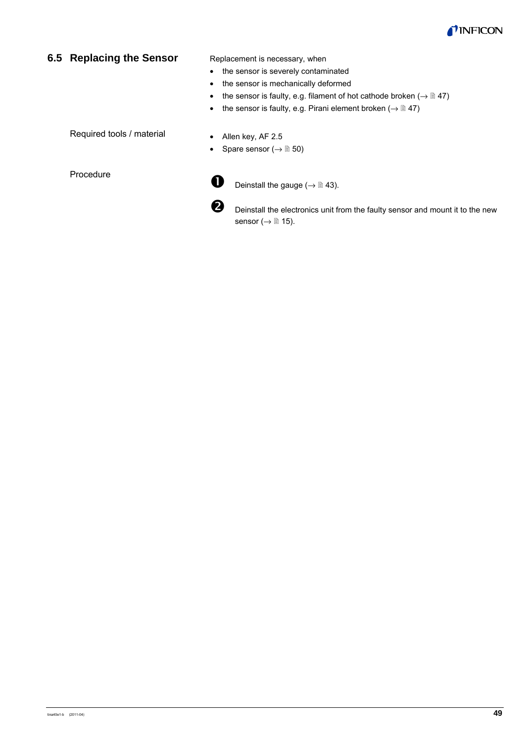## 6.5 Replacing the Sensor

Replacement is necessary, when

- the sensor is severely contaminated
- the sensor is mechanically deformed
- the sensor is faulty, e.g. filament of hot cathode broken (→ 🗎 47)
- the sensor is faulty, e.g. Pirani element broken (→ 🗎 47)

Required tools / material

- Allen key, AF 2.5
- Spare sensor (→ 🗎 50)

Procedure

❶ Deinstall the gauge (→ 🗎 43).

❷ Deinstall the electronics unit from the faulty sensor and mount it to the new sensor (→ 🗎 15).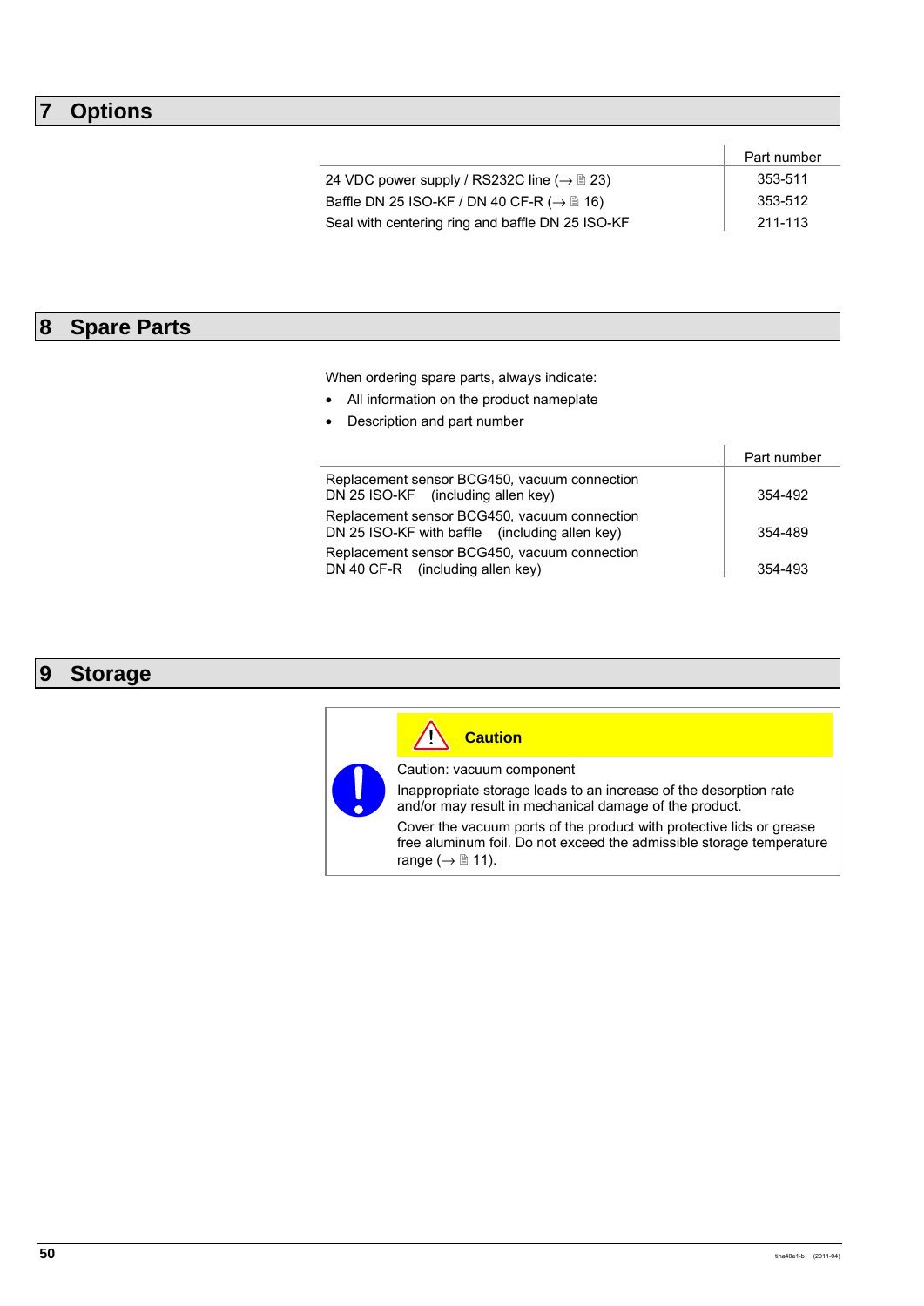# 7 Options

| | Part number |
|---|---|
| 24 VDC power supply / RS232C line (→ 🗎 23) | 353-511 |
| Baffle DN 25 ISO-KF / DN 40 CF-R (→ 🗎 16) | 353-512 |
| Seal with centering ring and baffle DN 25 ISO-KF | 211-113 |

# 8 Spare Parts

When ordering spare parts, always indicate:

- All information on the product nameplate
- Description and part number

| | Part number |
|---|---|
| Replacement sensor BCG450, vacuum connection DN 25 ISO-KF (including allen key) | 354-492 |
| Replacement sensor BCG450, vacuum connection DN 25 ISO-KF with baffle (including allen key) | 354-489 |
| Replacement sensor BCG450, vacuum connection DN 40 CF-R (including allen key) | 354-493 |

# 9 Storage

**Caution**

Caution: vacuum component

Inappropriate storage leads to an increase of the desorption rate and/or may result in mechanical damage of the product.

Cover the vacuum ports of the product with protective lids or grease free aluminum foil. Do not exceed the admissible storage temperature range (→ 🗎 11).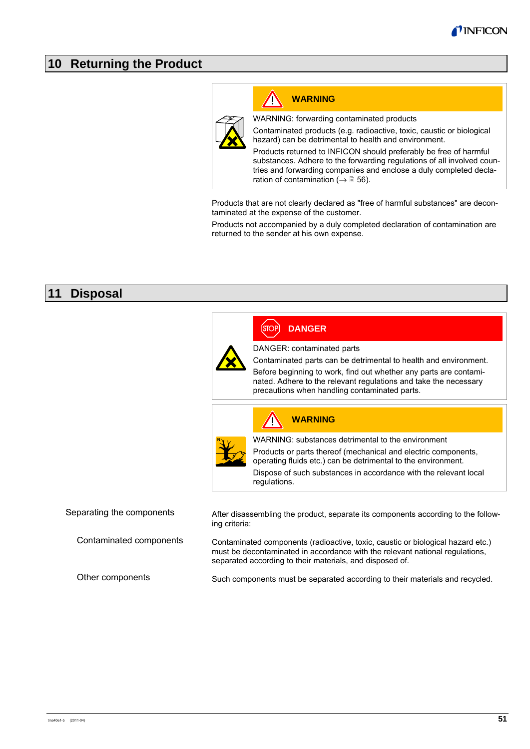# 10 Returning the Product

**WARNING**

WARNING: forwarding contaminated products

Contaminated products (e.g. radioactive, toxic, caustic or biological hazard) can be detrimental to health and environment.

Products returned to INFICON should preferably be free of harmful substances. Adhere to the forwarding regulations of all involved countries and forwarding companies and enclose a duly completed declaration of contamination (→ 🗎 56).

Products that are not clearly declared as "free of harmful substances" are decontaminated at the expense of the customer.

Products not accompanied by a duly completed declaration of contamination are returned to the sender at his own expense.

# 11 Disposal

**DANGER**

DANGER: contaminated parts

Contaminated parts can be detrimental to health and environment.

Before beginning to work, find out whether any parts are contaminated. Adhere to the relevant regulations and take the necessary precautions when handling contaminated parts.

**WARNING**

WARNING: substances detrimental to the environment

Products or parts thereof (mechanical and electric components, operating fluids etc.) can be detrimental to the environment.

Dispose of such substances in accordance with the relevant local regulations.

**Separating the components**

After disassembling the product, separate its components according to the following criteria:

**Contaminated components**

Contaminated components (radioactive, toxic, caustic or biological hazard etc.) must be decontaminated in accordance with the relevant national regulations, separated according to their materials, and disposed of.

**Other components**

Such components must be separated according to their materials and recycled.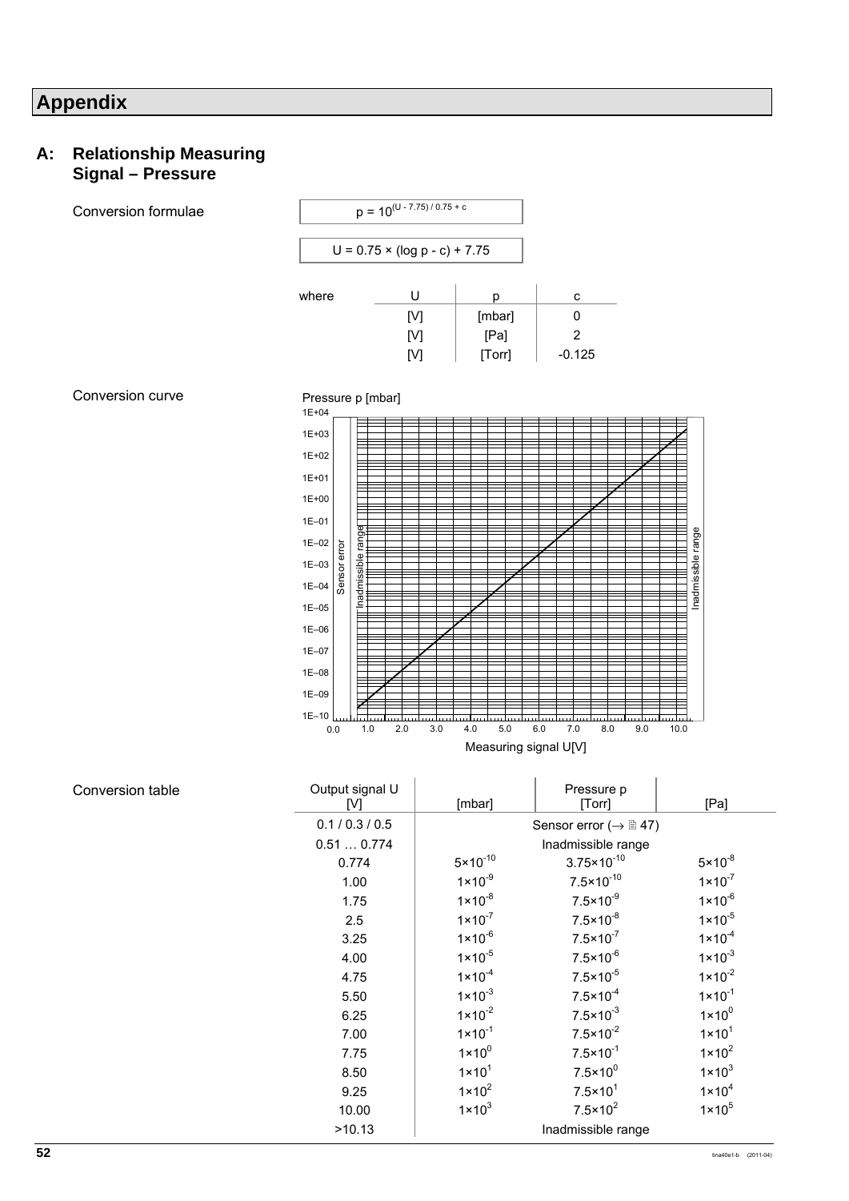# Appendix

## A: Relationship Measuring Signal – Pressure

Conversion formulae

$$p = 10^{(U - 7.75) / 0.75 + c}$$

$$U = 0.75 \times (\log p - c) + 7.75$$

where

| U | p | c |
|---|---|---|
| [V] | [mbar] | 0 |
| [V] | [Pa] | 2 |
| [V] | [Torr] | -0.125 |

Conversion curve

Pressure p [mbar]

Measuring signal U[V]

Conversion table

| Output signal U [V] | Pressure p [mbar] | [Torr] | [Pa] |
|---|---|---|---|
| 0.1 / 0.3 / 0.5 | Sensor error (→ 🗎 47) | | |
| 0.51 … 0.774 | Inadmissible range | | |
| 0.774 | $5\times10^{-10}$ | $3.75\times10^{-10}$ | $5\times10^{-8}$ |
| 1.00 | $1\times10^{-9}$ | $7.5\times10^{-10}$ | $1\times10^{-7}$ |
| 1.75 | $1\times10^{-8}$ | $7.5\times10^{-9}$ | $1\times10^{-6}$ |
| 2.5 | $1\times10^{-7}$ | $7.5\times10^{-8}$ | $1\times10^{-5}$ |
| 3.25 | $1\times10^{-6}$ | $7.5\times10^{-7}$ | $1\times10^{-4}$ |
| 4.00 | $1\times10^{-5}$ | $7.5\times10^{-6}$ | $1\times10^{-3}$ |
| 4.75 | $1\times10^{-4}$ | $7.5\times10^{-5}$ | $1\times10^{-2}$ |
| 5.50 | $1\times10^{-3}$ | $7.5\times10^{-4}$ | $1\times10^{-1}$ |
| 6.25 | $1\times10^{-2}$ | $7.5\times10^{-3}$ | $1\times10^{0}$ |
| 7.00 | $1\times10^{-1}$ | $7.5\times10^{-2}$ | $1\times10^{1}$ |
| 7.75 | $1\times10^{0}$ | $7.5\times10^{-1}$ | $1\times10^{2}$ |
| 8.50 | $1\times10^{1}$ | $7.5\times10^{0}$ | $1\times10^{3}$ |
| 9.25 | $1\times10^{2}$ | $7.5\times10^{1}$ | $1\times10^{4}$ |
| 10.00 | $1\times10^{3}$ | $7.5\times10^{2}$ | $1\times10^{5}$ |
| >10.13 | Inadmissible range | | |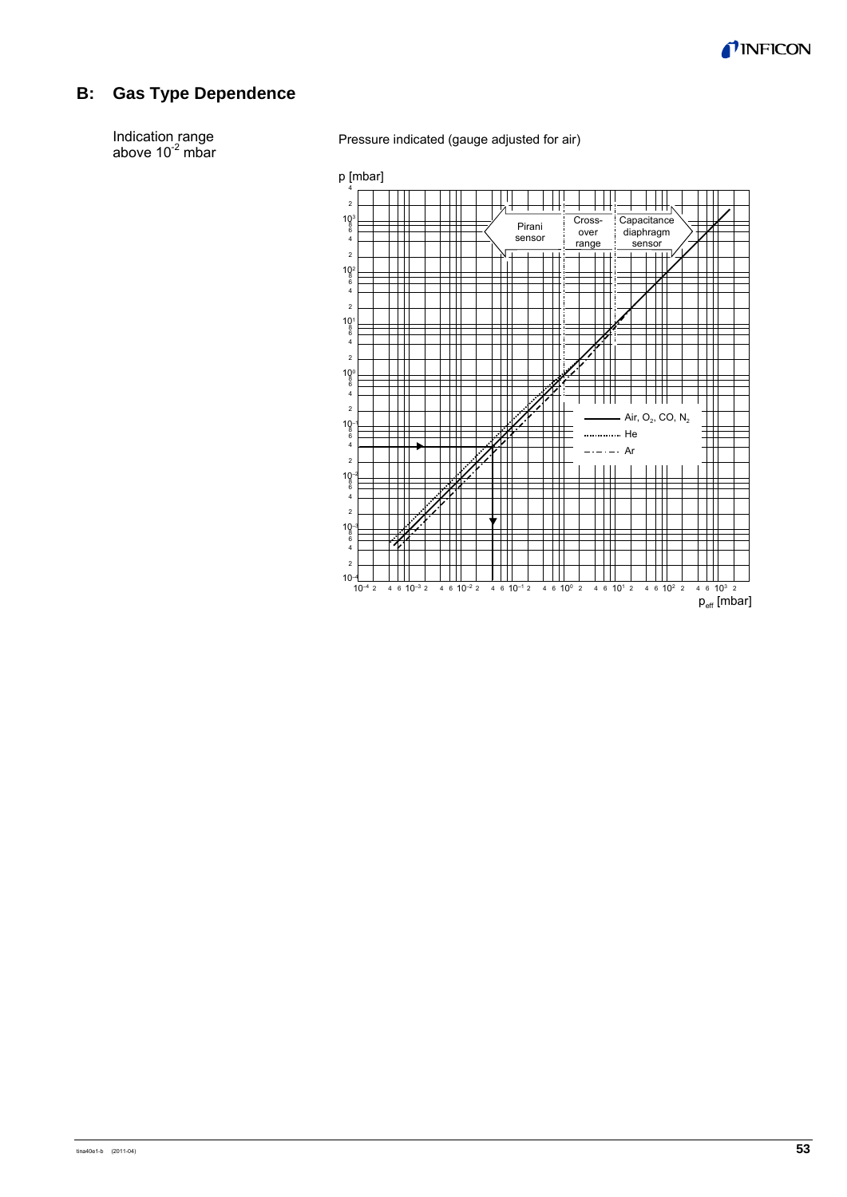## B: Gas Type Dependence

Indication range above $10^{-2}$ mbar

Pressure indicated (gauge adjusted for air)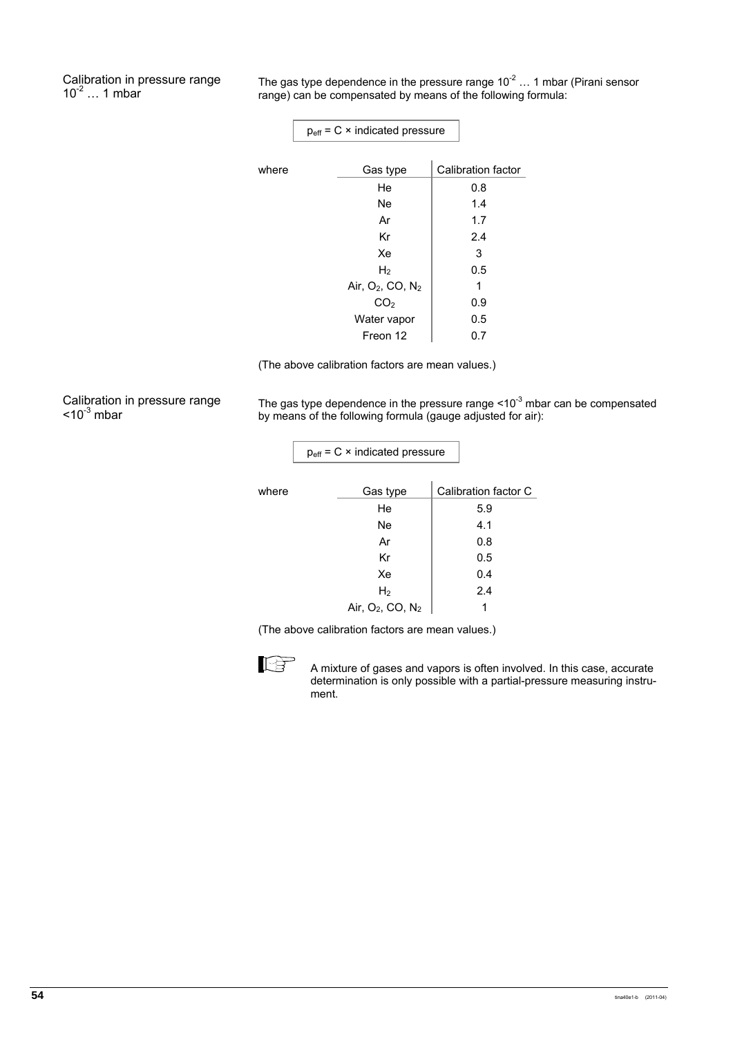### Calibration in pressure range $10^{-2}$ … 1 mbar

The gas type dependence in the pressure range $10^{-2}$ … 1 mbar (Pirani sensor range) can be compensated by means of the following formula:

$$p_{eff} = C \times \text{indicated pressure}$$

where

| Gas type | Calibration factor |
|---|---|
| He | 0.8 |
| Ne | 1.4 |
| Ar | 1.7 |
| Kr | 2.4 |
| Xe | 3 |
| $H_2$ | 0.5 |
| Air, $O_2$, CO, $N_2$ | 1 |
| $CO_2$ | 0.9 |
| Water vapor | 0.5 |
| Freon 12 | 0.7 |

(The above calibration factors are mean values.)

### Calibration in pressure range $<10^{-3}$ mbar

The gas type dependence in the pressure range $<10^{-3}$ mbar can be compensated by means of the following formula (gauge adjusted for air):

$$p_{eff} = C \times \text{indicated pressure}$$

where

| Gas type | Calibration factor C |
|---|---|
| He | 5.9 |
| Ne | 4.1 |
| Ar | 0.8 |
| Kr | 0.5 |
| Xe | 0.4 |
| $H_2$ | 2.4 |
| Air, $O_2$, CO, $N_2$ | 1 |

(The above calibration factors are mean values.)

A mixture of gases and vapors is often involved. In this case, accurate determination is only possible with a partial-pressure measuring instrument.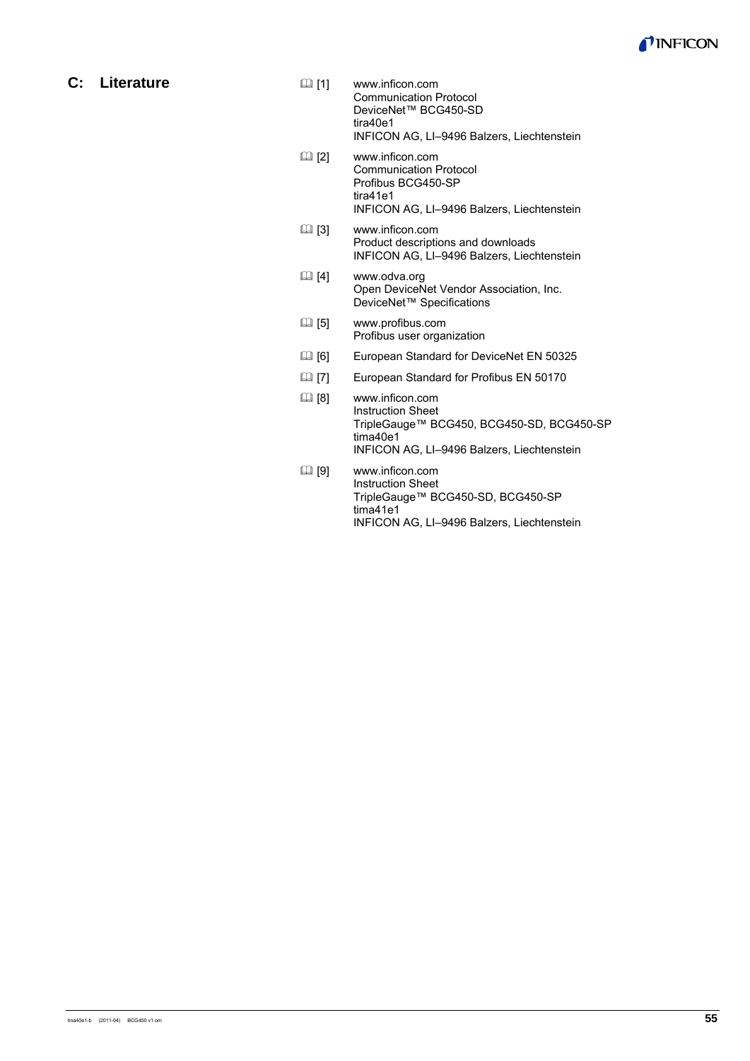# C: Literature

📖 [1] www.inficon.com
Communication Protocol
DeviceNet™ BCG450-SD
tira40e1
INFICON AG, LI–9496 Balzers, Liechtenstein

📖 [2] www.inficon.com
Communication Protocol
Profibus BCG450-SP
tira41e1
INFICON AG, LI–9496 Balzers, Liechtenstein

📖 [3] www.inficon.com
Product descriptions and downloads
INFICON AG, LI–9496 Balzers, Liechtenstein

📖 [4] www.odva.org
Open DeviceNet Vendor Association, Inc.
DeviceNet™ Specifications

📖 [5] www.profibus.com
Profibus user organization

📖 [6] European Standard for DeviceNet EN 50325

📖 [7] European Standard for Profibus EN 50170

📖 [8] www.inficon.com
Instruction Sheet
TripleGauge™ BCG450, BCG450-SD, BCG450-SP
tima40e1
INFICON AG, LI–9496 Balzers, Liechtenstein

📖 [9] www.inficon.com
Instruction Sheet
TripleGauge™ BCG450-SD, BCG450-SP
tima41e1
INFICON AG, LI–9496 Balzers, Liechtenstein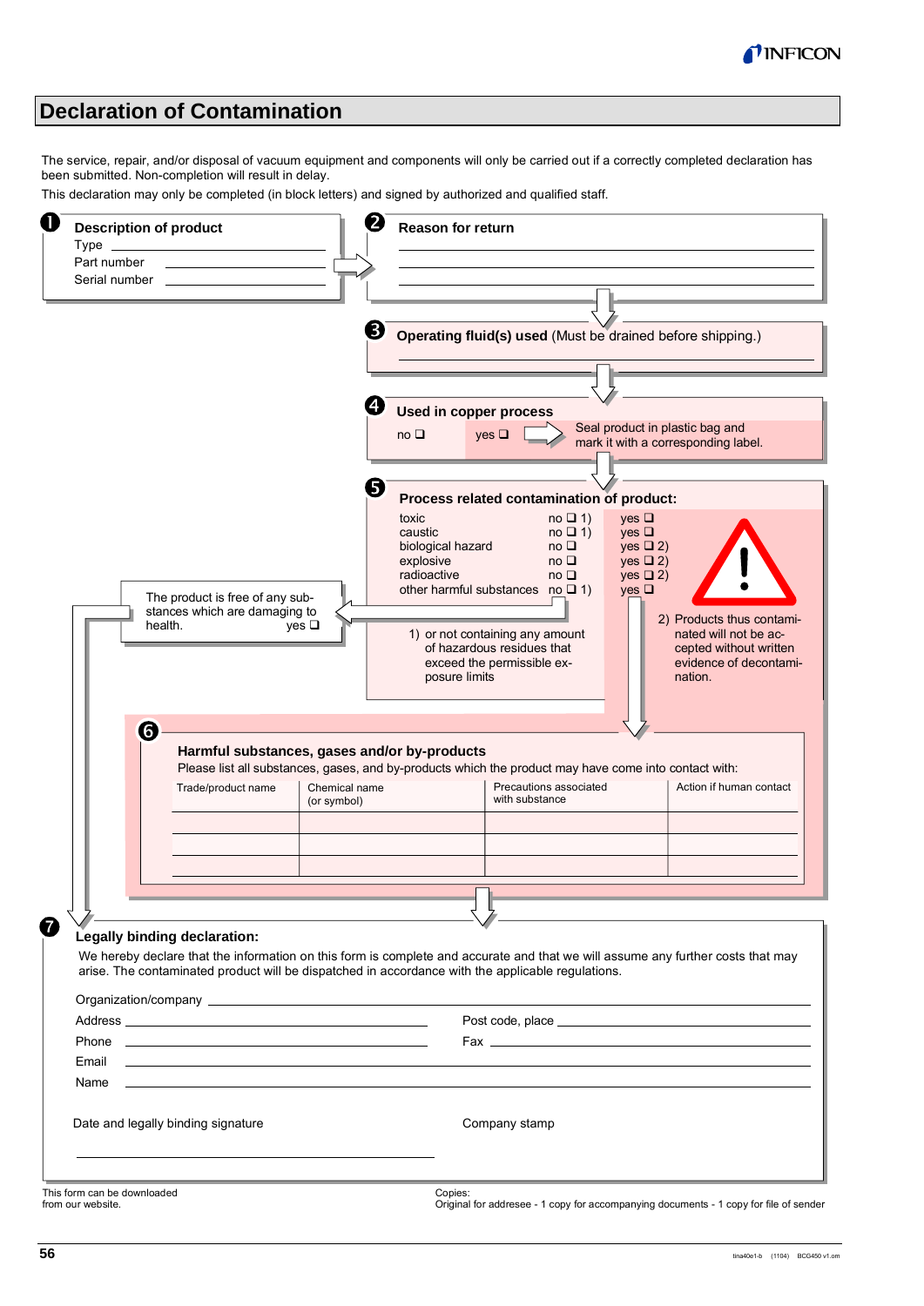# Declaration of Contamination

The service, repair, and/or disposal of vacuum equipment and components will only be carried out if a correctly completed declaration has been submitted. Non-completion will result in delay.

This declaration may only be completed (in block letters) and signed by authorized and qualified staff.

## ❶ Description of product

Type \_\_\_\_\_\_\_\_\_\_\_\_\_\_\_\_\_\_\_\_

Part number \_\_\_\_\_\_\_\_\_\_\_\_\_\_\_\_\_\_\_\_

Serial number \_\_\_\_\_\_\_\_\_\_\_\_\_\_\_\_\_\_\_\_

## ❷ Reason for return

\_\_\_\_\_\_\_\_\_\_\_\_\_\_\_\_\_\_\_\_

\_\_\_\_\_\_\_\_\_\_\_\_\_\_\_\_\_\_\_\_

\_\_\_\_\_\_\_\_\_\_\_\_\_\_\_\_\_\_\_\_

## ❸ Operating fluid(s) used (Must be drained before shipping.)

\_\_\_\_\_\_\_\_\_\_\_\_\_\_\_\_\_\_\_\_

## ❹ Used in copper process

no ❑ yes ❑ → Seal product in plastic bag and mark it with a corresponding label.

## ❺ Process related contamination of product:

| | | |
|---|---|---|
| toxic | no ❑ 1) | yes ❑ |
| caustic | no ❑ 1) | yes ❑ |
| biological hazard | no ❑ | yes ❑ 2) |
| explosive | no ❑ | yes ❑ 2) |
| radioactive | no ❑ | yes ❑ 2) |
| other harmful substances | no ❑ 1) | yes ❑ |

1) or not containing any amount of hazardous residues that exceed the permissible exposure limits

2) Products thus contaminated will not be accepted without written evidence of decontamination.

The product is free of any substances which are damaging to health. yes ❑

## ❻ Harmful substances, gases and/or by-products

Please list all substances, gases, and by-products which the product may have come into contact with:

| Trade/product name | Chemical name (or symbol) | Precautions associated with substance | Action if human contact |
|---|---|---|---|
| | | | |
| | | | |
| | | | |

## ❼ Legally binding declaration:

We hereby declare that the information on this form is complete and accurate and that we will assume any further costs that may arise. The contaminated product will be dispatched in accordance with the applicable regulations.

Organization/company \_\_\_\_\_\_\_\_\_\_\_\_\_\_\_\_\_\_\_\_

Address \_\_\_\_\_\_\_\_\_\_\_\_\_\_\_\_\_\_\_\_ Post code, place \_\_\_\_\_\_\_\_\_\_\_\_\_\_\_\_\_\_\_\_

Phone \_\_\_\_\_\_\_\_\_\_\_\_\_\_\_\_\_\_\_\_ Fax \_\_\_\_\_\_\_\_\_\_\_\_\_\_\_\_\_\_\_\_

Email \_\_\_\_\_\_\_\_\_\_\_\_\_\_\_\_\_\_\_\_

Name \_\_\_\_\_\_\_\_\_\_\_\_\_\_\_\_\_\_\_\_

Date and legally binding signature \_\_\_\_\_\_\_\_\_\_\_\_\_\_\_\_\_\_\_\_ Company stamp

This form can be downloaded from our website.

Copies:
Original for addresee - 1 copy for accompanying documents - 1 copy for file of sender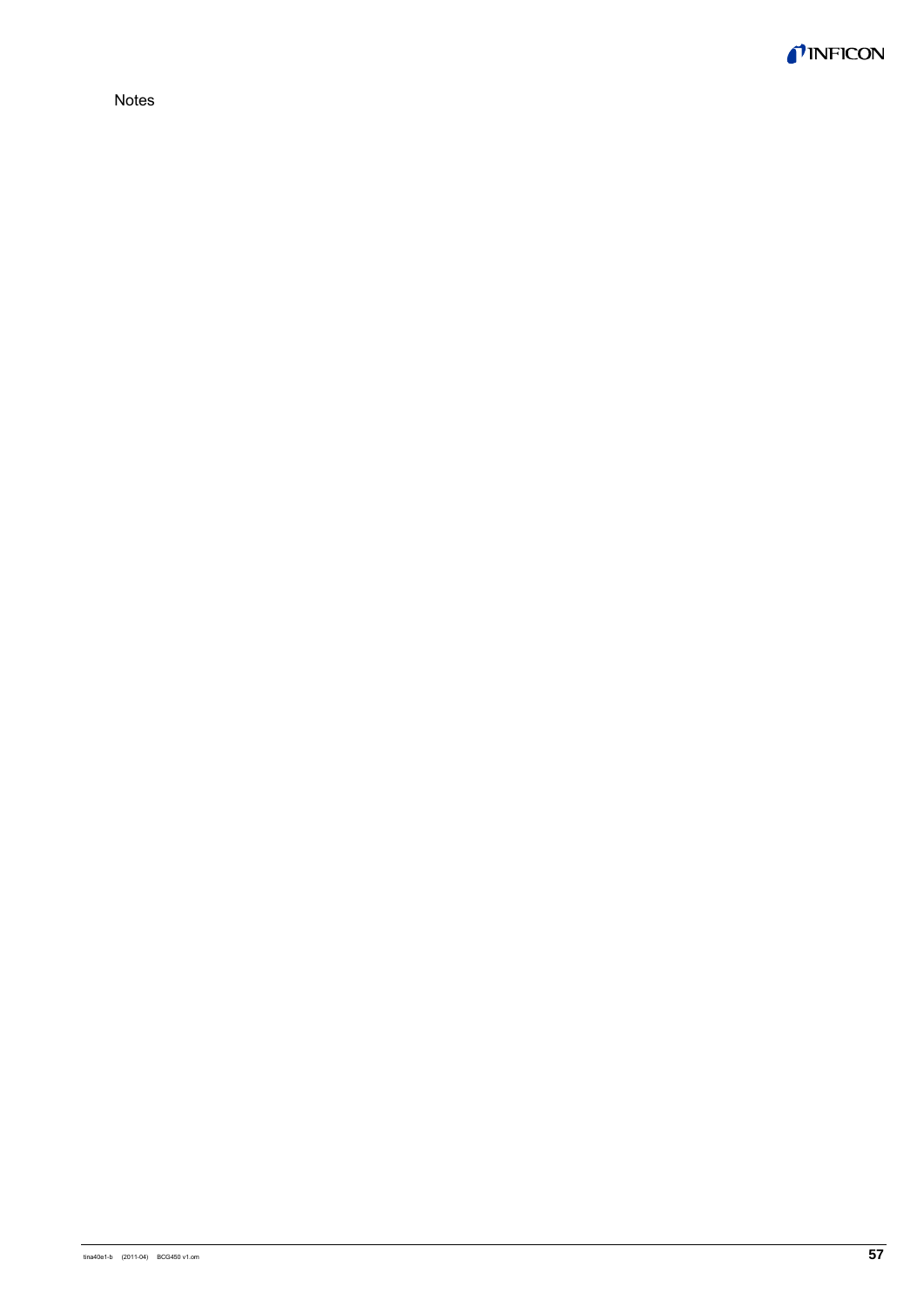Notes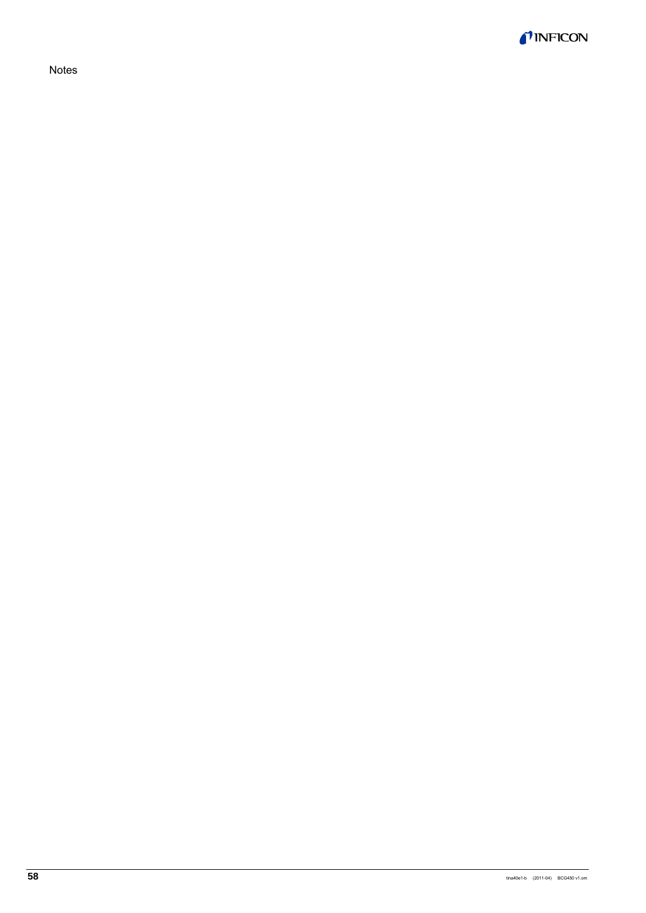Notes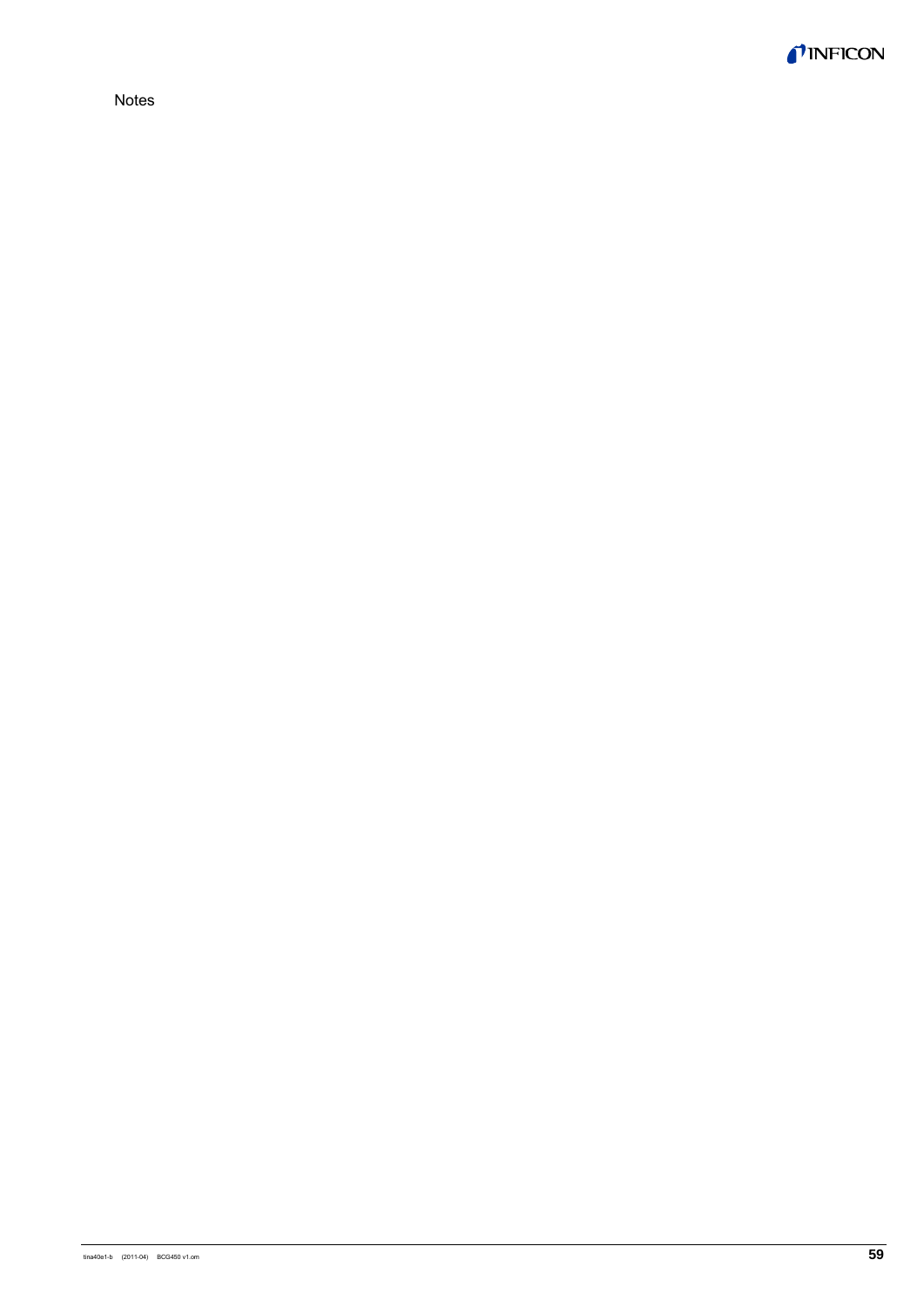Notes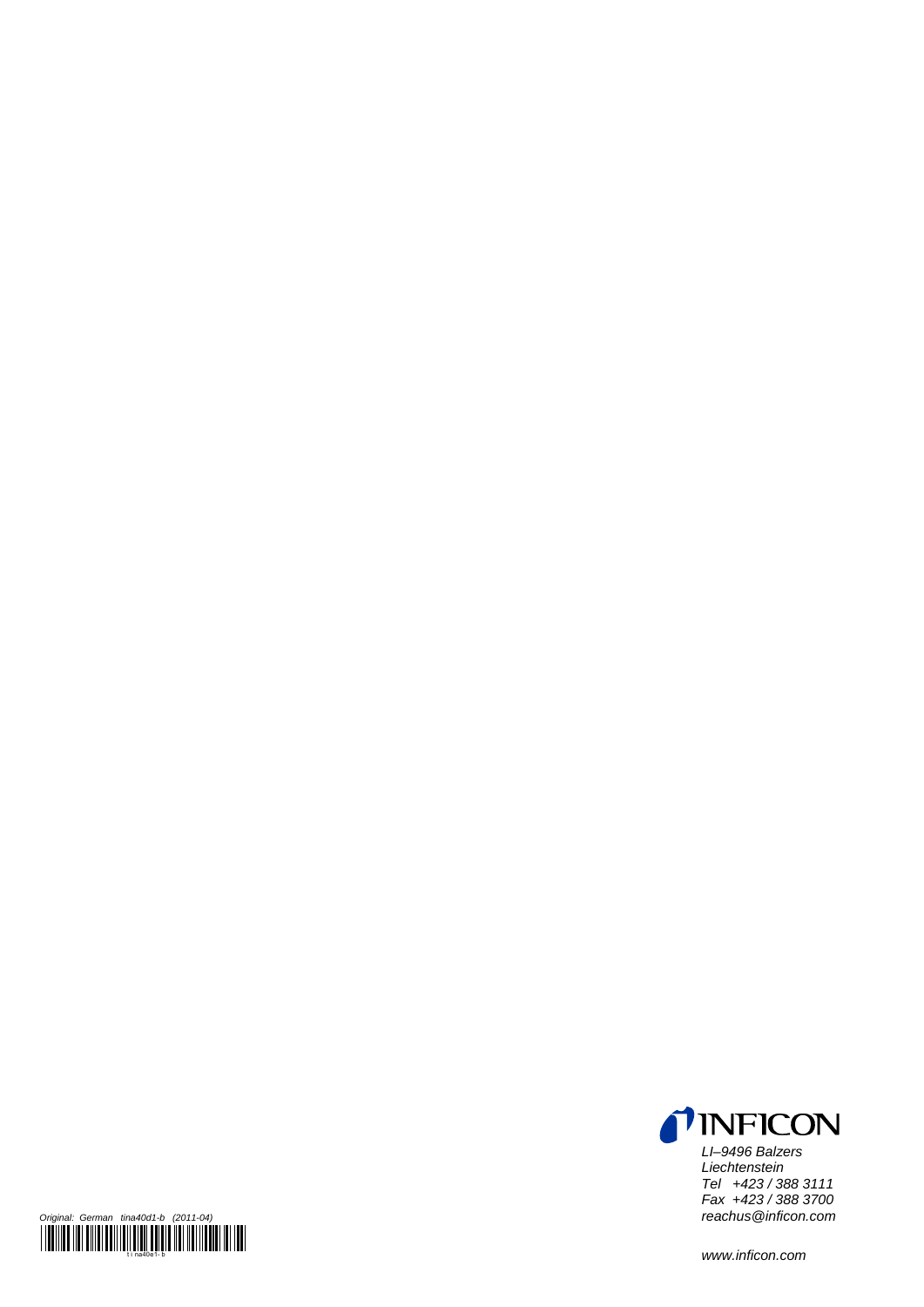INFICON

LI–9496 Balzers
Liechtenstein
Tel +423 / 388 3111
Fax +423 / 388 3700
reachus@inficon.com

www.inficon.com

*Original: German tina40d1-b (2011-04)*

tina40e1-b